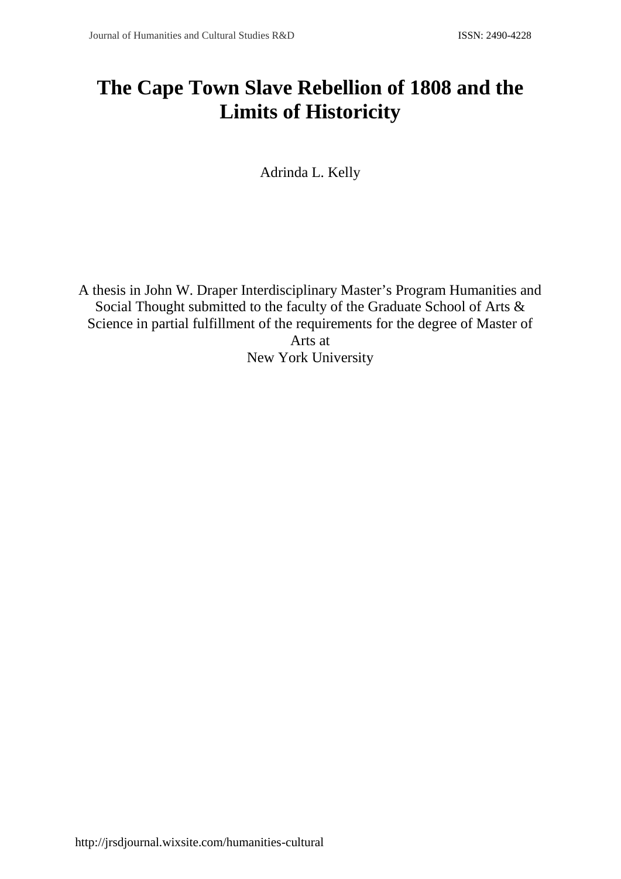# The Cape Town Slave Rebellion of 1808 and the Limits of Historicity

Adrinda L. Kelly

A thesis in John W. Draper Interdisciplinary Master's Program Humanities and Social Thought submitted to the faculty of the Graduate School of Arts & Science in partial fulfillment of the requirements for the degree of Master of Arts at
New York University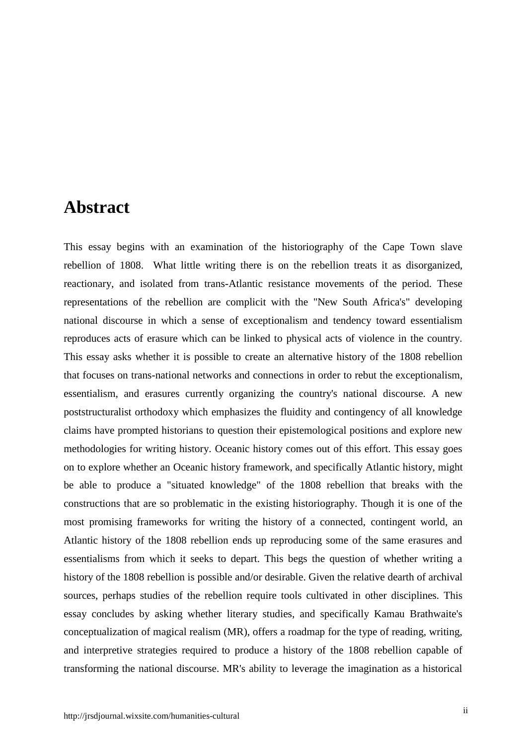# Abstract

This essay begins with an examination of the historiography of the Cape Town slave rebellion of 1808. What little writing there is on the rebellion treats it as disorganized, reactionary, and isolated from trans-Atlantic resistance movements of the period. These representations of the rebellion are complicit with the "New South Africa's" developing national discourse in which a sense of exceptionalism and tendency toward essentialism reproduces acts of erasure which can be linked to physical acts of violence in the country. This essay asks whether it is possible to create an alternative history of the 1808 rebellion that focuses on trans-national networks and connections in order to rebut the exceptionalism, essentialism, and erasures currently organizing the country's national discourse. A new poststructuralist orthodoxy which emphasizes the fluidity and contingency of all knowledge claims have prompted historians to question their epistemological positions and explore new methodologies for writing history. Oceanic history comes out of this effort. This essay goes on to explore whether an Oceanic history framework, and specifically Atlantic history, might be able to produce a "situated knowledge" of the 1808 rebellion that breaks with the constructions that are so problematic in the existing historiography. Though it is one of the most promising frameworks for writing the history of a connected, contingent world, an Atlantic history of the 1808 rebellion ends up reproducing some of the same erasures and essentialisms from which it seeks to depart. This begs the question of whether writing a history of the 1808 rebellion is possible and/or desirable. Given the relative dearth of archival sources, perhaps studies of the rebellion require tools cultivated in other disciplines. This essay concludes by asking whether literary studies, and specifically Kamau Brathwaite's conceptualization of magical realism (MR), offers a roadmap for the type of reading, writing, and interpretive strategies required to produce a history of the 1808 rebellion capable of transforming the national discourse. MR's ability to leverage the imagination as a historical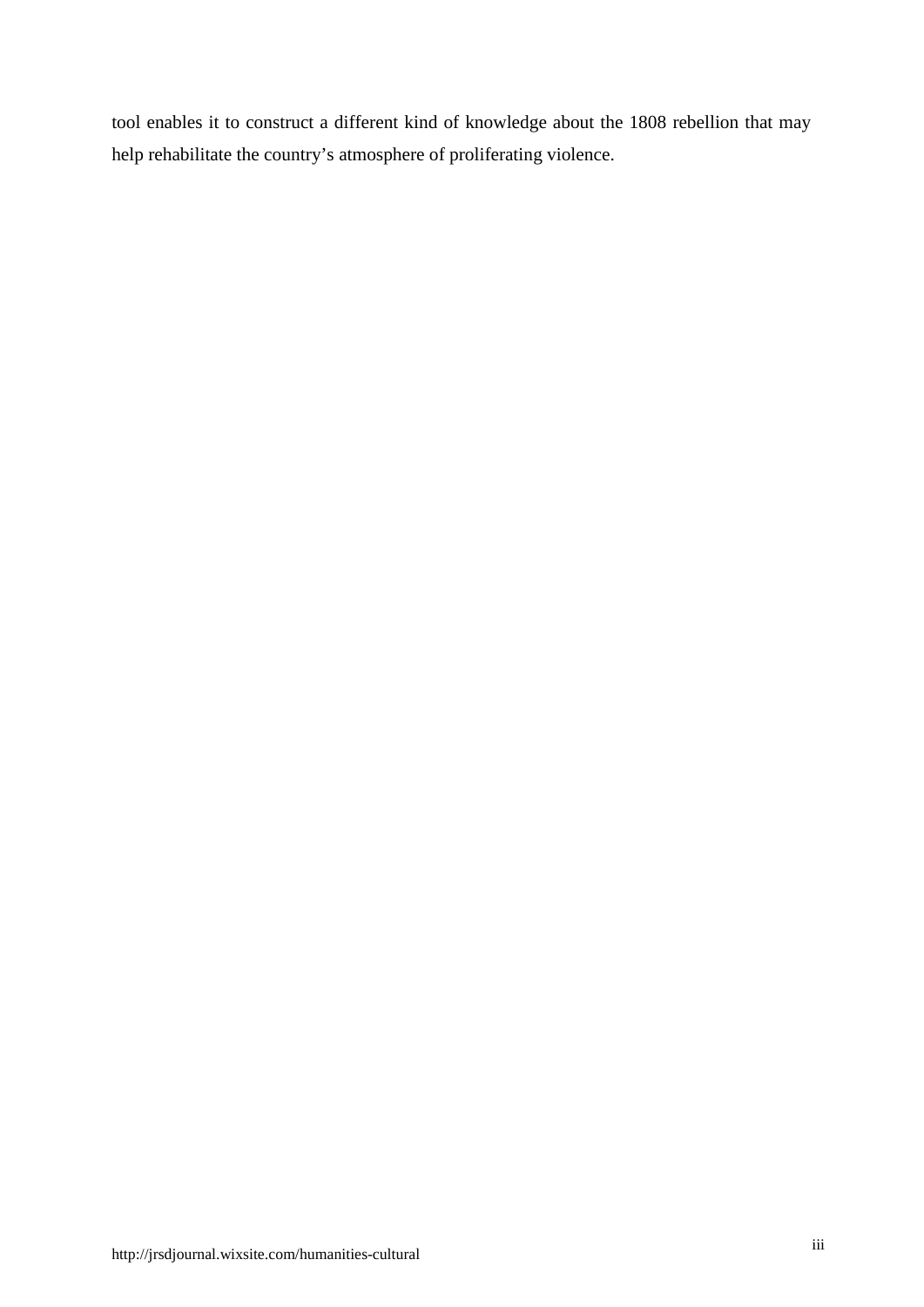tool enables it to construct a different kind of knowledge about the 1808 rebellion that may help rehabilitate the country's atmosphere of proliferating violence.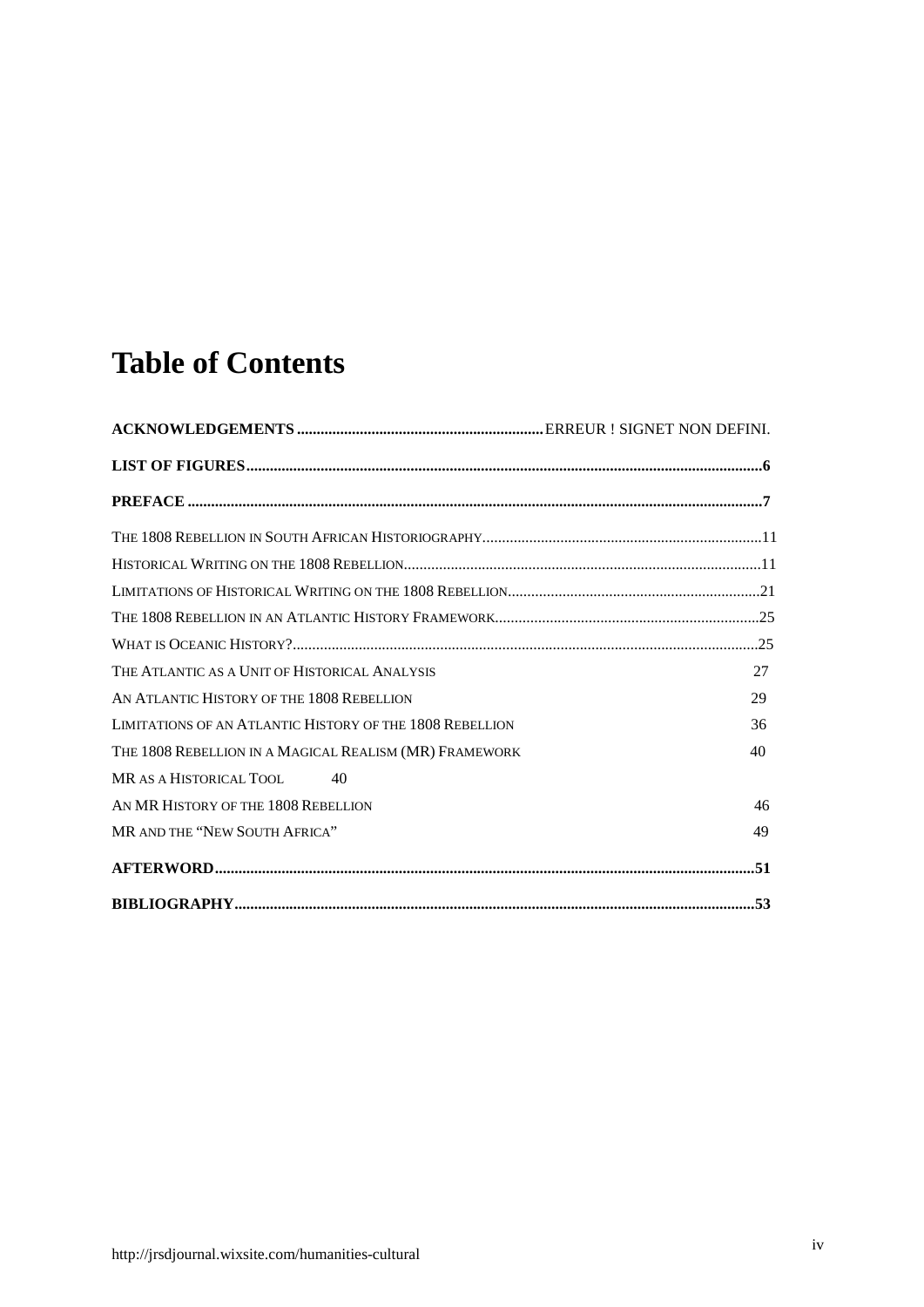# Table of Contents

**ACKNOWLEDGEMENTS** .............................................................. ERREUR ! SIGNET NON DEFINI.

**LIST OF FIGURES** .................................................................................................................................6

**PREFACE** ...............................................................................................................................................7

THE 1808 REBELLION IN SOUTH AFRICAN HISTORIOGRAPHY.......................................................................11

HISTORICAL WRITING ON THE 1808 REBELLION...........................................................................................11

LIMITATIONS OF HISTORICAL WRITING ON THE 1808 REBELLION.................................................................21

THE 1808 REBELLION IN AN ATLANTIC HISTORY FRAMEWORK....................................................................25

WHAT IS OCEANIC HISTORY?......................................................................................................................25

THE ATLANTIC AS A UNIT OF HISTORICAL ANALYSIS 27

AN ATLANTIC HISTORY OF THE 1808 REBELLION 29

LIMITATIONS OF AN ATLANTIC HISTORY OF THE 1808 REBELLION 36

THE 1808 REBELLION IN A MAGICAL REALISM (MR) FRAMEWORK 40

MR AS A HISTORICAL TOOL 40

AN MR HISTORY OF THE 1808 REBELLION 46

MR AND THE "NEW SOUTH AFRICA" 49

**AFTERWORD**........................................................................................................................................51

**BIBLIOGRAPHY**..................................................................................................................................53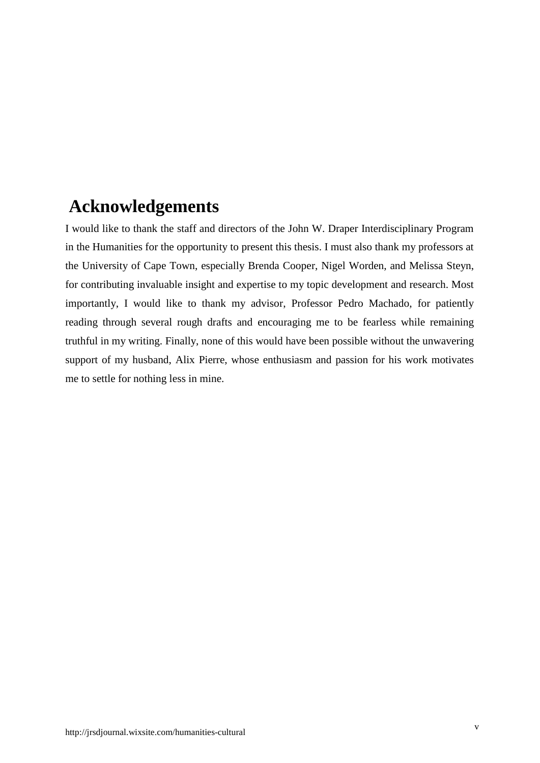# Acknowledgements

I would like to thank the staff and directors of the John W. Draper Interdisciplinary Program in the Humanities for the opportunity to present this thesis. I must also thank my professors at the University of Cape Town, especially Brenda Cooper, Nigel Worden, and Melissa Steyn, for contributing invaluable insight and expertise to my topic development and research. Most importantly, I would like to thank my advisor, Professor Pedro Machado, for patiently reading through several rough drafts and encouraging me to be fearless while remaining truthful in my writing. Finally, none of this would have been possible without the unwavering support of my husband, Alix Pierre, whose enthusiasm and passion for his work motivates me to settle for nothing less in mine.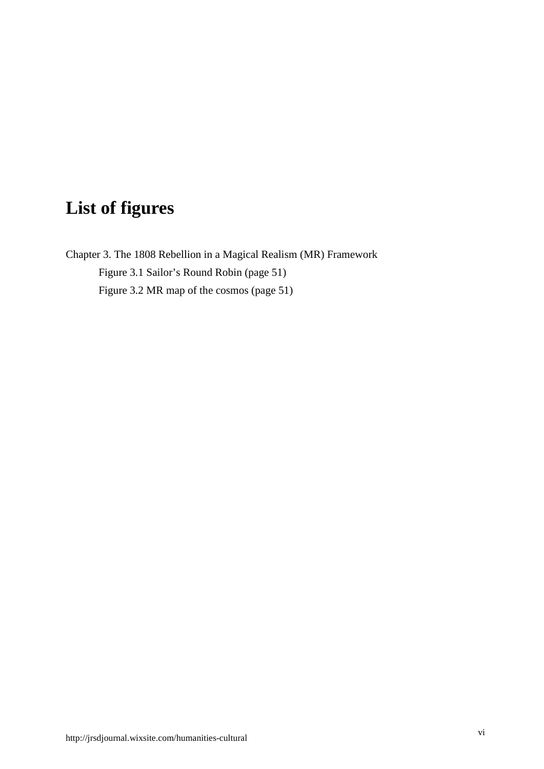# List of figures

Chapter 3. The 1808 Rebellion in a Magical Realism (MR) Framework

- Figure 3.1 Sailor's Round Robin (page 51)
- Figure 3.2 MR map of the cosmos (page 51)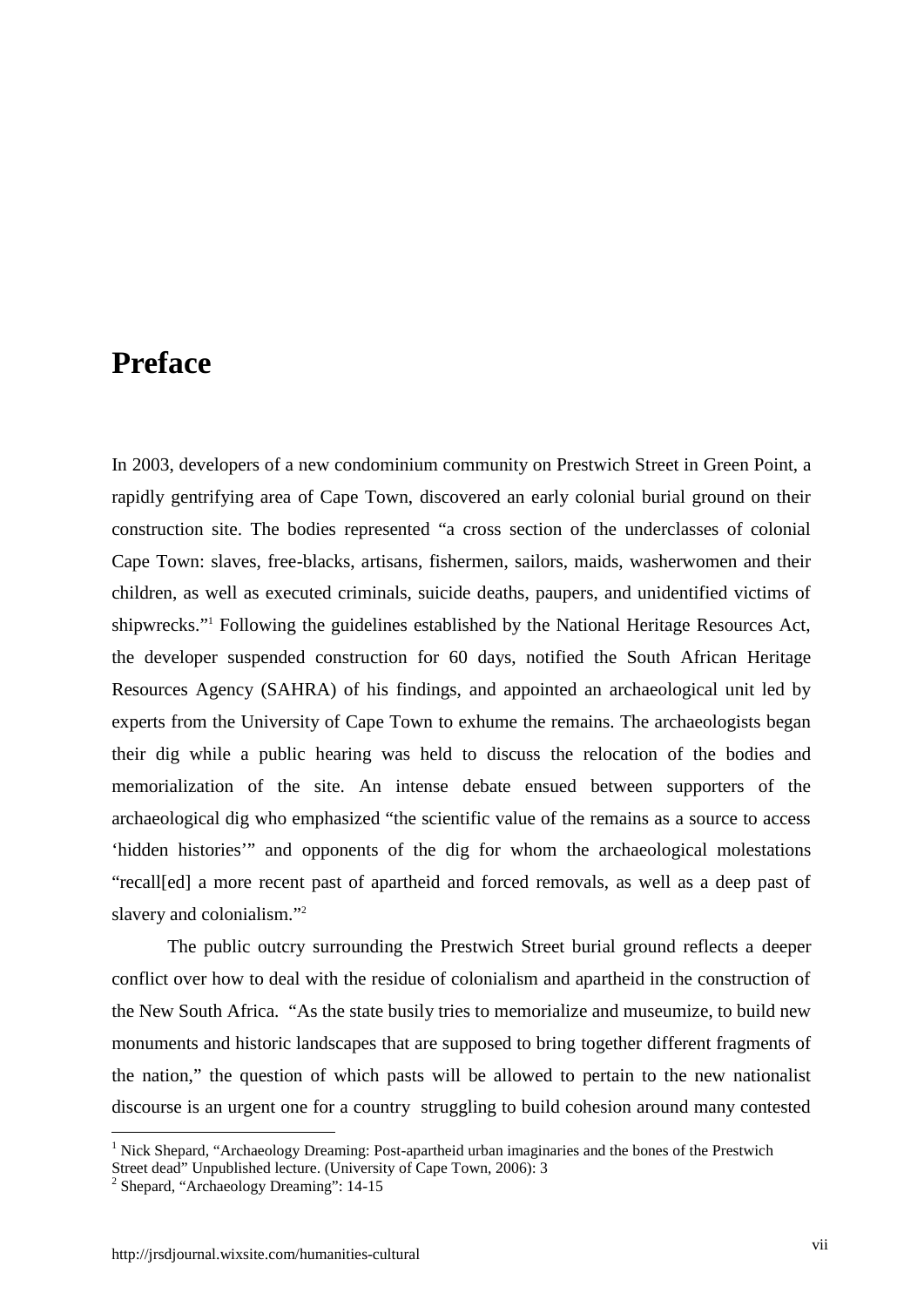# Preface

In 2003, developers of a new condominium community on Prestwich Street in Green Point, a rapidly gentrifying area of Cape Town, discovered an early colonial burial ground on their construction site. The bodies represented "a cross section of the underclasses of colonial Cape Town: slaves, free-blacks, artisans, fishermen, sailors, maids, washerwomen and their children, as well as executed criminals, suicide deaths, paupers, and unidentified victims of shipwrecks."[1] Following the guidelines established by the National Heritage Resources Act, the developer suspended construction for 60 days, notified the South African Heritage Resources Agency (SAHRA) of his findings, and appointed an archaeological unit led by experts from the University of Cape Town to exhume the remains. The archaeologists began their dig while a public hearing was held to discuss the relocation of the bodies and memorialization of the site. An intense debate ensued between supporters of the archaeological dig who emphasized "the scientific value of the remains as a source to access 'hidden histories'" and opponents of the dig for whom the archaeological molestations "recall[ed] a more recent past of apartheid and forced removals, as well as a deep past of slavery and colonialism."[2]

The public outcry surrounding the Prestwich Street burial ground reflects a deeper conflict over how to deal with the residue of colonialism and apartheid in the construction of the New South Africa. "As the state busily tries to memorialize and museumize, to build new monuments and historic landscapes that are supposed to bring together different fragments of the nation," the question of which pasts will be allowed to pertain to the new nationalist discourse is an urgent one for a country struggling to build cohesion around many contested

---

[1] Nick Shepard, "Archaeology Dreaming: Post-apartheid urban imaginaries and the bones of the Prestwich Street dead" Unpublished lecture. (University of Cape Town, 2006): 3

[2] Shepard, "Archaeology Dreaming": 14-15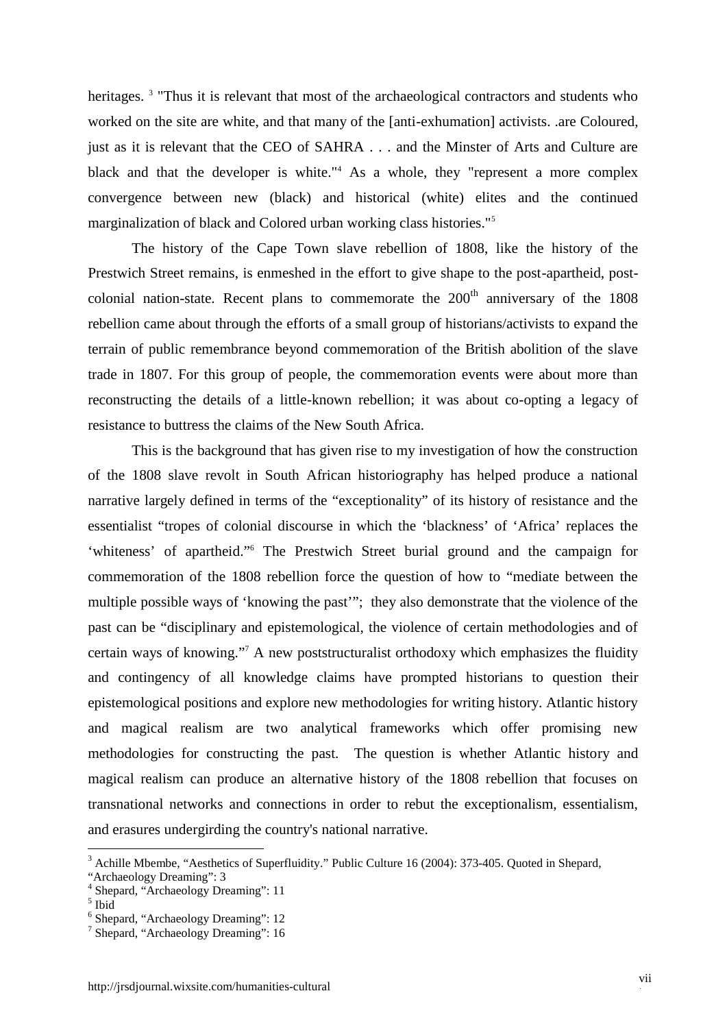heritages. [3] "Thus it is relevant that most of the archaeological contractors and students who worked on the site are white, and that many of the [anti-exhumation] activists. .are Coloured, just as it is relevant that the CEO of SAHRA . . . and the Minster of Arts and Culture are black and that the developer is white."[4] As a whole, they "represent a more complex convergence between new (black) and historical (white) elites and the continued marginalization of black and Colored urban working class histories."[5]

The history of the Cape Town slave rebellion of 1808, like the history of the Prestwich Street remains, is enmeshed in the effort to give shape to the post-apartheid, post-colonial nation-state. Recent plans to commemorate the 200th anniversary of the 1808 rebellion came about through the efforts of a small group of historians/activists to expand the terrain of public remembrance beyond commemoration of the British abolition of the slave trade in 1807. For this group of people, the commemoration events were about more than reconstructing the details of a little-known rebellion; it was about co-opting a legacy of resistance to buttress the claims of the New South Africa.

This is the background that has given rise to my investigation of how the construction of the 1808 slave revolt in South African historiography has helped produce a national narrative largely defined in terms of the "exceptionality" of its history of resistance and the essentialist "tropes of colonial discourse in which the 'blackness' of 'Africa' replaces the 'whiteness' of apartheid."[6] The Prestwich Street burial ground and the campaign for commemoration of the 1808 rebellion force the question of how to "mediate between the multiple possible ways of 'knowing the past'"; they also demonstrate that the violence of the past can be "disciplinary and epistemological, the violence of certain methodologies and of certain ways of knowing."[7] A new poststructuralist orthodoxy which emphasizes the fluidity and contingency of all knowledge claims have prompted historians to question their epistemological positions and explore new methodologies for writing history. Atlantic history and magical realism are two analytical frameworks which offer promising new methodologies for constructing the past. The question is whether Atlantic history and magical realism can produce an alternative history of the 1808 rebellion that focuses on transnational networks and connections in order to rebut the exceptionalism, essentialism, and erasures undergirding the country's national narrative.

---

[3] Achille Mbembe, "Aesthetics of Superfluidity." Public Culture 16 (2004): 373-405. Quoted in Shepard, "Archaeology Dreaming": 3

[4] Shepard, "Archaeology Dreaming": 11

[5] Ibid

[6] Shepard, "Archaeology Dreaming": 12

[7] Shepard, "Archaeology Dreaming": 16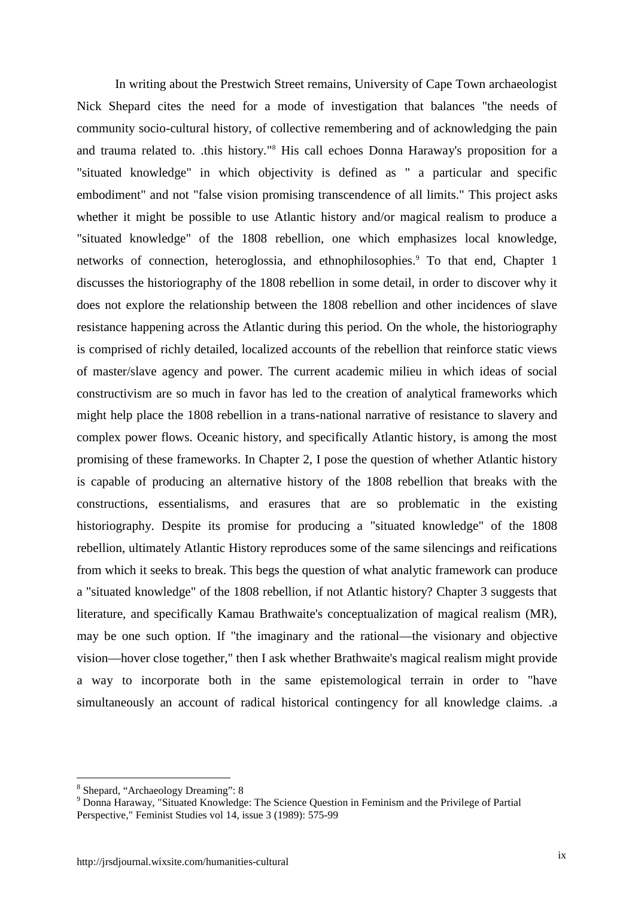In writing about the Prestwich Street remains, University of Cape Town archaeologist Nick Shepard cites the need for a mode of investigation that balances "the needs of community socio-cultural history, of collective remembering and of acknowledging the pain and trauma related to. .this history."[8] His call echoes Donna Haraway's proposition for a "situated knowledge" in which objectivity is defined as " a particular and specific embodiment" and not "false vision promising transcendence of all limits." This project asks whether it might be possible to use Atlantic history and/or magical realism to produce a "situated knowledge" of the 1808 rebellion, one which emphasizes local knowledge, networks of connection, heteroglossia, and ethnophilosophies.[9] To that end, Chapter 1 discusses the historiography of the 1808 rebellion in some detail, in order to discover why it does not explore the relationship between the 1808 rebellion and other incidences of slave resistance happening across the Atlantic during this period. On the whole, the historiography is comprised of richly detailed, localized accounts of the rebellion that reinforce static views of master/slave agency and power. The current academic milieu in which ideas of social constructivism are so much in favor has led to the creation of analytical frameworks which might help place the 1808 rebellion in a trans-national narrative of resistance to slavery and complex power flows. Oceanic history, and specifically Atlantic history, is among the most promising of these frameworks. In Chapter 2, I pose the question of whether Atlantic history is capable of producing an alternative history of the 1808 rebellion that breaks with the constructions, essentialisms, and erasures that are so problematic in the existing historiography. Despite its promise for producing a "situated knowledge" of the 1808 rebellion, ultimately Atlantic History reproduces some of the same silencings and reifications from which it seeks to break. This begs the question of what analytic framework can produce a "situated knowledge" of the 1808 rebellion, if not Atlantic history? Chapter 3 suggests that literature, and specifically Kamau Brathwaite's conceptualization of magical realism (MR), may be one such option. If "the imaginary and the rational—the visionary and objective vision—hover close together," then I ask whether Brathwaite's magical realism might provide a way to incorporate both in the same epistemological terrain in order to "have simultaneously an account of radical historical contingency for all knowledge claims. .a

---

[8] Shepard, "Archaeology Dreaming": 8

[9] Donna Haraway, "Situated Knowledge: The Science Question in Feminism and the Privilege of Partial Perspective," Feminist Studies vol 14, issue 3 (1989): 575-99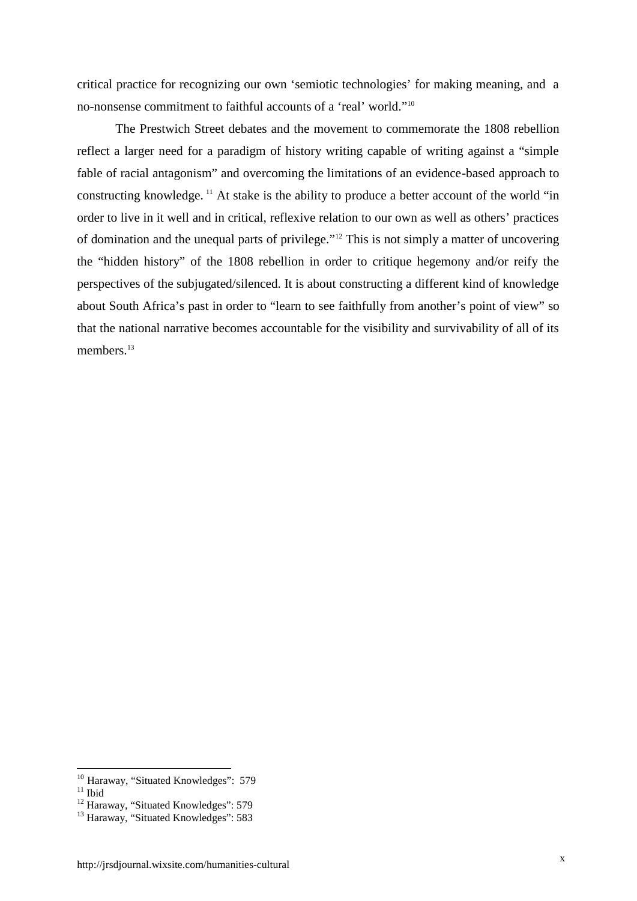critical practice for recognizing our own 'semiotic technologies' for making meaning, and a no-nonsense commitment to faithful accounts of a 'real' world."[10]

The Prestwich Street debates and the movement to commemorate the 1808 rebellion reflect a larger need for a paradigm of history writing capable of writing against a "simple fable of racial antagonism" and overcoming the limitations of an evidence-based approach to constructing knowledge.[11] At stake is the ability to produce a better account of the world "in order to live in it well and in critical, reflexive relation to our own as well as others' practices of domination and the unequal parts of privilege."[12] This is not simply a matter of uncovering the "hidden history" of the 1808 rebellion in order to critique hegemony and/or reify the perspectives of the subjugated/silenced. It is about constructing a different kind of knowledge about South Africa's past in order to "learn to see faithfully from another's point of view" so that the national narrative becomes accountable for the visibility and survivability of all of its members.[13]

---

[10] Haraway, "Situated Knowledges": 579

[11] Ibid

[12] Haraway, "Situated Knowledges": 579

[13] Haraway, "Situated Knowledges": 583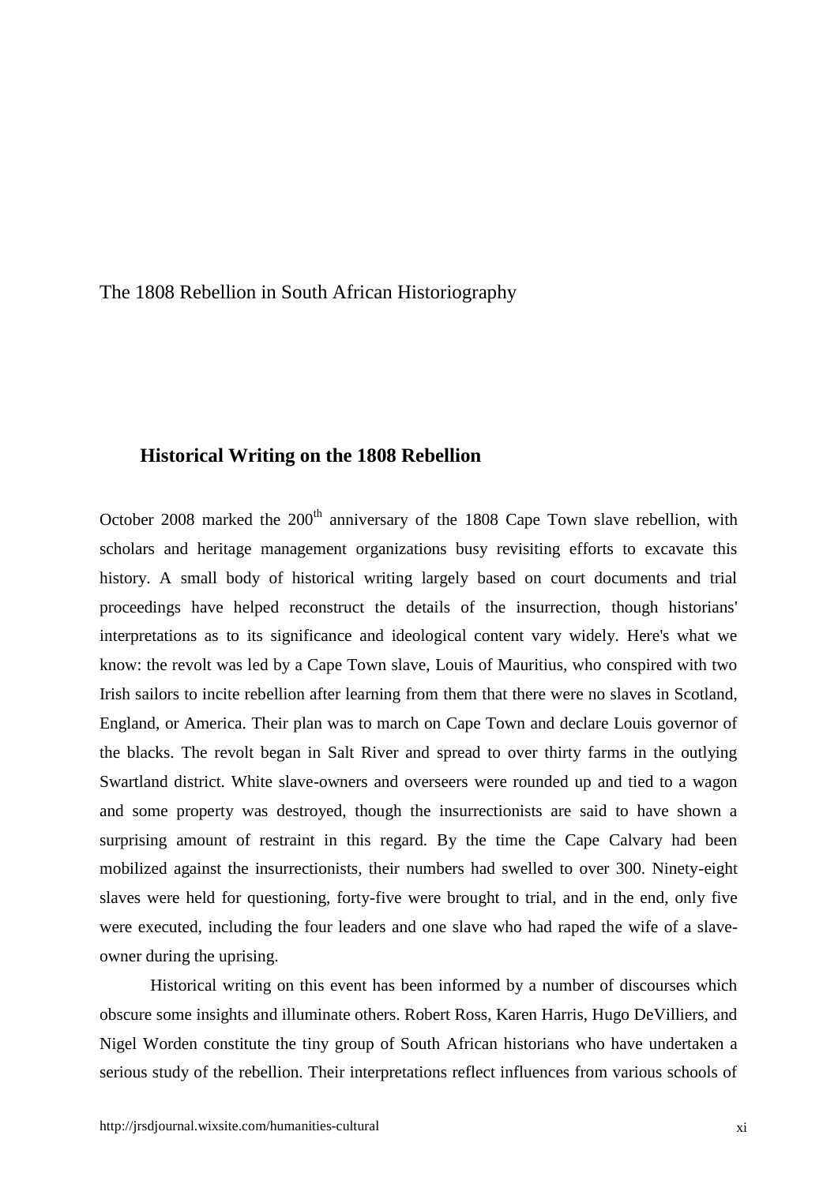The 1808 Rebellion in South African Historiography

## Historical Writing on the 1808 Rebellion

October 2008 marked the 200th anniversary of the 1808 Cape Town slave rebellion, with scholars and heritage management organizations busy revisiting efforts to excavate this history. A small body of historical writing largely based on court documents and trial proceedings have helped reconstruct the details of the insurrection, though historians' interpretations as to its significance and ideological content vary widely. Here's what we know: the revolt was led by a Cape Town slave, Louis of Mauritius, who conspired with two Irish sailors to incite rebellion after learning from them that there were no slaves in Scotland, England, or America. Their plan was to march on Cape Town and declare Louis governor of the blacks. The revolt began in Salt River and spread to over thirty farms in the outlying Swartland district. White slave-owners and overseers were rounded up and tied to a wagon and some property was destroyed, though the insurrectionists are said to have shown a surprising amount of restraint in this regard. By the time the Cape Calvary had been mobilized against the insurrectionists, their numbers had swelled to over 300. Ninety-eight slaves were held for questioning, forty-five were brought to trial, and in the end, only five were executed, including the four leaders and one slave who had raped the wife of a slave-owner during the uprising.

Historical writing on this event has been informed by a number of discourses which obscure some insights and illuminate others. Robert Ross, Karen Harris, Hugo DeVilliers, and Nigel Worden constitute the tiny group of South African historians who have undertaken a serious study of the rebellion. Their interpretations reflect influences from various schools of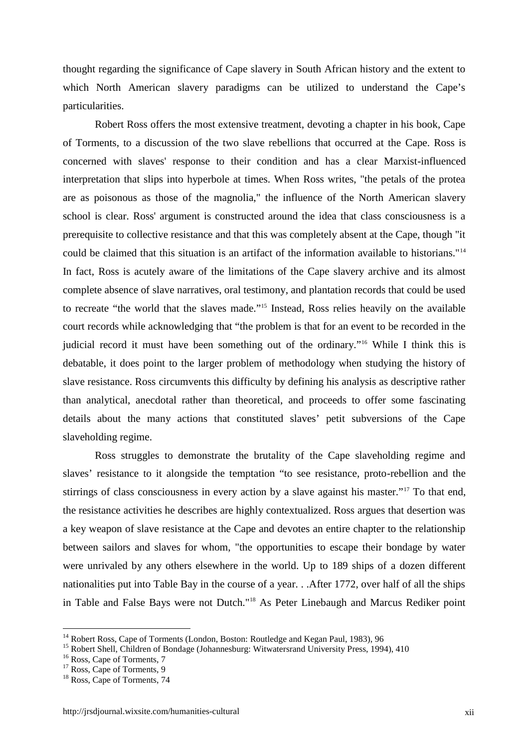thought regarding the significance of Cape slavery in South African history and the extent to which North American slavery paradigms can be utilized to understand the Cape's particularities.

Robert Ross offers the most extensive treatment, devoting a chapter in his book, Cape of Torments, to a discussion of the two slave rebellions that occurred at the Cape. Ross is concerned with slaves' response to their condition and has a clear Marxist-influenced interpretation that slips into hyperbole at times. When Ross writes, "the petals of the protea are as poisonous as those of the magnolia," the influence of the North American slavery school is clear. Ross' argument is constructed around the idea that class consciousness is a prerequisite to collective resistance and that this was completely absent at the Cape, though "it could be claimed that this situation is an artifact of the information available to historians."[14] In fact, Ross is acutely aware of the limitations of the Cape slavery archive and its almost complete absence of slave narratives, oral testimony, and plantation records that could be used to recreate "the world that the slaves made."[15] Instead, Ross relies heavily on the available court records while acknowledging that "the problem is that for an event to be recorded in the judicial record it must have been something out of the ordinary."[16] While I think this is debatable, it does point to the larger problem of methodology when studying the history of slave resistance. Ross circumvents this difficulty by defining his analysis as descriptive rather than analytical, anecdotal rather than theoretical, and proceeds to offer some fascinating details about the many actions that constituted slaves' petit subversions of the Cape slaveholding regime.

Ross struggles to demonstrate the brutality of the Cape slaveholding regime and slaves' resistance to it alongside the temptation "to see resistance, proto-rebellion and the stirrings of class consciousness in every action by a slave against his master."[17] To that end, the resistance activities he describes are highly contextualized. Ross argues that desertion was a key weapon of slave resistance at the Cape and devotes an entire chapter to the relationship between sailors and slaves for whom, "the opportunities to escape their bondage by water were unrivaled by any others elsewhere in the world. Up to 189 ships of a dozen different nationalities put into Table Bay in the course of a year. . .After 1772, over half of all the ships in Table and False Bays were not Dutch."[18] As Peter Linebaugh and Marcus Rediker point

---

[14] Robert Ross, Cape of Torments (London, Boston: Routledge and Kegan Paul, 1983), 96

[15] Robert Shell, Children of Bondage (Johannesburg: Witwatersrand University Press, 1994), 410

[16] Ross, Cape of Torments, 7

[17] Ross, Cape of Torments, 9

[18] Ross, Cape of Torments, 74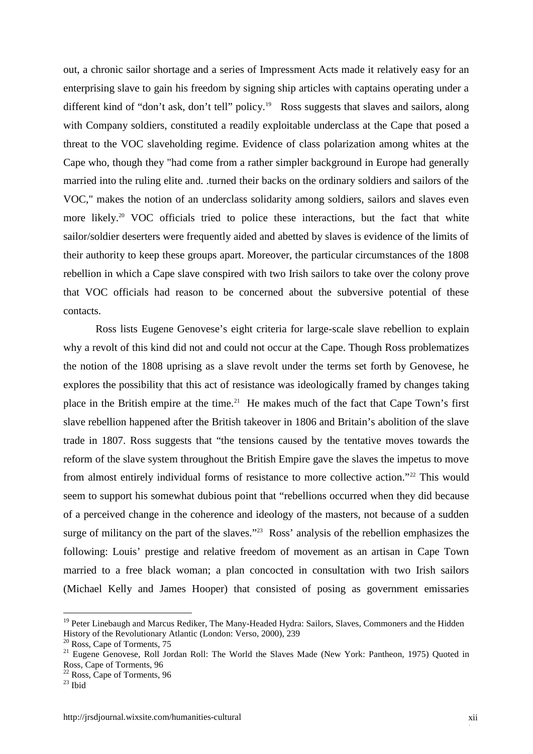out, a chronic sailor shortage and a series of Impressment Acts made it relatively easy for an enterprising slave to gain his freedom by signing ship articles with captains operating under a different kind of "don't ask, don't tell" policy.[19] Ross suggests that slaves and sailors, along with Company soldiers, constituted a readily exploitable underclass at the Cape that posed a threat to the VOC slaveholding regime. Evidence of class polarization among whites at the Cape who, though they "had come from a rather simpler background in Europe had generally married into the ruling elite and. .turned their backs on the ordinary soldiers and sailors of the VOC," makes the notion of an underclass solidarity among soldiers, sailors and slaves even more likely.[20] VOC officials tried to police these interactions, but the fact that white sailor/soldier deserters were frequently aided and abetted by slaves is evidence of the limits of their authority to keep these groups apart. Moreover, the particular circumstances of the 1808 rebellion in which a Cape slave conspired with two Irish sailors to take over the colony prove that VOC officials had reason to be concerned about the subversive potential of these contacts.

Ross lists Eugene Genovese's eight criteria for large-scale slave rebellion to explain why a revolt of this kind did not and could not occur at the Cape. Though Ross problematizes the notion of the 1808 uprising as a slave revolt under the terms set forth by Genovese, he explores the possibility that this act of resistance was ideologically framed by changes taking place in the British empire at the time.[21] He makes much of the fact that Cape Town's first slave rebellion happened after the British takeover in 1806 and Britain's abolition of the slave trade in 1807. Ross suggests that "the tensions caused by the tentative moves towards the reform of the slave system throughout the British Empire gave the slaves the impetus to move from almost entirely individual forms of resistance to more collective action."[22] This would seem to support his somewhat dubious point that "rebellions occurred when they did because of a perceived change in the coherence and ideology of the masters, not because of a sudden surge of militancy on the part of the slaves."[23] Ross' analysis of the rebellion emphasizes the following: Louis' prestige and relative freedom of movement as an artisan in Cape Town married to a free black woman; a plan concocted in consultation with two Irish sailors (Michael Kelly and James Hooper) that consisted of posing as government emissaries

---

[19] Peter Linebaugh and Marcus Rediker, The Many-Headed Hydra: Sailors, Slaves, Commoners and the Hidden History of the Revolutionary Atlantic (London: Verso, 2000), 239

[20] Ross, Cape of Torments, 75

[21] Eugene Genovese, Roll Jordan Roll: The World the Slaves Made (New York: Pantheon, 1975) Quoted in Ross, Cape of Torments, 96

[22] Ross, Cape of Torments, 96

[23] Ibid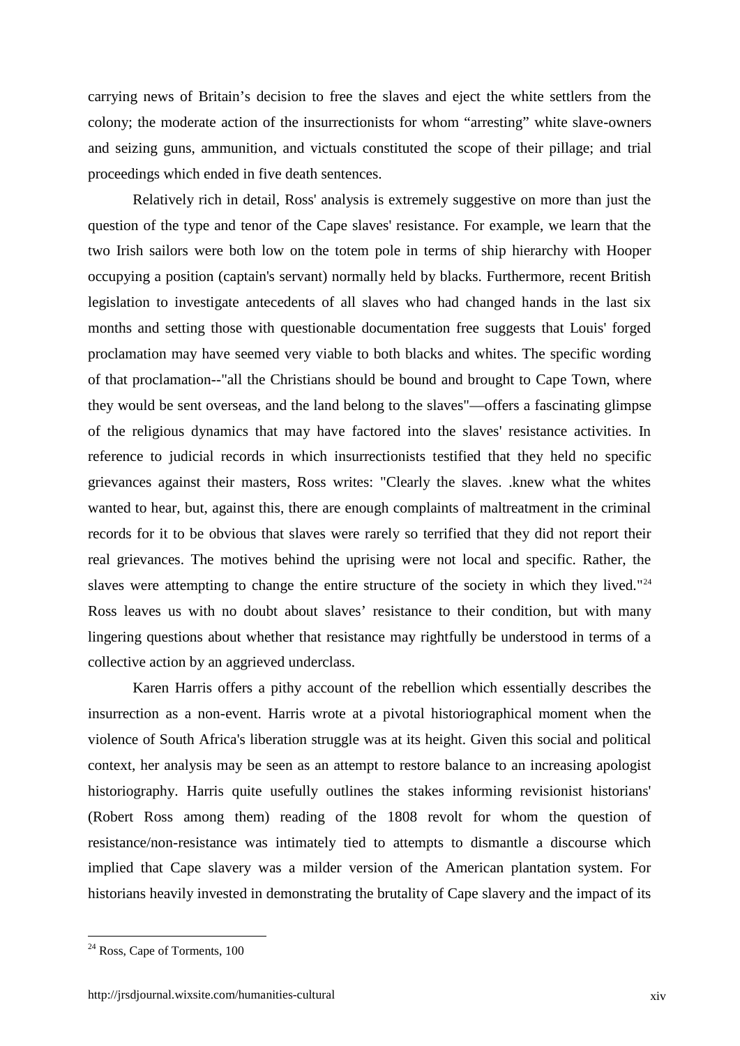carrying news of Britain's decision to free the slaves and eject the white settlers from the colony; the moderate action of the insurrectionists for whom "arresting" white slave-owners and seizing guns, ammunition, and victuals constituted the scope of their pillage; and trial proceedings which ended in five death sentences.

Relatively rich in detail, Ross' analysis is extremely suggestive on more than just the question of the type and tenor of the Cape slaves' resistance. For example, we learn that the two Irish sailors were both low on the totem pole in terms of ship hierarchy with Hooper occupying a position (captain's servant) normally held by blacks. Furthermore, recent British legislation to investigate antecedents of all slaves who had changed hands in the last six months and setting those with questionable documentation free suggests that Louis' forged proclamation may have seemed very viable to both blacks and whites. The specific wording of that proclamation--"all the Christians should be bound and brought to Cape Town, where they would be sent overseas, and the land belong to the slaves"—offers a fascinating glimpse of the religious dynamics that may have factored into the slaves' resistance activities. In reference to judicial records in which insurrectionists testified that they held no specific grievances against their masters, Ross writes: "Clearly the slaves. .knew what the whites wanted to hear, but, against this, there are enough complaints of maltreatment in the criminal records for it to be obvious that slaves were rarely so terrified that they did not report their real grievances. The motives behind the uprising were not local and specific. Rather, the slaves were attempting to change the entire structure of the society in which they lived."[24] Ross leaves us with no doubt about slaves' resistance to their condition, but with many lingering questions about whether that resistance may rightfully be understood in terms of a collective action by an aggrieved underclass.

Karen Harris offers a pithy account of the rebellion which essentially describes the insurrection as a non-event. Harris wrote at a pivotal historiographical moment when the violence of South Africa's liberation struggle was at its height. Given this social and political context, her analysis may be seen as an attempt to restore balance to an increasing apologist historiography. Harris quite usefully outlines the stakes informing revisionist historians' (Robert Ross among them) reading of the 1808 revolt for whom the question of resistance/non-resistance was intimately tied to attempts to dismantle a discourse which implied that Cape slavery was a milder version of the American plantation system. For historians heavily invested in demonstrating the brutality of Cape slavery and the impact of its

[24] Ross, Cape of Torments, 100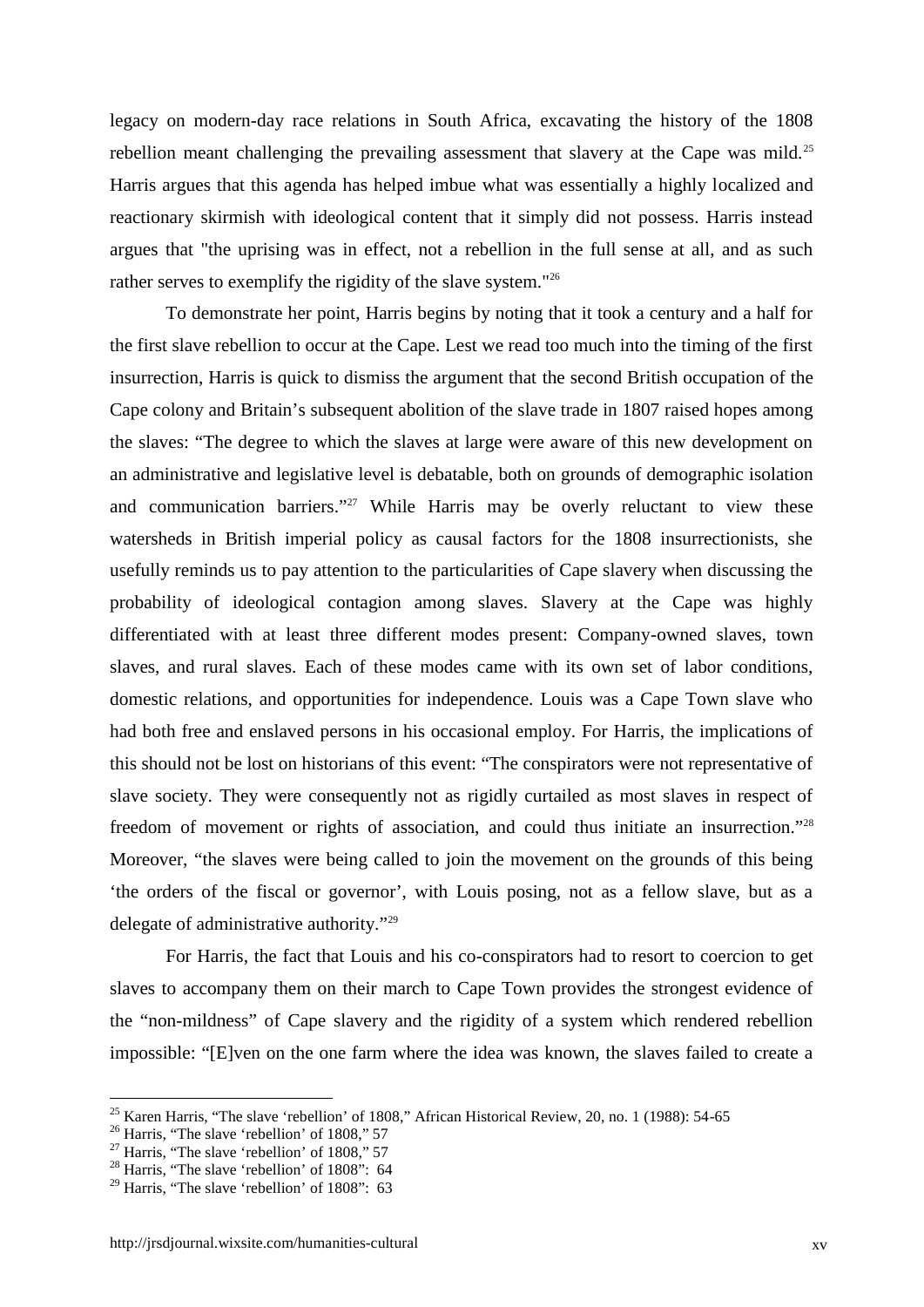legacy on modern-day race relations in South Africa, excavating the history of the 1808 rebellion meant challenging the prevailing assessment that slavery at the Cape was mild.[25] Harris argues that this agenda has helped imbue what was essentially a highly localized and reactionary skirmish with ideological content that it simply did not possess. Harris instead argues that "the uprising was in effect, not a rebellion in the full sense at all, and as such rather serves to exemplify the rigidity of the slave system."[26]

To demonstrate her point, Harris begins by noting that it took a century and a half for the first slave rebellion to occur at the Cape. Lest we read too much into the timing of the first insurrection, Harris is quick to dismiss the argument that the second British occupation of the Cape colony and Britain's subsequent abolition of the slave trade in 1807 raised hopes among the slaves: "The degree to which the slaves at large were aware of this new development on an administrative and legislative level is debatable, both on grounds of demographic isolation and communication barriers."[27] While Harris may be overly reluctant to view these watersheds in British imperial policy as causal factors for the 1808 insurrectionists, she usefully reminds us to pay attention to the particularities of Cape slavery when discussing the probability of ideological contagion among slaves. Slavery at the Cape was highly differentiated with at least three different modes present: Company-owned slaves, town slaves, and rural slaves. Each of these modes came with its own set of labor conditions, domestic relations, and opportunities for independence. Louis was a Cape Town slave who had both free and enslaved persons in his occasional employ. For Harris, the implications of this should not be lost on historians of this event: "The conspirators were not representative of slave society. They were consequently not as rigidly curtailed as most slaves in respect of freedom of movement or rights of association, and could thus initiate an insurrection."[28] Moreover, "the slaves were being called to join the movement on the grounds of this being 'the orders of the fiscal or governor', with Louis posing, not as a fellow slave, but as a delegate of administrative authority."[29]

For Harris, the fact that Louis and his co-conspirators had to resort to coercion to get slaves to accompany them on their march to Cape Town provides the strongest evidence of the "non-mildness" of Cape slavery and the rigidity of a system which rendered rebellion impossible: "[E]ven on the one farm where the idea was known, the slaves failed to create a

---

[25] Karen Harris, "The slave 'rebellion' of 1808," African Historical Review, 20, no. 1 (1988): 54-65

[26] Harris, "The slave 'rebellion' of 1808," 57

[27] Harris, "The slave 'rebellion' of 1808," 57

[28] Harris, "The slave 'rebellion' of 1808": 64

[29] Harris, "The slave 'rebellion' of 1808": 63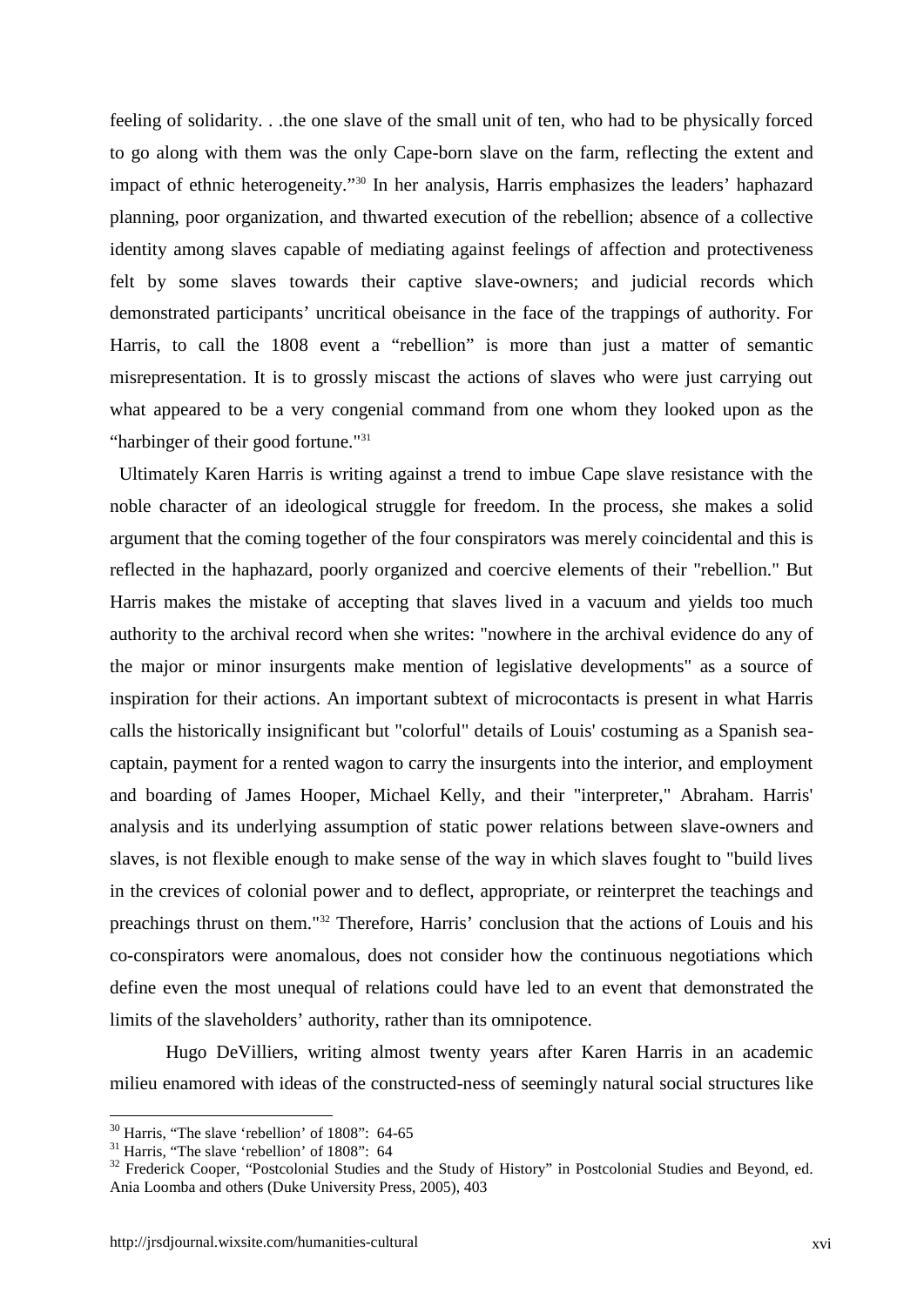feeling of solidarity. . .the one slave of the small unit of ten, who had to be physically forced to go along with them was the only Cape-born slave on the farm, reflecting the extent and impact of ethnic heterogeneity."[30] In her analysis, Harris emphasizes the leaders' haphazard planning, poor organization, and thwarted execution of the rebellion; absence of a collective identity among slaves capable of mediating against feelings of affection and protectiveness felt by some slaves towards their captive slave-owners; and judicial records which demonstrated participants' uncritical obeisance in the face of the trappings of authority. For Harris, to call the 1808 event a "rebellion" is more than just a matter of semantic misrepresentation. It is to grossly miscast the actions of slaves who were just carrying out what appeared to be a very congenial command from one whom they looked upon as the "harbinger of their good fortune."[31]

Ultimately Karen Harris is writing against a trend to imbue Cape slave resistance with the noble character of an ideological struggle for freedom. In the process, she makes a solid argument that the coming together of the four conspirators was merely coincidental and this is reflected in the haphazard, poorly organized and coercive elements of their "rebellion." But Harris makes the mistake of accepting that slaves lived in a vacuum and yields too much authority to the archival record when she writes: "nowhere in the archival evidence do any of the major or minor insurgents make mention of legislative developments" as a source of inspiration for their actions. An important subtext of microcontacts is present in what Harris calls the historically insignificant but "colorful" details of Louis' costuming as a Spanish sea-captain, payment for a rented wagon to carry the insurgents into the interior, and employment and boarding of James Hooper, Michael Kelly, and their "interpreter," Abraham. Harris' analysis and its underlying assumption of static power relations between slave-owners and slaves, is not flexible enough to make sense of the way in which slaves fought to "build lives in the crevices of colonial power and to deflect, appropriate, or reinterpret the teachings and preachings thrust on them."[32] Therefore, Harris' conclusion that the actions of Louis and his co-conspirators were anomalous, does not consider how the continuous negotiations which define even the most unequal of relations could have led to an event that demonstrated the limits of the slaveholders' authority, rather than its omnipotence.

Hugo DeVilliers, writing almost twenty years after Karen Harris in an academic milieu enamored with ideas of the constructed-ness of seemingly natural social structures like

---

[30] Harris, "The slave 'rebellion' of 1808": 64-65

[31] Harris, "The slave 'rebellion' of 1808": 64

[32] Frederick Cooper, "Postcolonial Studies and the Study of History" in Postcolonial Studies and Beyond, ed. Ania Loomba and others (Duke University Press, 2005), 403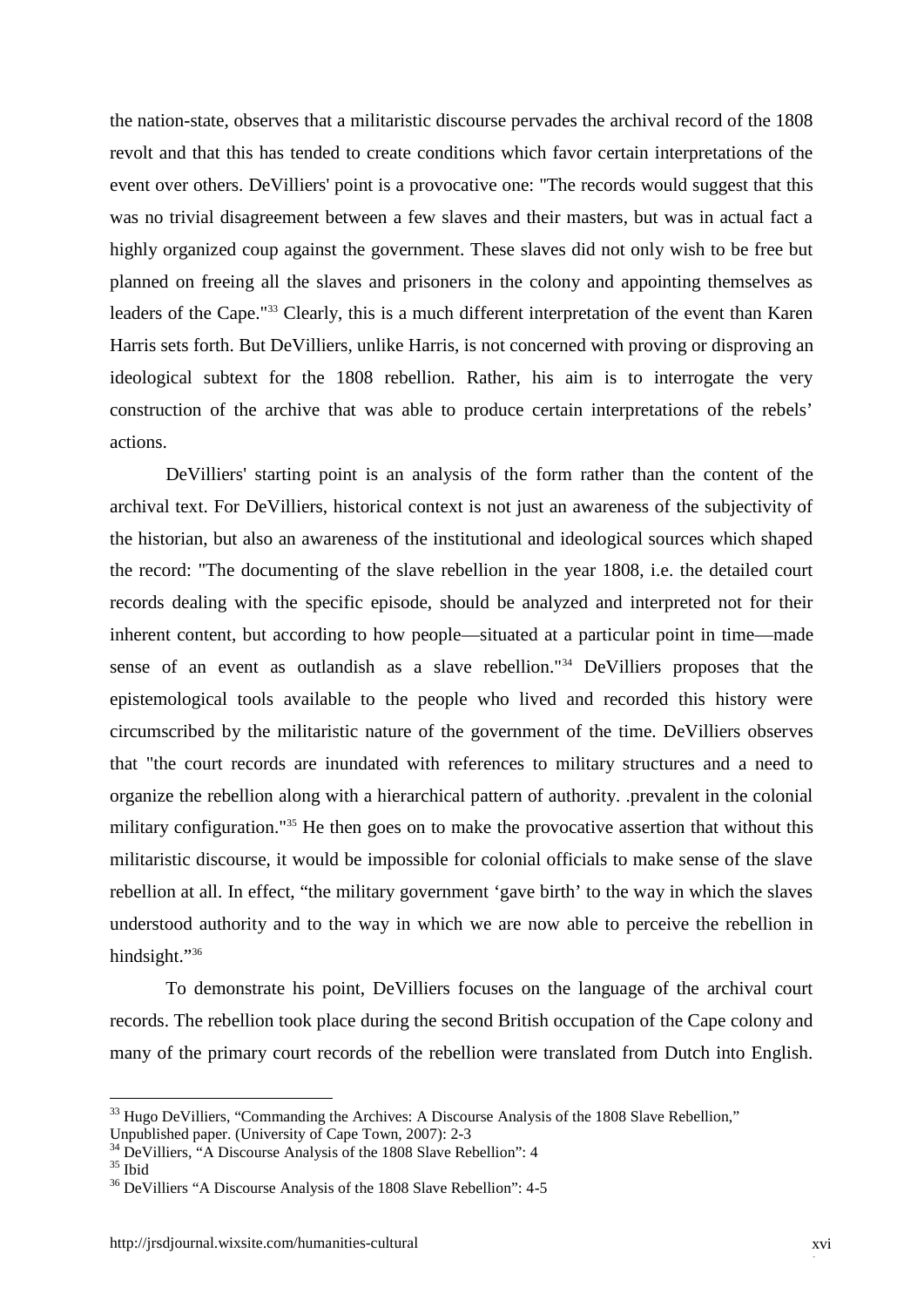the nation-state, observes that a militaristic discourse pervades the archival record of the 1808 revolt and that this has tended to create conditions which favor certain interpretations of the event over others. DeVilliers' point is a provocative one: "The records would suggest that this was no trivial disagreement between a few slaves and their masters, but was in actual fact a highly organized coup against the government. These slaves did not only wish to be free but planned on freeing all the slaves and prisoners in the colony and appointing themselves as leaders of the Cape."[33] Clearly, this is a much different interpretation of the event than Karen Harris sets forth. But DeVilliers, unlike Harris, is not concerned with proving or disproving an ideological subtext for the 1808 rebellion. Rather, his aim is to interrogate the very construction of the archive that was able to produce certain interpretations of the rebels' actions.

DeVilliers' starting point is an analysis of the form rather than the content of the archival text. For DeVilliers, historical context is not just an awareness of the subjectivity of the historian, but also an awareness of the institutional and ideological sources which shaped the record: "The documenting of the slave rebellion in the year 1808, i.e. the detailed court records dealing with the specific episode, should be analyzed and interpreted not for their inherent content, but according to how people—situated at a particular point in time—made sense of an event as outlandish as a slave rebellion."[34] DeVilliers proposes that the epistemological tools available to the people who lived and recorded this history were circumscribed by the militaristic nature of the government of the time. DeVilliers observes that "the court records are inundated with references to military structures and a need to organize the rebellion along with a hierarchical pattern of authority. .prevalent in the colonial military configuration."[35] He then goes on to make the provocative assertion that without this militaristic discourse, it would be impossible for colonial officials to make sense of the slave rebellion at all. In effect, "the military government 'gave birth' to the way in which the slaves understood authority and to the way in which we are now able to perceive the rebellion in hindsight."[36]

To demonstrate his point, DeVilliers focuses on the language of the archival court records. The rebellion took place during the second British occupation of the Cape colony and many of the primary court records of the rebellion were translated from Dutch into English.

---

[33] Hugo DeVilliers, "Commanding the Archives: A Discourse Analysis of the 1808 Slave Rebellion," Unpublished paper. (University of Cape Town, 2007): 2-3

[34] DeVilliers, "A Discourse Analysis of the 1808 Slave Rebellion": 4

[35] Ibid

[36] DeVilliers "A Discourse Analysis of the 1808 Slave Rebellion": 4-5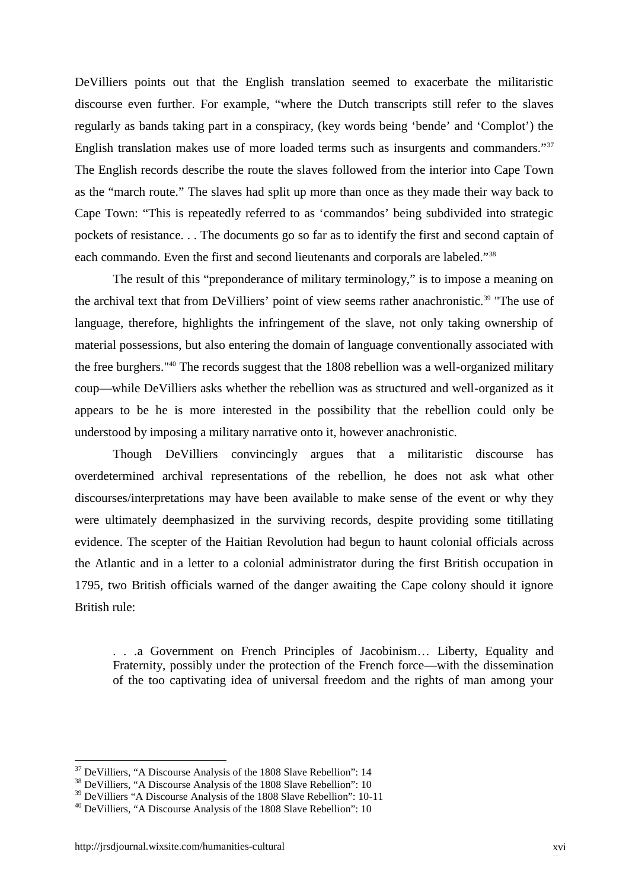DeVilliers points out that the English translation seemed to exacerbate the militaristic discourse even further. For example, "where the Dutch transcripts still refer to the slaves regularly as bands taking part in a conspiracy, (key words being 'bende' and 'Complot') the English translation makes use of more loaded terms such as insurgents and commanders."[37] The English records describe the route the slaves followed from the interior into Cape Town as the "march route." The slaves had split up more than once as they made their way back to Cape Town: "This is repeatedly referred to as 'commandos' being subdivided into strategic pockets of resistance. . . The documents go so far as to identify the first and second captain of each commando. Even the first and second lieutenants and corporals are labeled."[38]

The result of this "preponderance of military terminology," is to impose a meaning on the archival text that from DeVilliers' point of view seems rather anachronistic.[39] "The use of language, therefore, highlights the infringement of the slave, not only taking ownership of material possessions, but also entering the domain of language conventionally associated with the free burghers."[40] The records suggest that the 1808 rebellion was a well-organized military coup—while DeVilliers asks whether the rebellion was as structured and well-organized as it appears to be he is more interested in the possibility that the rebellion could only be understood by imposing a military narrative onto it, however anachronistic.

Though DeVilliers convincingly argues that a militaristic discourse has overdetermined archival representations of the rebellion, he does not ask what other discourses/interpretations may have been available to make sense of the event or why they were ultimately deemphasized in the surviving records, despite providing some titillating evidence. The scepter of the Haitian Revolution had begun to haunt colonial officials across the Atlantic and in a letter to a colonial administrator during the first British occupation in 1795, two British officials warned of the danger awaiting the Cape colony should it ignore British rule:

> . . .a Government on French Principles of Jacobinism… Liberty, Equality and Fraternity, possibly under the protection of the French force—with the dissemination of the too captivating idea of universal freedom and the rights of man among your

[37] DeVilliers, "A Discourse Analysis of the 1808 Slave Rebellion": 14
[38] DeVilliers, "A Discourse Analysis of the 1808 Slave Rebellion": 10
[39] DeVilliers "A Discourse Analysis of the 1808 Slave Rebellion": 10-11
[40] DeVilliers, "A Discourse Analysis of the 1808 Slave Rebellion": 10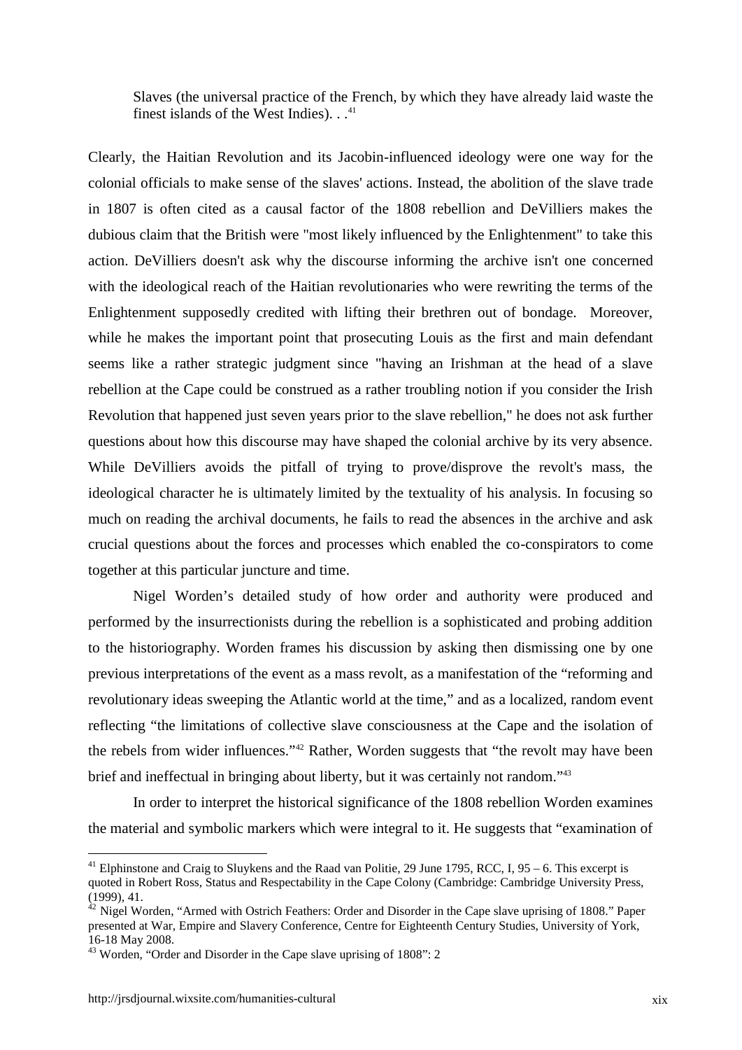> Slaves (the universal practice of the French, by which they have already laid waste the finest islands of the West Indies). . .[41]

Clearly, the Haitian Revolution and its Jacobin-influenced ideology were one way for the colonial officials to make sense of the slaves' actions. Instead, the abolition of the slave trade in 1807 is often cited as a causal factor of the 1808 rebellion and DeVilliers makes the dubious claim that the British were "most likely influenced by the Enlightenment" to take this action. DeVilliers doesn't ask why the discourse informing the archive isn't one concerned with the ideological reach of the Haitian revolutionaries who were rewriting the terms of the Enlightenment supposedly credited with lifting their brethren out of bondage. Moreover, while he makes the important point that prosecuting Louis as the first and main defendant seems like a rather strategic judgment since "having an Irishman at the head of a slave rebellion at the Cape could be construed as a rather troubling notion if you consider the Irish Revolution that happened just seven years prior to the slave rebellion," he does not ask further questions about how this discourse may have shaped the colonial archive by its very absence. While DeVilliers avoids the pitfall of trying to prove/disprove the revolt's mass, the ideological character he is ultimately limited by the textuality of his analysis. In focusing so much on reading the archival documents, he fails to read the absences in the archive and ask crucial questions about the forces and processes which enabled the co-conspirators to come together at this particular juncture and time.

Nigel Worden's detailed study of how order and authority were produced and performed by the insurrectionists during the rebellion is a sophisticated and probing addition to the historiography. Worden frames his discussion by asking then dismissing one by one previous interpretations of the event as a mass revolt, as a manifestation of the "reforming and revolutionary ideas sweeping the Atlantic world at the time," and as a localized, random event reflecting "the limitations of collective slave consciousness at the Cape and the isolation of the rebels from wider influences."[42] Rather, Worden suggests that "the revolt may have been brief and ineffectual in bringing about liberty, but it was certainly not random."[43]

In order to interpret the historical significance of the 1808 rebellion Worden examines the material and symbolic markers which were integral to it. He suggests that "examination of

---

[41] Elphinstone and Craig to Sluykens and the Raad van Politie, 29 June 1795, RCC, I, 95 – 6. This excerpt is quoted in Robert Ross, Status and Respectability in the Cape Colony (Cambridge: Cambridge University Press, (1999), 41.

[42] Nigel Worden, "Armed with Ostrich Feathers: Order and Disorder in the Cape slave uprising of 1808." Paper presented at War, Empire and Slavery Conference, Centre for Eighteenth Century Studies, University of York, 16-18 May 2008.

[43] Worden, "Order and Disorder in the Cape slave uprising of 1808": 2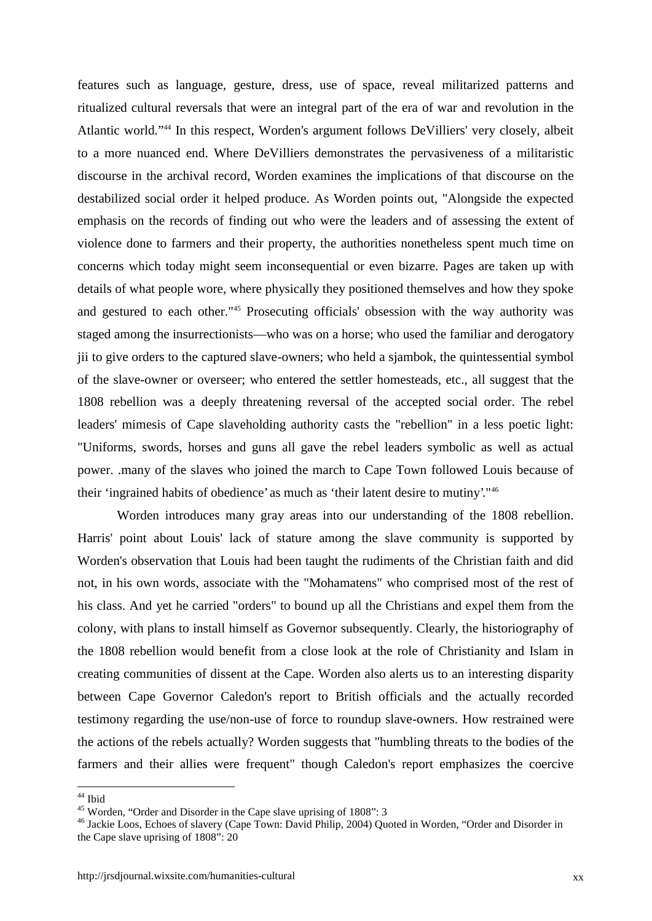features such as language, gesture, dress, use of space, reveal militarized patterns and ritualized cultural reversals that were an integral part of the era of war and revolution in the Atlantic world."[44] In this respect, Worden's argument follows DeVilliers' very closely, albeit to a more nuanced end. Where DeVilliers demonstrates the pervasiveness of a militaristic discourse in the archival record, Worden examines the implications of that discourse on the destabilized social order it helped produce. As Worden points out, "Alongside the expected emphasis on the records of finding out who were the leaders and of assessing the extent of violence done to farmers and their property, the authorities nonetheless spent much time on concerns which today might seem inconsequential or even bizarre. Pages are taken up with details of what people wore, where physically they positioned themselves and how they spoke and gestured to each other."[45] Prosecuting officials' obsession with the way authority was staged among the insurrectionists—who was on a horse; who used the familiar and derogatory jii to give orders to the captured slave-owners; who held a sjambok, the quintessential symbol of the slave-owner or overseer; who entered the settler homesteads, etc., all suggest that the 1808 rebellion was a deeply threatening reversal of the accepted social order. The rebel leaders' mimesis of Cape slaveholding authority casts the "rebellion" in a less poetic light: "Uniforms, swords, horses and guns all gave the rebel leaders symbolic as well as actual power. .many of the slaves who joined the march to Cape Town followed Louis because of their 'ingrained habits of obedience' as much as 'their latent desire to mutiny'."[46]

Worden introduces many gray areas into our understanding of the 1808 rebellion. Harris' point about Louis' lack of stature among the slave community is supported by Worden's observation that Louis had been taught the rudiments of the Christian faith and did not, in his own words, associate with the "Mohamatens" who comprised most of the rest of his class. And yet he carried "orders" to bound up all the Christians and expel them from the colony, with plans to install himself as Governor subsequently. Clearly, the historiography of the 1808 rebellion would benefit from a close look at the role of Christianity and Islam in creating communities of dissent at the Cape. Worden also alerts us to an interesting disparity between Cape Governor Caledon's report to British officials and the actually recorded testimony regarding the use/non-use of force to roundup slave-owners. How restrained were the actions of the rebels actually? Worden suggests that "humbling threats to the bodies of the farmers and their allies were frequent" though Caledon's report emphasizes the coercive

---

[44] Ibid

[45] Worden, "Order and Disorder in the Cape slave uprising of 1808": 3

[46] Jackie Loos, Echoes of slavery (Cape Town: David Philip, 2004) Quoted in Worden, "Order and Disorder in the Cape slave uprising of 1808": 20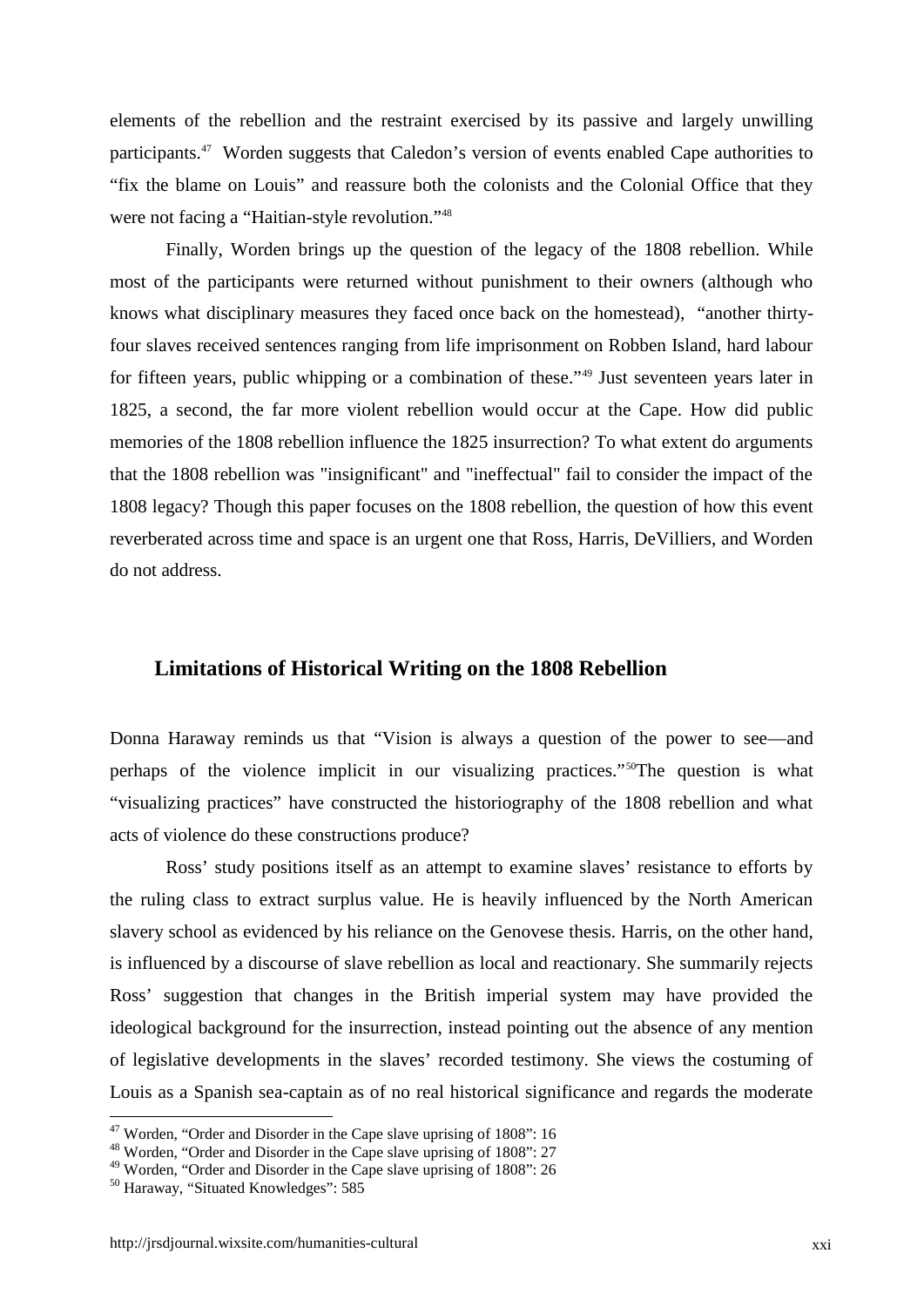elements of the rebellion and the restraint exercised by its passive and largely unwilling participants.[47] Worden suggests that Caledon's version of events enabled Cape authorities to "fix the blame on Louis" and reassure both the colonists and the Colonial Office that they were not facing a "Haitian-style revolution."[48]

Finally, Worden brings up the question of the legacy of the 1808 rebellion. While most of the participants were returned without punishment to their owners (although who knows what disciplinary measures they faced once back on the homestead), "another thirty-four slaves received sentences ranging from life imprisonment on Robben Island, hard labour for fifteen years, public whipping or a combination of these."[49] Just seventeen years later in 1825, a second, the far more violent rebellion would occur at the Cape. How did public memories of the 1808 rebellion influence the 1825 insurrection? To what extent do arguments that the 1808 rebellion was "insignificant" and "ineffectual" fail to consider the impact of the 1808 legacy? Though this paper focuses on the 1808 rebellion, the question of how this event reverberated across time and space is an urgent one that Ross, Harris, DeVilliers, and Worden do not address.

## Limitations of Historical Writing on the 1808 Rebellion

Donna Haraway reminds us that "Vision is always a question of the power to see—and perhaps of the violence implicit in our visualizing practices."[50] The question is what "visualizing practices" have constructed the historiography of the 1808 rebellion and what acts of violence do these constructions produce?

Ross' study positions itself as an attempt to examine slaves' resistance to efforts by the ruling class to extract surplus value. He is heavily influenced by the North American slavery school as evidenced by his reliance on the Genovese thesis. Harris, on the other hand, is influenced by a discourse of slave rebellion as local and reactionary. She summarily rejects Ross' suggestion that changes in the British imperial system may have provided the ideological background for the insurrection, instead pointing out the absence of any mention of legislative developments in the slaves' recorded testimony. She views the costuming of Louis as a Spanish sea-captain as of no real historical significance and regards the moderate

---

[47] Worden, "Order and Disorder in the Cape slave uprising of 1808": 16

[48] Worden, "Order and Disorder in the Cape slave uprising of 1808": 27

[49] Worden, "Order and Disorder in the Cape slave uprising of 1808": 26

[50] Haraway, "Situated Knowledges": 585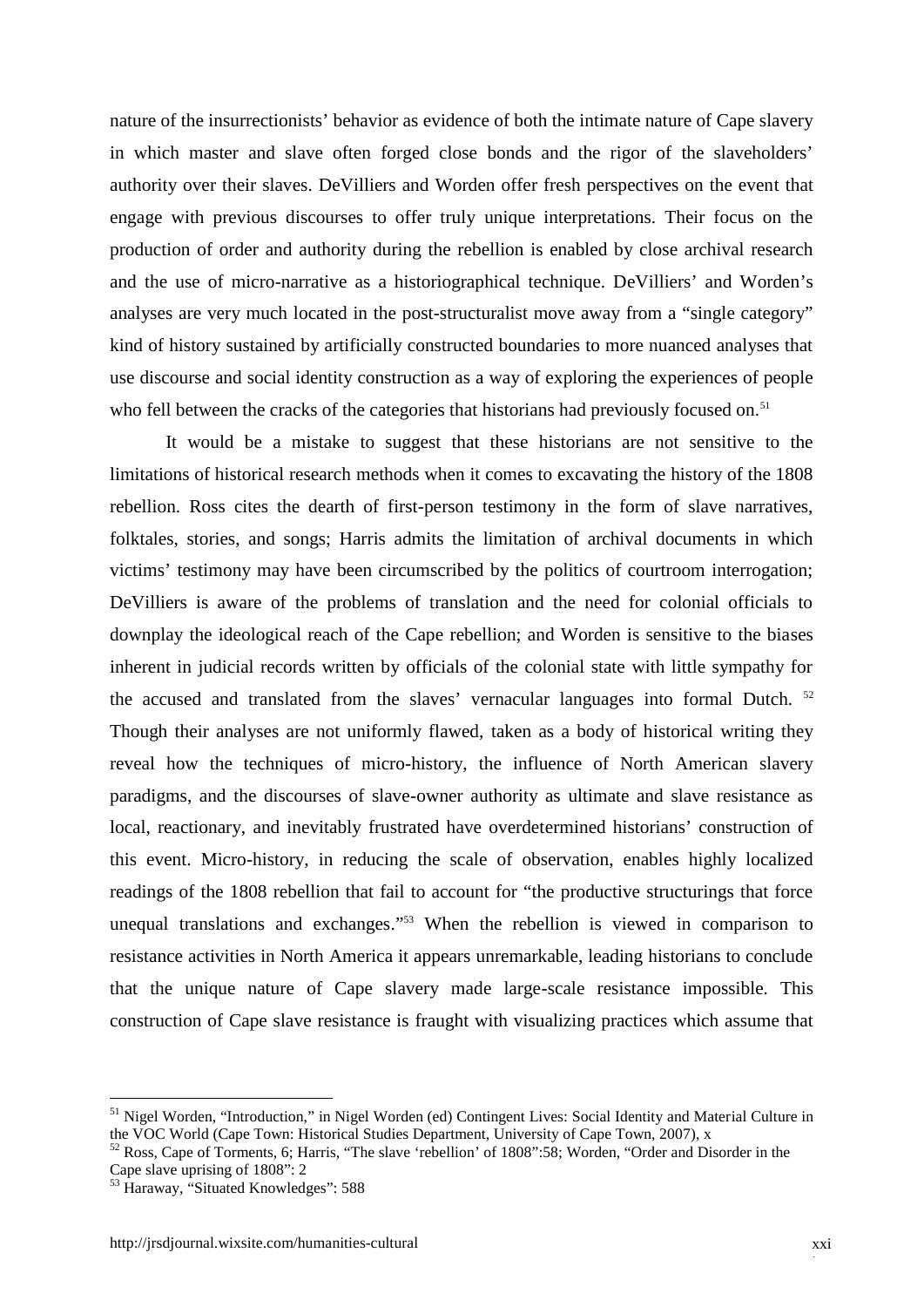nature of the insurrectionists' behavior as evidence of both the intimate nature of Cape slavery in which master and slave often forged close bonds and the rigor of the slaveholders' authority over their slaves. DeVilliers and Worden offer fresh perspectives on the event that engage with previous discourses to offer truly unique interpretations. Their focus on the production of order and authority during the rebellion is enabled by close archival research and the use of micro-narrative as a historiographical technique. DeVilliers' and Worden's analyses are very much located in the post-structuralist move away from a "single category" kind of history sustained by artificially constructed boundaries to more nuanced analyses that use discourse and social identity construction as a way of exploring the experiences of people who fell between the cracks of the categories that historians had previously focused on.[51]

It would be a mistake to suggest that these historians are not sensitive to the limitations of historical research methods when it comes to excavating the history of the 1808 rebellion. Ross cites the dearth of first-person testimony in the form of slave narratives, folktales, stories, and songs; Harris admits the limitation of archival documents in which victims' testimony may have been circumscribed by the politics of courtroom interrogation; DeVilliers is aware of the problems of translation and the need for colonial officials to downplay the ideological reach of the Cape rebellion; and Worden is sensitive to the biases inherent in judicial records written by officials of the colonial state with little sympathy for the accused and translated from the slaves' vernacular languages into formal Dutch. [52] Though their analyses are not uniformly flawed, taken as a body of historical writing they reveal how the techniques of micro-history, the influence of North American slavery paradigms, and the discourses of slave-owner authority as ultimate and slave resistance as local, reactionary, and inevitably frustrated have overdetermined historians' construction of this event. Micro-history, in reducing the scale of observation, enables highly localized readings of the 1808 rebellion that fail to account for "the productive structurings that force unequal translations and exchanges."[53] When the rebellion is viewed in comparison to resistance activities in North America it appears unremarkable, leading historians to conclude that the unique nature of Cape slavery made large-scale resistance impossible. This construction of Cape slave resistance is fraught with visualizing practices which assume that

---

[51] Nigel Worden, "Introduction," in Nigel Worden (ed) Contingent Lives: Social Identity and Material Culture in the VOC World (Cape Town: Historical Studies Department, University of Cape Town, 2007), x

[52] Ross, Cape of Torments, 6; Harris, "The slave 'rebellion' of 1808":58; Worden, "Order and Disorder in the Cape slave uprising of 1808": 2

[53] Haraway, "Situated Knowledges": 588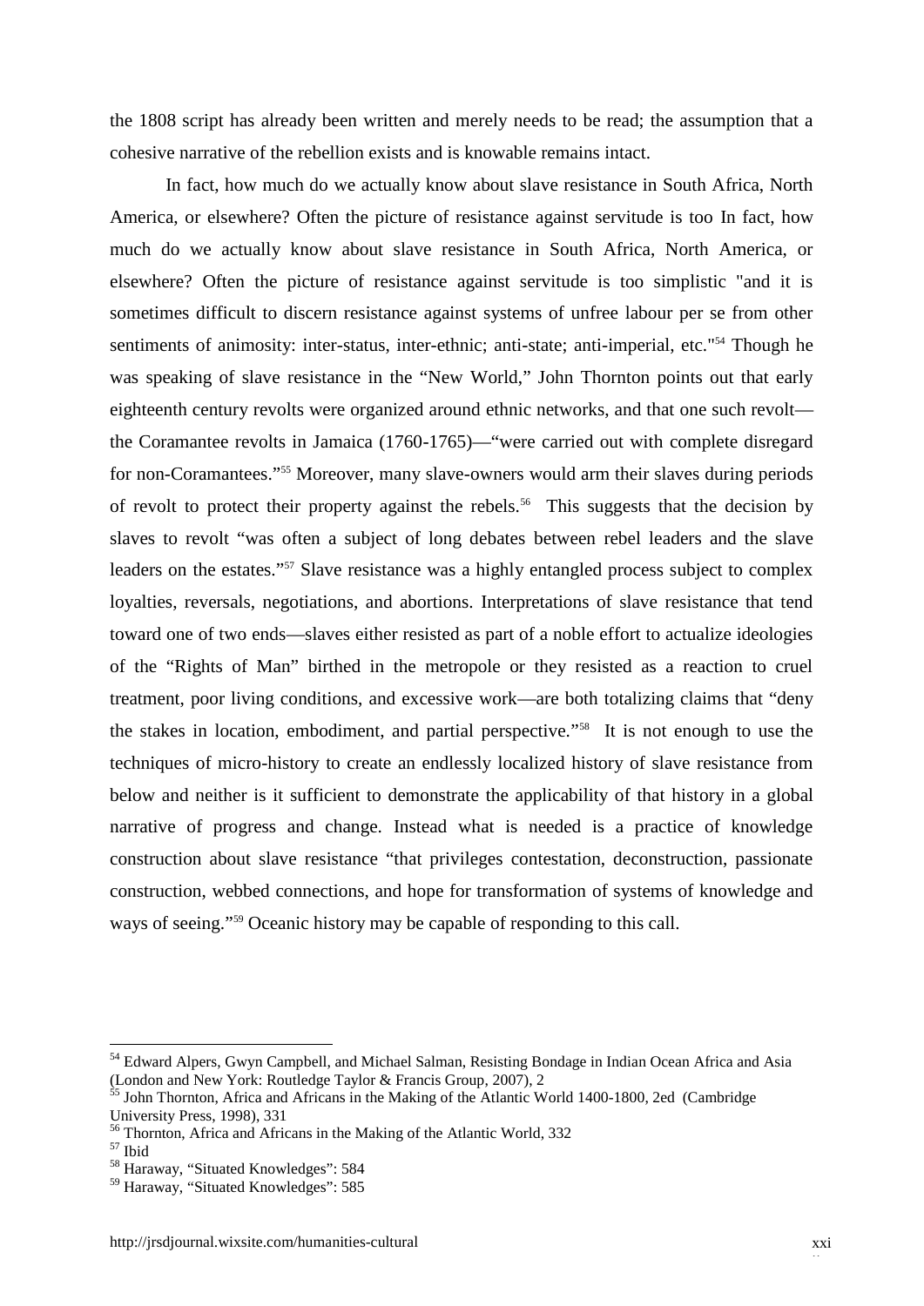the 1808 script has already been written and merely needs to be read; the assumption that a cohesive narrative of the rebellion exists and is knowable remains intact.

In fact, how much do we actually know about slave resistance in South Africa, North America, or elsewhere? Often the picture of resistance against servitude is too In fact, how much do we actually know about slave resistance in South Africa, North America, or elsewhere? Often the picture of resistance against servitude is too simplistic "and it is sometimes difficult to discern resistance against systems of unfree labour per se from other sentiments of animosity: inter-status, inter-ethnic; anti-state; anti-imperial, etc."[54] Though he was speaking of slave resistance in the "New World," John Thornton points out that early eighteenth century revolts were organized around ethnic networks, and that one such revolt—the Coramantee revolts in Jamaica (1760-1765)—"were carried out with complete disregard for non-Coramantees."[55] Moreover, many slave-owners would arm their slaves during periods of revolt to protect their property against the rebels.[56] This suggests that the decision by slaves to revolt "was often a subject of long debates between rebel leaders and the slave leaders on the estates."[57] Slave resistance was a highly entangled process subject to complex loyalties, reversals, negotiations, and abortions. Interpretations of slave resistance that tend toward one of two ends—slaves either resisted as part of a noble effort to actualize ideologies of the "Rights of Man" birthed in the metropole or they resisted as a reaction to cruel treatment, poor living conditions, and excessive work—are both totalizing claims that "deny the stakes in location, embodiment, and partial perspective."[58] It is not enough to use the techniques of micro-history to create an endlessly localized history of slave resistance from below and neither is it sufficient to demonstrate the applicability of that history in a global narrative of progress and change. Instead what is needed is a practice of knowledge construction about slave resistance "that privileges contestation, deconstruction, passionate construction, webbed connections, and hope for transformation of systems of knowledge and ways of seeing."[59] Oceanic history may be capable of responding to this call.

---

[54] Edward Alpers, Gwyn Campbell, and Michael Salman, Resisting Bondage in Indian Ocean Africa and Asia (London and New York: Routledge Taylor & Francis Group, 2007), 2

[55] John Thornton, Africa and Africans in the Making of the Atlantic World 1400-1800, 2ed (Cambridge University Press, 1998), 331

[56] Thornton, Africa and Africans in the Making of the Atlantic World, 332

[57] Ibid

[58] Haraway, "Situated Knowledges": 584

[59] Haraway, "Situated Knowledges": 585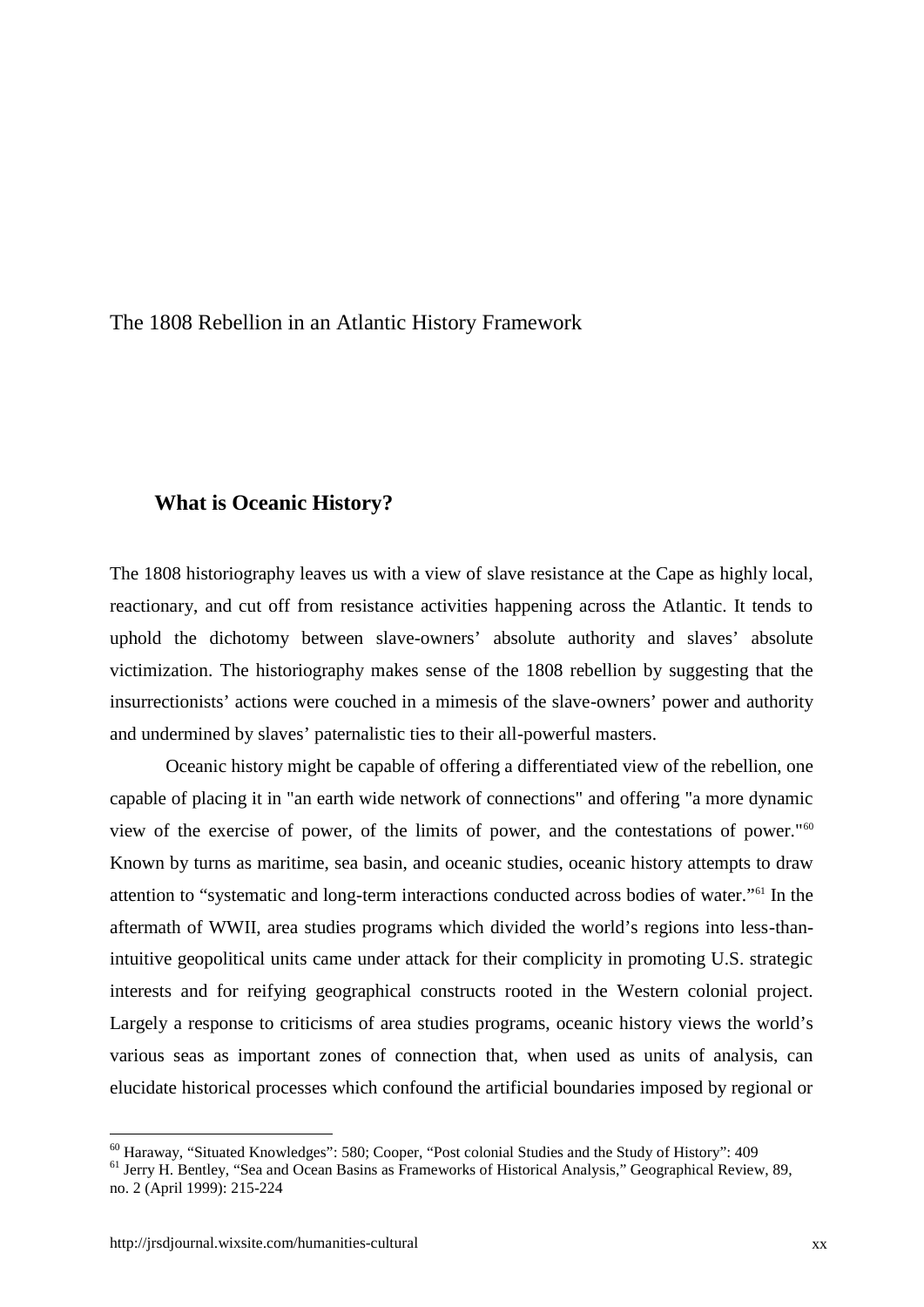# The 1808 Rebellion in an Atlantic History Framework

## What is Oceanic History?

The 1808 historiography leaves us with a view of slave resistance at the Cape as highly local, reactionary, and cut off from resistance activities happening across the Atlantic. It tends to uphold the dichotomy between slave-owners' absolute authority and slaves' absolute victimization. The historiography makes sense of the 1808 rebellion by suggesting that the insurrectionists' actions were couched in a mimesis of the slave-owners' power and authority and undermined by slaves' paternalistic ties to their all-powerful masters.

Oceanic history might be capable of offering a differentiated view of the rebellion, one capable of placing it in "an earth wide network of connections" and offering "a more dynamic view of the exercise of power, of the limits of power, and the contestations of power."[60] Known by turns as maritime, sea basin, and oceanic studies, oceanic history attempts to draw attention to "systematic and long-term interactions conducted across bodies of water."[61] In the aftermath of WWII, area studies programs which divided the world's regions into less-than-intuitive geopolitical units came under attack for their complicity in promoting U.S. strategic interests and for reifying geographical constructs rooted in the Western colonial project. Largely a response to criticisms of area studies programs, oceanic history views the world's various seas as important zones of connection that, when used as units of analysis, can elucidate historical processes which confound the artificial boundaries imposed by regional or

---

[60] Haraway, "Situated Knowledges": 580; Cooper, "Post colonial Studies and the Study of History": 409

[61] Jerry H. Bentley, "Sea and Ocean Basins as Frameworks of Historical Analysis," Geographical Review, 89, no. 2 (April 1999): 215-224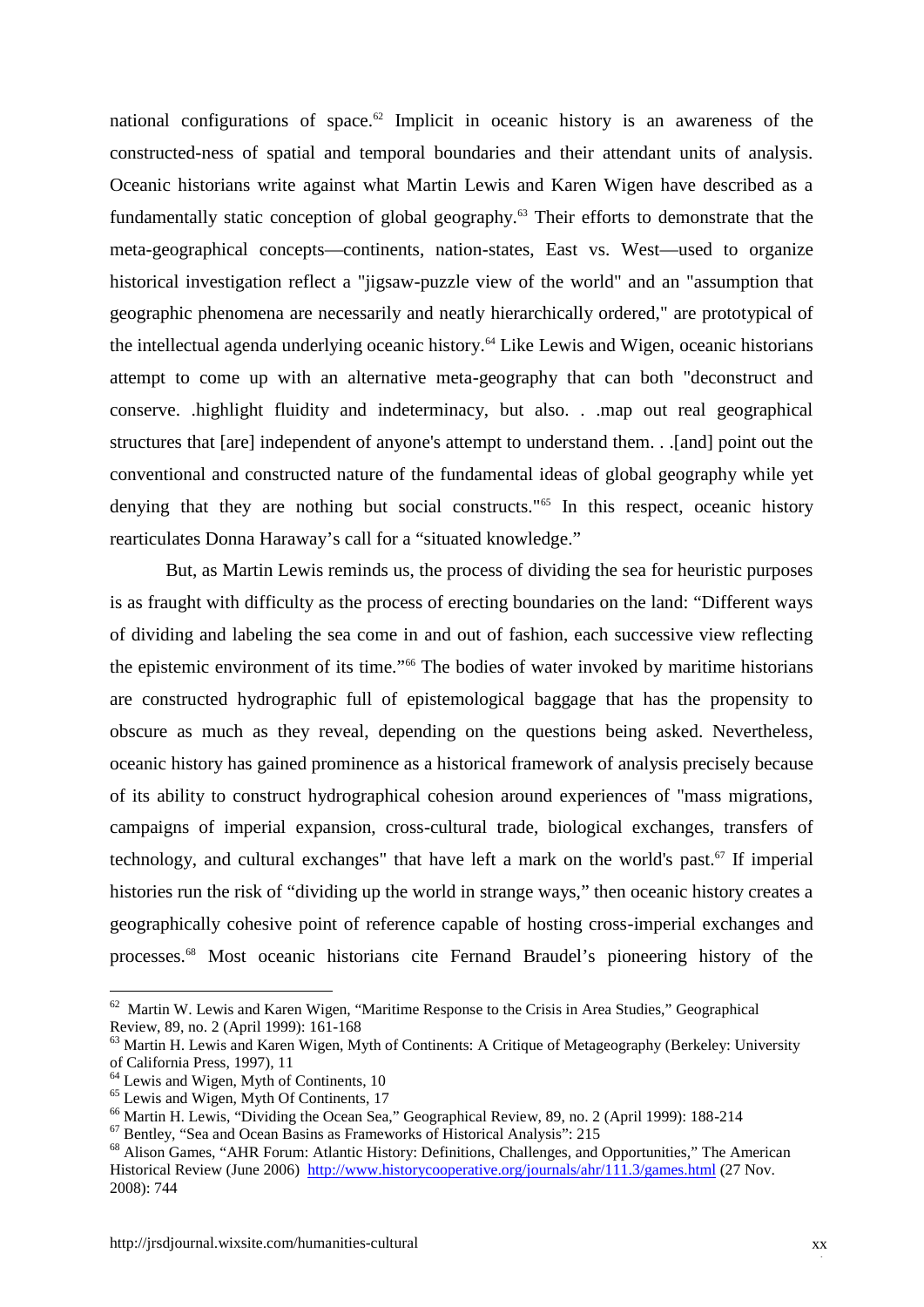national configurations of space.[62] Implicit in oceanic history is an awareness of the constructed-ness of spatial and temporal boundaries and their attendant units of analysis. Oceanic historians write against what Martin Lewis and Karen Wigen have described as a fundamentally static conception of global geography.[63] Their efforts to demonstrate that the meta-geographical concepts—continents, nation-states, East vs. West—used to organize historical investigation reflect a "jigsaw-puzzle view of the world" and an "assumption that geographic phenomena are necessarily and neatly hierarchically ordered," are prototypical of the intellectual agenda underlying oceanic history.[64] Like Lewis and Wigen, oceanic historians attempt to come up with an alternative meta-geography that can both "deconstruct and conserve. .highlight fluidity and indeterminacy, but also. . .map out real geographical structures that [are] independent of anyone's attempt to understand them. . .[and] point out the conventional and constructed nature of the fundamental ideas of global geography while yet denying that they are nothing but social constructs."[65] In this respect, oceanic history rearticulates Donna Haraway's call for a "situated knowledge."

But, as Martin Lewis reminds us, the process of dividing the sea for heuristic purposes is as fraught with difficulty as the process of erecting boundaries on the land: "Different ways of dividing and labeling the sea come in and out of fashion, each successive view reflecting the epistemic environment of its time."[66] The bodies of water invoked by maritime historians are constructed hydrographic full of epistemological baggage that has the propensity to obscure as much as they reveal, depending on the questions being asked. Nevertheless, oceanic history has gained prominence as a historical framework of analysis precisely because of its ability to construct hydrographical cohesion around experiences of "mass migrations, campaigns of imperial expansion, cross-cultural trade, biological exchanges, transfers of technology, and cultural exchanges" that have left a mark on the world's past.[67] If imperial histories run the risk of "dividing up the world in strange ways," then oceanic history creates a geographically cohesive point of reference capable of hosting cross-imperial exchanges and processes.[68] Most oceanic historians cite Fernand Braudel's pioneering history of the

---

[62] Martin W. Lewis and Karen Wigen, "Maritime Response to the Crisis in Area Studies," Geographical Review, 89, no. 2 (April 1999): 161-168

[63] Martin H. Lewis and Karen Wigen, Myth of Continents: A Critique of Metageography (Berkeley: University of California Press, 1997), 11

[64] Lewis and Wigen, Myth of Continents, 10

[65] Lewis and Wigen, Myth Of Continents, 17

[66] Martin H. Lewis, "Dividing the Ocean Sea," Geographical Review, 89, no. 2 (April 1999): 188-214

[67] Bentley, "Sea and Ocean Basins as Frameworks of Historical Analysis": 215

[68] Alison Games, "AHR Forum: Atlantic History: Definitions, Challenges, and Opportunities," The American Historical Review (June 2006) http://www.historycooperative.org/journals/ahr/111.3/games.html (27 Nov. 2008): 744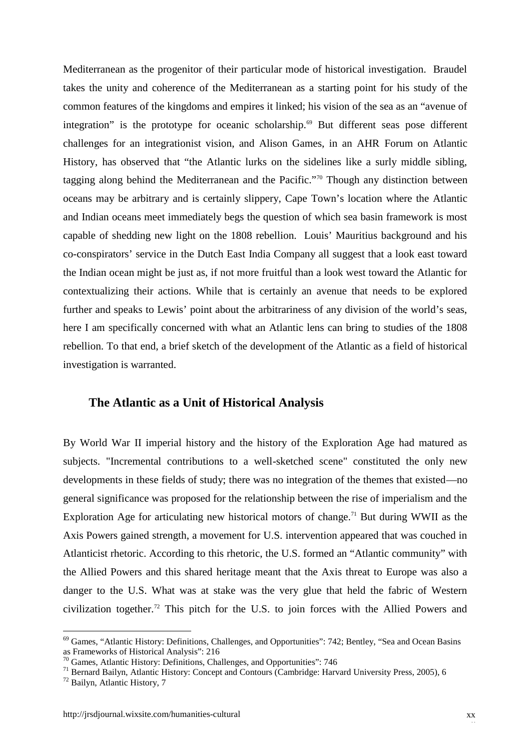Mediterranean as the progenitor of their particular mode of historical investigation. Braudel takes the unity and coherence of the Mediterranean as a starting point for his study of the common features of the kingdoms and empires it linked; his vision of the sea as an “avenue of integration” is the prototype for oceanic scholarship.[69] But different seas pose different challenges for an integrationist vision, and Alison Games, in an AHR Forum on Atlantic History, has observed that “the Atlantic lurks on the sidelines like a surly middle sibling, tagging along behind the Mediterranean and the Pacific.”[70] Though any distinction between oceans may be arbitrary and is certainly slippery, Cape Town’s location where the Atlantic and Indian oceans meet immediately begs the question of which sea basin framework is most capable of shedding new light on the 1808 rebellion. Louis’ Mauritius background and his co-conspirators’ service in the Dutch East India Company all suggest that a look east toward the Indian ocean might be just as, if not more fruitful than a look west toward the Atlantic for contextualizing their actions. While that is certainly an avenue that needs to be explored further and speaks to Lewis’ point about the arbitrariness of any division of the world’s seas, here I am specifically concerned with what an Atlantic lens can bring to studies of the 1808 rebellion. To that end, a brief sketch of the development of the Atlantic as a field of historical investigation is warranted.

## The Atlantic as a Unit of Historical Analysis

By World War II imperial history and the history of the Exploration Age had matured as subjects. "Incremental contributions to a well-sketched scene" constituted the only new developments in these fields of study; there was no integration of the themes that existed—no general significance was proposed for the relationship between the rise of imperialism and the Exploration Age for articulating new historical motors of change.[71] But during WWII as the Axis Powers gained strength, a movement for U.S. intervention appeared that was couched in Atlanticist rhetoric. According to this rhetoric, the U.S. formed an “Atlantic community” with the Allied Powers and this shared heritage meant that the Axis threat to Europe was also a danger to the U.S. What was at stake was the very glue that held the fabric of Western civilization together.[72] This pitch for the U.S. to join forces with the Allied Powers and

---

[69] Games, “Atlantic History: Definitions, Challenges, and Opportunities”: 742; Bentley, “Sea and Ocean Basins as Frameworks of Historical Analysis”: 216

[70] Games, Atlantic History: Definitions, Challenges, and Opportunities”: 746

[71] Bernard Bailyn, Atlantic History: Concept and Contours (Cambridge: Harvard University Press, 2005), 6

[72] Bailyn, Atlantic History, 7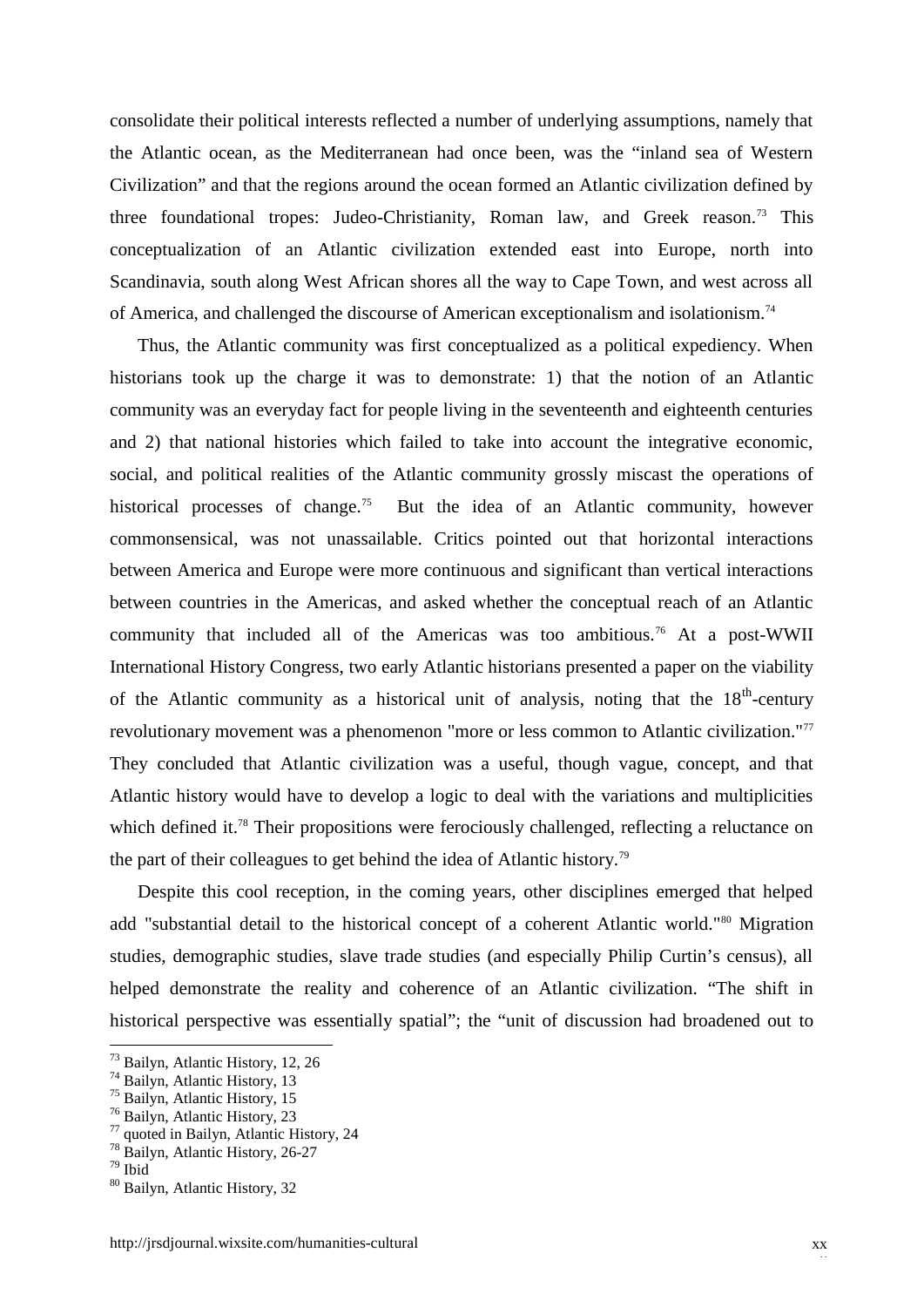consolidate their political interests reflected a number of underlying assumptions, namely that the Atlantic ocean, as the Mediterranean had once been, was the "inland sea of Western Civilization" and that the regions around the ocean formed an Atlantic civilization defined by three foundational tropes: Judeo-Christianity, Roman law, and Greek reason.[73] This conceptualization of an Atlantic civilization extended east into Europe, north into Scandinavia, south along West African shores all the way to Cape Town, and west across all of America, and challenged the discourse of American exceptionalism and isolationism.[74]

Thus, the Atlantic community was first conceptualized as a political expediency. When historians took up the charge it was to demonstrate: 1) that the notion of an Atlantic community was an everyday fact for people living in the seventeenth and eighteenth centuries and 2) that national histories which failed to take into account the integrative economic, social, and political realities of the Atlantic community grossly miscast the operations of historical processes of change.[75] But the idea of an Atlantic community, however commonsensical, was not unassailable. Critics pointed out that horizontal interactions between America and Europe were more continuous and significant than vertical interactions between countries in the Americas, and asked whether the conceptual reach of an Atlantic community that included all of the Americas was too ambitious.[76] At a post-WWII International History Congress, two early Atlantic historians presented a paper on the viability of the Atlantic community as a historical unit of analysis, noting that the 18th-century revolutionary movement was a phenomenon "more or less common to Atlantic civilization."[77] They concluded that Atlantic civilization was a useful, though vague, concept, and that Atlantic history would have to develop a logic to deal with the variations and multiplicities which defined it.[78] Their propositions were ferociously challenged, reflecting a reluctance on the part of their colleagues to get behind the idea of Atlantic history.[79]

Despite this cool reception, in the coming years, other disciplines emerged that helped add "substantial detail to the historical concept of a coherent Atlantic world."[80] Migration studies, demographic studies, slave trade studies (and especially Philip Curtin's census), all helped demonstrate the reality and coherence of an Atlantic civilization. "The shift in historical perspective was essentially spatial"; the "unit of discussion had broadened out to

---

[73] Bailyn, Atlantic History, 12, 26
[74] Bailyn, Atlantic History, 13
[75] Bailyn, Atlantic History, 15
[76] Bailyn, Atlantic History, 23
[77] quoted in Bailyn, Atlantic History, 24
[78] Bailyn, Atlantic History, 26-27
[79] Ibid
[80] Bailyn, Atlantic History, 32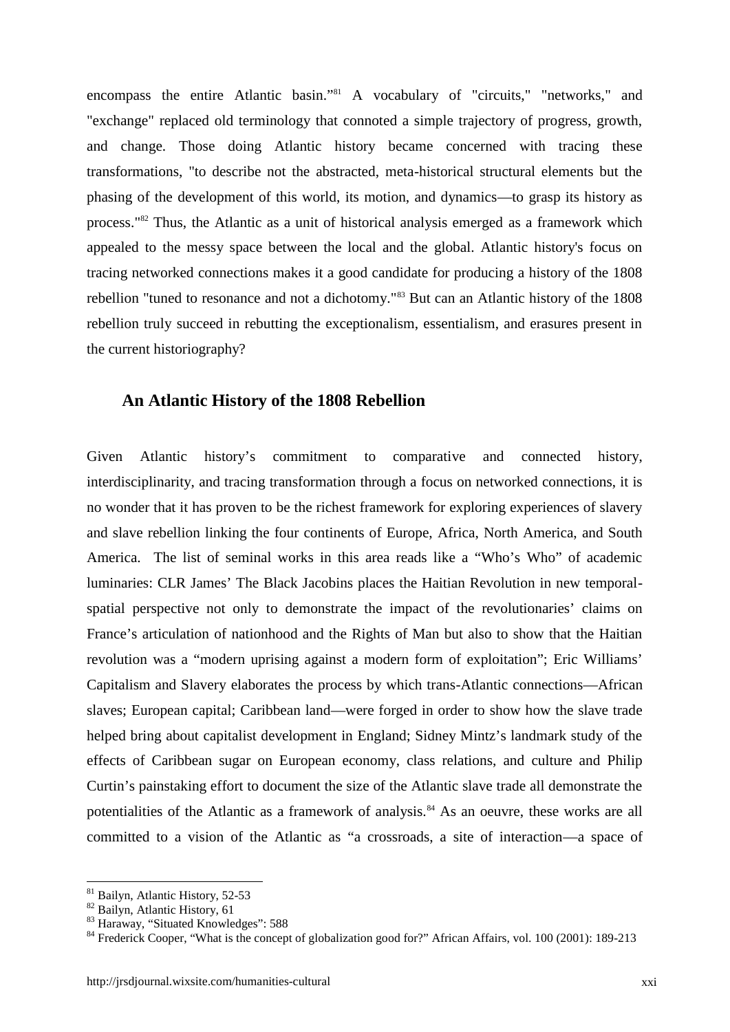encompass the entire Atlantic basin."[81] A vocabulary of "circuits," "networks," and "exchange" replaced old terminology that connoted a simple trajectory of progress, growth, and change. Those doing Atlantic history became concerned with tracing these transformations, "to describe not the abstracted, meta-historical structural elements but the phasing of the development of this world, its motion, and dynamics—to grasp its history as process."[82] Thus, the Atlantic as a unit of historical analysis emerged as a framework which appealed to the messy space between the local and the global. Atlantic history's focus on tracing networked connections makes it a good candidate for producing a history of the 1808 rebellion "tuned to resonance and not a dichotomy."[83] But can an Atlantic history of the 1808 rebellion truly succeed in rebutting the exceptionalism, essentialism, and erasures present in the current historiography?

### An Atlantic History of the 1808 Rebellion

Given Atlantic history's commitment to comparative and connected history, interdisciplinarity, and tracing transformation through a focus on networked connections, it is no wonder that it has proven to be the richest framework for exploring experiences of slavery and slave rebellion linking the four continents of Europe, Africa, North America, and South America. The list of seminal works in this area reads like a "Who's Who" of academic luminaries: CLR James' The Black Jacobins places the Haitian Revolution in new temporal-spatial perspective not only to demonstrate the impact of the revolutionaries' claims on France's articulation of nationhood and the Rights of Man but also to show that the Haitian revolution was a "modern uprising against a modern form of exploitation"; Eric Williams' Capitalism and Slavery elaborates the process by which trans-Atlantic connections—African slaves; European capital; Caribbean land—were forged in order to show how the slave trade helped bring about capitalist development in England; Sidney Mintz's landmark study of the effects of Caribbean sugar on European economy, class relations, and culture and Philip Curtin's painstaking effort to document the size of the Atlantic slave trade all demonstrate the potentialities of the Atlantic as a framework of analysis.[84] As an oeuvre, these works are all committed to a vision of the Atlantic as "a crossroads, a site of interaction—a space of

---

[81] Bailyn, Atlantic History, 52-53

[82] Bailyn, Atlantic History, 61

[83] Haraway, "Situated Knowledges": 588

[84] Frederick Cooper, "What is the concept of globalization good for?" African Affairs, vol. 100 (2001): 189-213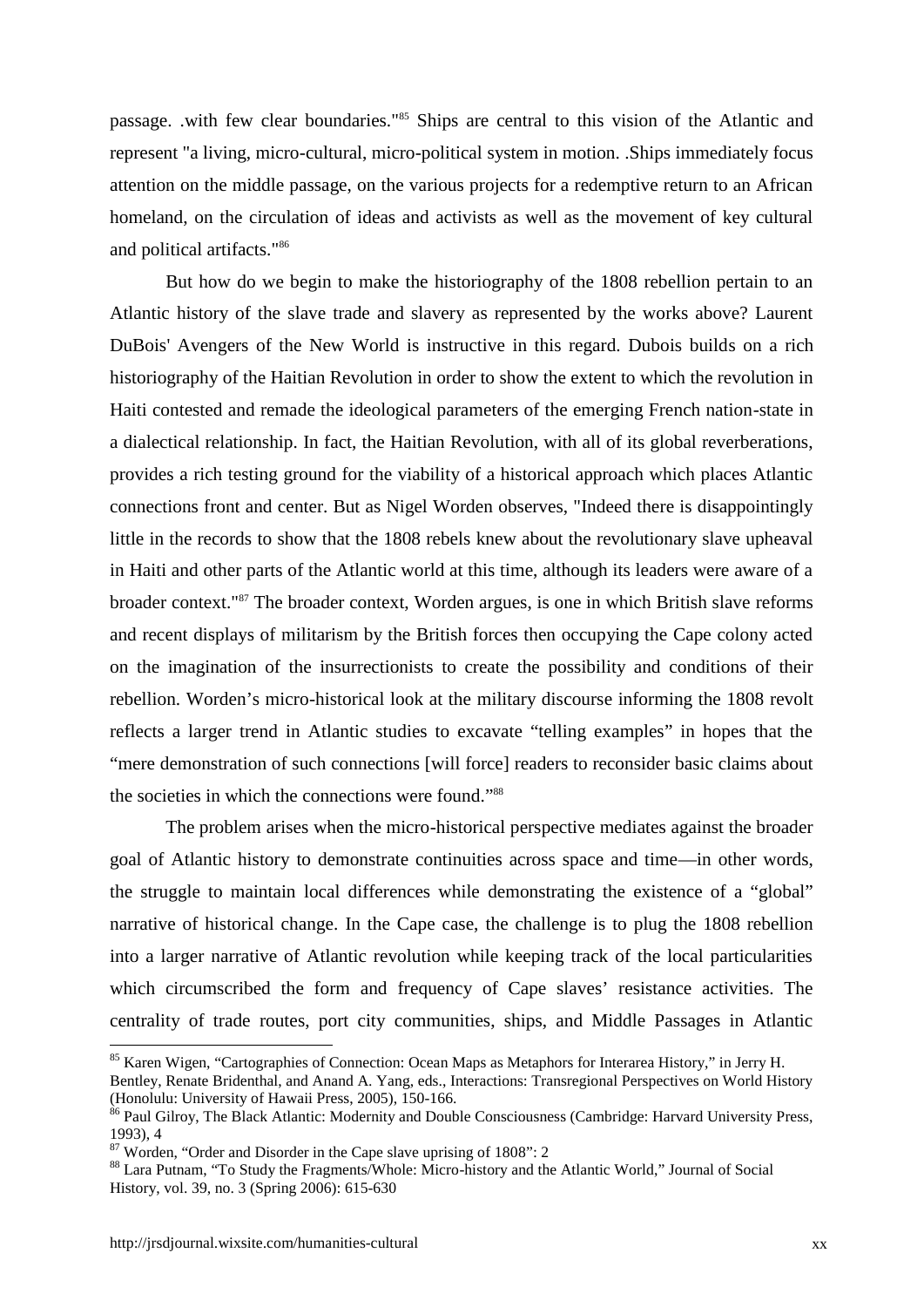passage. .with few clear boundaries."[85] Ships are central to this vision of the Atlantic and represent "a living, micro-cultural, micro-political system in motion. .Ships immediately focus attention on the middle passage, on the various projects for a redemptive return to an African homeland, on the circulation of ideas and activists as well as the movement of key cultural and political artifacts."[86]

But how do we begin to make the historiography of the 1808 rebellion pertain to an Atlantic history of the slave trade and slavery as represented by the works above? Laurent DuBois' Avengers of the New World is instructive in this regard. Dubois builds on a rich historiography of the Haitian Revolution in order to show the extent to which the revolution in Haiti contested and remade the ideological parameters of the emerging French nation-state in a dialectical relationship. In fact, the Haitian Revolution, with all of its global reverberations, provides a rich testing ground for the viability of a historical approach which places Atlantic connections front and center. But as Nigel Worden observes, "Indeed there is disappointingly little in the records to show that the 1808 rebels knew about the revolutionary slave upheaval in Haiti and other parts of the Atlantic world at this time, although its leaders were aware of a broader context."[87] The broader context, Worden argues, is one in which British slave reforms and recent displays of militarism by the British forces then occupying the Cape colony acted on the imagination of the insurrectionists to create the possibility and conditions of their rebellion. Worden's micro-historical look at the military discourse informing the 1808 revolt reflects a larger trend in Atlantic studies to excavate "telling examples" in hopes that the "mere demonstration of such connections [will force] readers to reconsider basic claims about the societies in which the connections were found."[88]

The problem arises when the micro-historical perspective mediates against the broader goal of Atlantic history to demonstrate continuities across space and time—in other words, the struggle to maintain local differences while demonstrating the existence of a "global" narrative of historical change. In the Cape case, the challenge is to plug the 1808 rebellion into a larger narrative of Atlantic revolution while keeping track of the local particularities which circumscribed the form and frequency of Cape slaves' resistance activities. The centrality of trade routes, port city communities, ships, and Middle Passages in Atlantic

---

[85] Karen Wigen, "Cartographies of Connection: Ocean Maps as Metaphors for Interarea History," in Jerry H. Bentley, Renate Bridenthal, and Anand A. Yang, eds., Interactions: Transregional Perspectives on World History (Honolulu: University of Hawaii Press, 2005), 150-166.

[86] Paul Gilroy, The Black Atlantic: Modernity and Double Consciousness (Cambridge: Harvard University Press, 1993), 4

[87] Worden, "Order and Disorder in the Cape slave uprising of 1808": 2

[88] Lara Putnam, "To Study the Fragments/Whole: Micro-history and the Atlantic World," Journal of Social History, vol. 39, no. 3 (Spring 2006): 615-630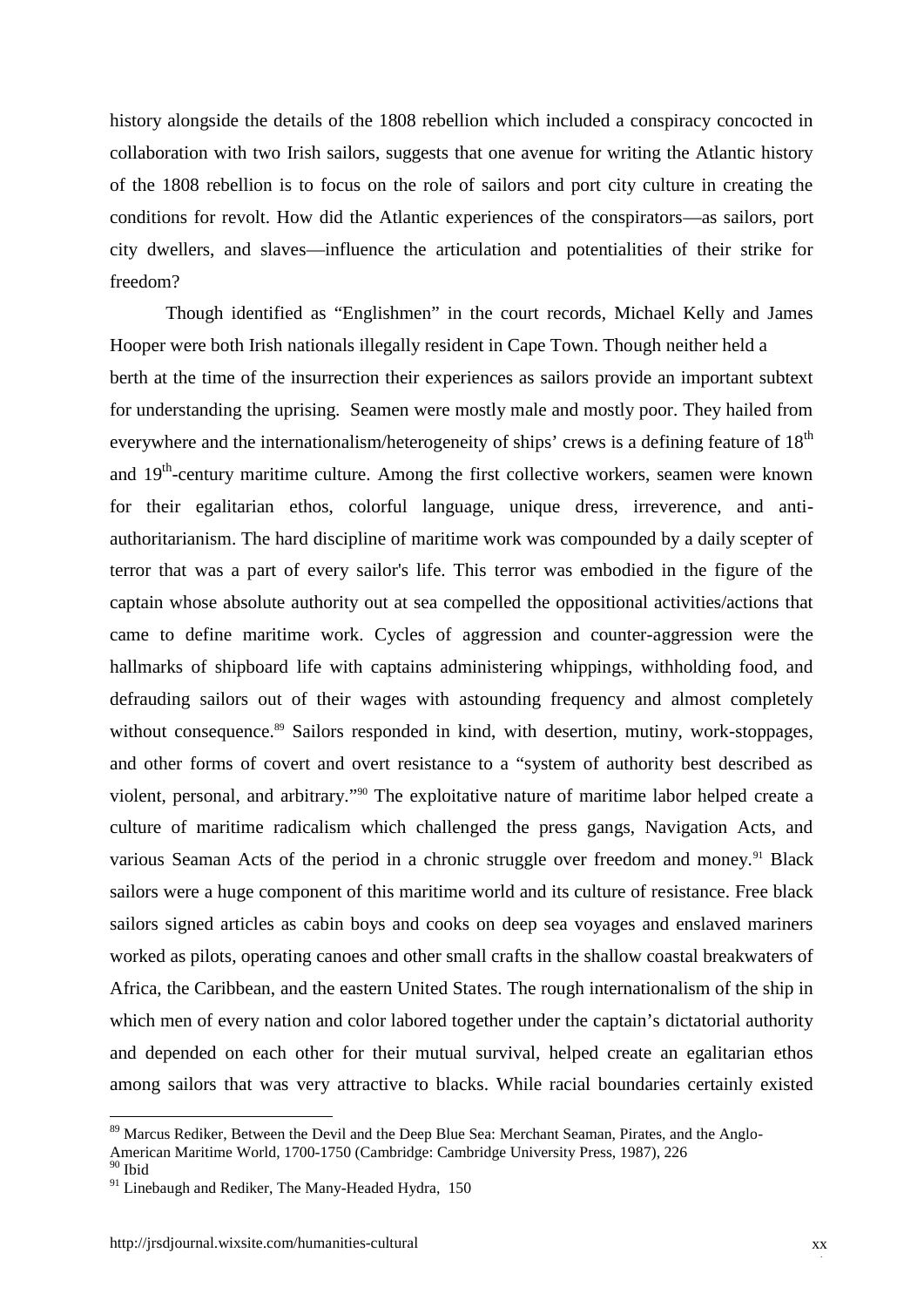history alongside the details of the 1808 rebellion which included a conspiracy concocted in collaboration with two Irish sailors, suggests that one avenue for writing the Atlantic history of the 1808 rebellion is to focus on the role of sailors and port city culture in creating the conditions for revolt. How did the Atlantic experiences of the conspirators—as sailors, port city dwellers, and slaves—influence the articulation and potentialities of their strike for freedom?

Though identified as "Englishmen" in the court records, Michael Kelly and James Hooper were both Irish nationals illegally resident in Cape Town. Though neither held a berth at the time of the insurrection their experiences as sailors provide an important subtext for understanding the uprising. Seamen were mostly male and mostly poor. They hailed from everywhere and the internationalism/heterogeneity of ships' crews is a defining feature of 18th and 19th-century maritime culture. Among the first collective workers, seamen were known for their egalitarian ethos, colorful language, unique dress, irreverence, and anti-authoritarianism. The hard discipline of maritime work was compounded by a daily scepter of terror that was a part of every sailor's life. This terror was embodied in the figure of the captain whose absolute authority out at sea compelled the oppositional activities/actions that came to define maritime work. Cycles of aggression and counter-aggression were the hallmarks of shipboard life with captains administering whippings, withholding food, and defrauding sailors out of their wages with astounding frequency and almost completely without consequence.[89] Sailors responded in kind, with desertion, mutiny, work-stoppages, and other forms of covert and overt resistance to a "system of authority best described as violent, personal, and arbitrary."[90] The exploitative nature of maritime labor helped create a culture of maritime radicalism which challenged the press gangs, Navigation Acts, and various Seaman Acts of the period in a chronic struggle over freedom and money.[91] Black sailors were a huge component of this maritime world and its culture of resistance. Free black sailors signed articles as cabin boys and cooks on deep sea voyages and enslaved mariners worked as pilots, operating canoes and other small crafts in the shallow coastal breakwaters of Africa, the Caribbean, and the eastern United States. The rough internationalism of the ship in which men of every nation and color labored together under the captain's dictatorial authority and depended on each other for their mutual survival, helped create an egalitarian ethos among sailors that was very attractive to blacks. While racial boundaries certainly existed

---

[89] Marcus Rediker, Between the Devil and the Deep Blue Sea: Merchant Seaman, Pirates, and the Anglo-American Maritime World, 1700-1750 (Cambridge: Cambridge University Press, 1987), 226

[90] Ibid

[91] Linebaugh and Rediker, The Many-Headed Hydra, 150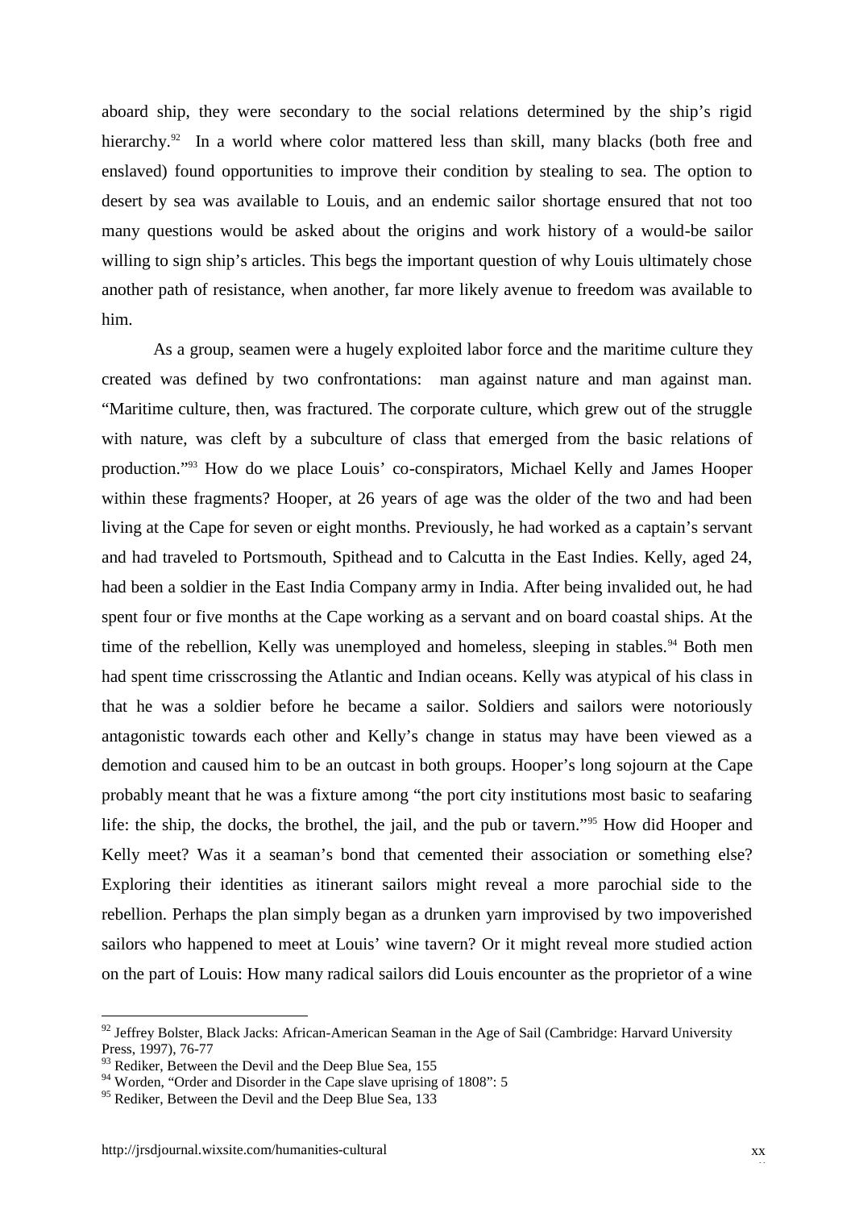aboard ship, they were secondary to the social relations determined by the ship's rigid hierarchy.[92] In a world where color mattered less than skill, many blacks (both free and enslaved) found opportunities to improve their condition by stealing to sea. The option to desert by sea was available to Louis, and an endemic sailor shortage ensured that not too many questions would be asked about the origins and work history of a would-be sailor willing to sign ship's articles. This begs the important question of why Louis ultimately chose another path of resistance, when another, far more likely avenue to freedom was available to him.

As a group, seamen were a hugely exploited labor force and the maritime culture they created was defined by two confrontations: man against nature and man against man. "Maritime culture, then, was fractured. The corporate culture, which grew out of the struggle with nature, was cleft by a subculture of class that emerged from the basic relations of production."[93] How do we place Louis' co-conspirators, Michael Kelly and James Hooper within these fragments? Hooper, at 26 years of age was the older of the two and had been living at the Cape for seven or eight months. Previously, he had worked as a captain's servant and had traveled to Portsmouth, Spithead and to Calcutta in the East Indies. Kelly, aged 24, had been a soldier in the East India Company army in India. After being invalided out, he had spent four or five months at the Cape working as a servant and on board coastal ships. At the time of the rebellion, Kelly was unemployed and homeless, sleeping in stables.[94] Both men had spent time crisscrossing the Atlantic and Indian oceans. Kelly was atypical of his class in that he was a soldier before he became a sailor. Soldiers and sailors were notoriously antagonistic towards each other and Kelly's change in status may have been viewed as a demotion and caused him to be an outcast in both groups. Hooper's long sojourn at the Cape probably meant that he was a fixture among "the port city institutions most basic to seafaring life: the ship, the docks, the brothel, the jail, and the pub or tavern."[95] How did Hooper and Kelly meet? Was it a seaman's bond that cemented their association or something else? Exploring their identities as itinerant sailors might reveal a more parochial side to the rebellion. Perhaps the plan simply began as a drunken yarn improvised by two impoverished sailors who happened to meet at Louis' wine tavern? Or it might reveal more studied action on the part of Louis: How many radical sailors did Louis encounter as the proprietor of a wine

---

[92] Jeffrey Bolster, Black Jacks: African-American Seaman in the Age of Sail (Cambridge: Harvard University Press, 1997), 76-77

[93] Rediker, Between the Devil and the Deep Blue Sea, 155

[94] Worden, "Order and Disorder in the Cape slave uprising of 1808": 5

[95] Rediker, Between the Devil and the Deep Blue Sea, 133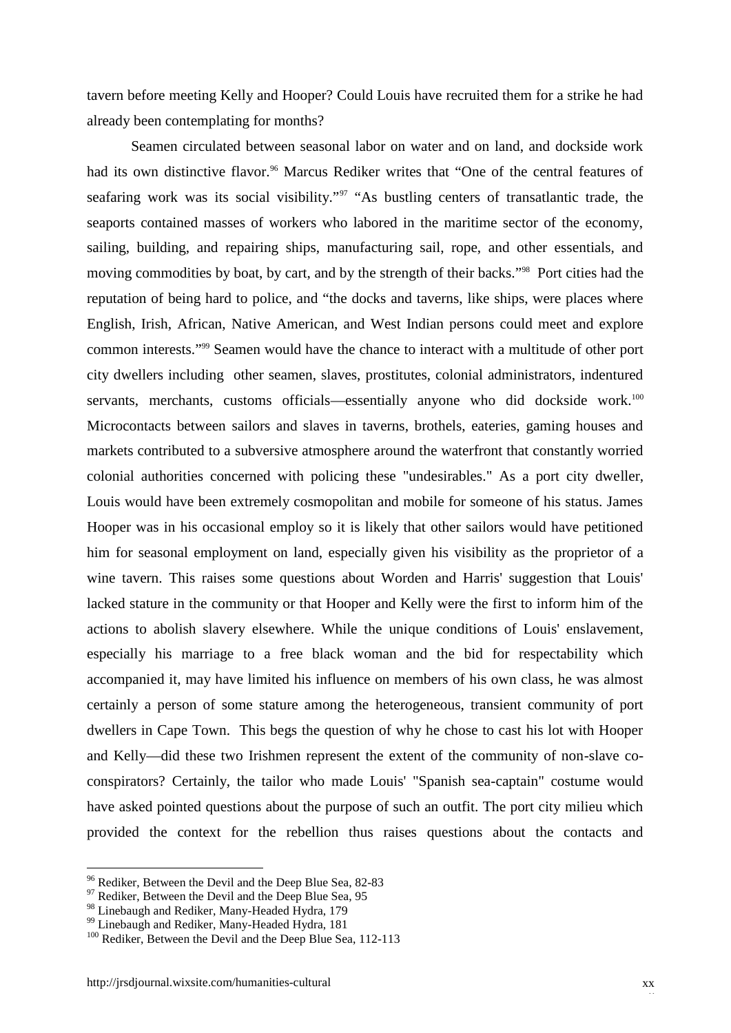tavern before meeting Kelly and Hooper? Could Louis have recruited them for a strike he had already been contemplating for months?

Seamen circulated between seasonal labor on water and on land, and dockside work had its own distinctive flavor.[96] Marcus Rediker writes that "One of the central features of seafaring work was its social visibility."[97] "As bustling centers of transatlantic trade, the seaports contained masses of workers who labored in the maritime sector of the economy, sailing, building, and repairing ships, manufacturing sail, rope, and other essentials, and moving commodities by boat, by cart, and by the strength of their backs."[98] Port cities had the reputation of being hard to police, and "the docks and taverns, like ships, were places where English, Irish, African, Native American, and West Indian persons could meet and explore common interests."[99] Seamen would have the chance to interact with a multitude of other port city dwellers including other seamen, slaves, prostitutes, colonial administrators, indentured servants, merchants, customs officials—essentially anyone who did dockside work.[100] Microcontacts between sailors and slaves in taverns, brothels, eateries, gaming houses and markets contributed to a subversive atmosphere around the waterfront that constantly worried colonial authorities concerned with policing these "undesirables." As a port city dweller, Louis would have been extremely cosmopolitan and mobile for someone of his status. James Hooper was in his occasional employ so it is likely that other sailors would have petitioned him for seasonal employment on land, especially given his visibility as the proprietor of a wine tavern. This raises some questions about Worden and Harris' suggestion that Louis' lacked stature in the community or that Hooper and Kelly were the first to inform him of the actions to abolish slavery elsewhere. While the unique conditions of Louis' enslavement, especially his marriage to a free black woman and the bid for respectability which accompanied it, may have limited his influence on members of his own class, he was almost certainly a person of some stature among the heterogeneous, transient community of port dwellers in Cape Town. This begs the question of why he chose to cast his lot with Hooper and Kelly—did these two Irishmen represent the extent of the community of non-slave co-conspirators? Certainly, the tailor who made Louis' "Spanish sea-captain" costume would have asked pointed questions about the purpose of such an outfit. The port city milieu which provided the context for the rebellion thus raises questions about the contacts and

[96] Rediker, Between the Devil and the Deep Blue Sea, 82-83
[97] Rediker, Between the Devil and the Deep Blue Sea, 95
[98] Linebaugh and Rediker, Many-Headed Hydra, 179
[99] Linebaugh and Rediker, Many-Headed Hydra, 181
[100] Rediker, Between the Devil and the Deep Blue Sea, 112-113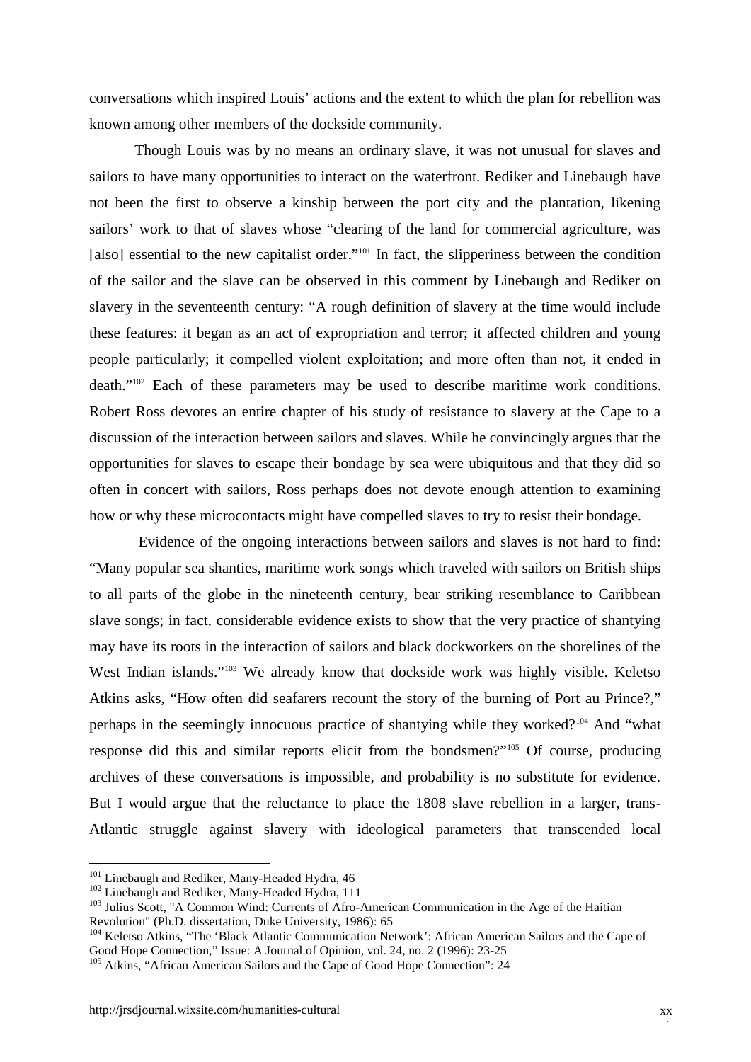conversations which inspired Louis' actions and the extent to which the plan for rebellion was known among other members of the dockside community.

Though Louis was by no means an ordinary slave, it was not unusual for slaves and sailors to have many opportunities to interact on the waterfront. Rediker and Linebaugh have not been the first to observe a kinship between the port city and the plantation, likening sailors' work to that of slaves whose "clearing of the land for commercial agriculture, was [also] essential to the new capitalist order."[101] In fact, the slipperiness between the condition of the sailor and the slave can be observed in this comment by Linebaugh and Rediker on slavery in the seventeenth century: "A rough definition of slavery at the time would include these features: it began as an act of expropriation and terror; it affected children and young people particularly; it compelled violent exploitation; and more often than not, it ended in death."[102] Each of these parameters may be used to describe maritime work conditions. Robert Ross devotes an entire chapter of his study of resistance to slavery at the Cape to a discussion of the interaction between sailors and slaves. While he convincingly argues that the opportunities for slaves to escape their bondage by sea were ubiquitous and that they did so often in concert with sailors, Ross perhaps does not devote enough attention to examining how or why these microcontacts might have compelled slaves to try to resist their bondage.

Evidence of the ongoing interactions between sailors and slaves is not hard to find: "Many popular sea shanties, maritime work songs which traveled with sailors on British ships to all parts of the globe in the nineteenth century, bear striking resemblance to Caribbean slave songs; in fact, considerable evidence exists to show that the very practice of shantying may have its roots in the interaction of sailors and black dockworkers on the shorelines of the West Indian islands."[103] We already know that dockside work was highly visible. Keletso Atkins asks, "How often did seafarers recount the story of the burning of Port au Prince?," perhaps in the seemingly innocuous practice of shantying while they worked?[104] And "what response did this and similar reports elicit from the bondsmen?"[105] Of course, producing archives of these conversations is impossible, and probability is no substitute for evidence. But I would argue that the reluctance to place the 1808 slave rebellion in a larger, trans-Atlantic struggle against slavery with ideological parameters that transcended local

---

[101] Linebaugh and Rediker, Many-Headed Hydra, 46

[102] Linebaugh and Rediker, Many-Headed Hydra, 111

[103] Julius Scott, "A Common Wind: Currents of Afro-American Communication in the Age of the Haitian Revolution" (Ph.D. dissertation, Duke University, 1986): 65

[104] Keletso Atkins, "The 'Black Atlantic Communication Network': African American Sailors and the Cape of Good Hope Connection," Issue: A Journal of Opinion, vol. 24, no. 2 (1996): 23-25

[105] Atkins, "African American Sailors and the Cape of Good Hope Connection": 24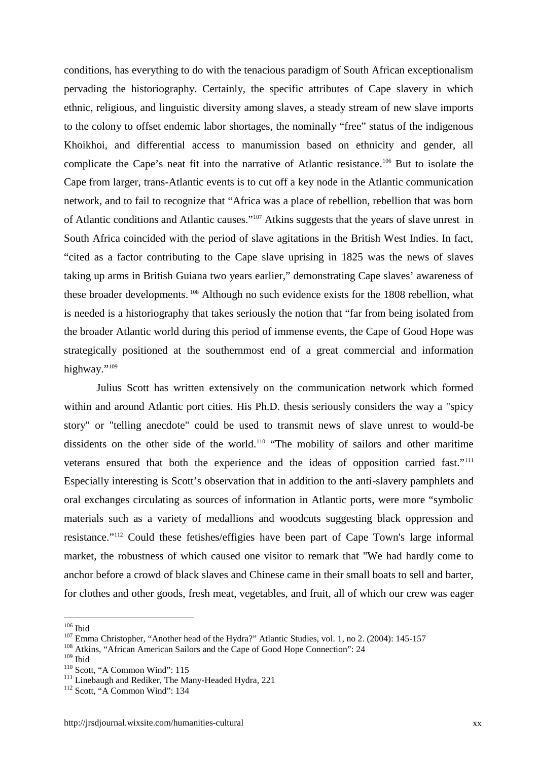conditions, has everything to do with the tenacious paradigm of South African exceptionalism pervading the historiography. Certainly, the specific attributes of Cape slavery in which ethnic, religious, and linguistic diversity among slaves, a steady stream of new slave imports to the colony to offset endemic labor shortages, the nominally "free" status of the indigenous Khoikhoi, and differential access to manumission based on ethnicity and gender, all complicate the Cape's neat fit into the narrative of Atlantic resistance.[106] But to isolate the Cape from larger, trans-Atlantic events is to cut off a key node in the Atlantic communication network, and to fail to recognize that "Africa was a place of rebellion, rebellion that was born of Atlantic conditions and Atlantic causes."[107] Atkins suggests that the years of slave unrest in South Africa coincided with the period of slave agitations in the British West Indies. In fact, "cited as a factor contributing to the Cape slave uprising in 1825 was the news of slaves taking up arms in British Guiana two years earlier," demonstrating Cape slaves' awareness of these broader developments.[108] Although no such evidence exists for the 1808 rebellion, what is needed is a historiography that takes seriously the notion that "far from being isolated from the broader Atlantic world during this period of immense events, the Cape of Good Hope was strategically positioned at the southernmost end of a great commercial and information highway."[109]

Julius Scott has written extensively on the communication network which formed within and around Atlantic port cities. His Ph.D. thesis seriously considers the way a "spicy story" or "telling anecdote" could be used to transmit news of slave unrest to would-be dissidents on the other side of the world.[110] "The mobility of sailors and other maritime veterans ensured that both the experience and the ideas of opposition carried fast."[111] Especially interesting is Scott's observation that in addition to the anti-slavery pamphlets and oral exchanges circulating as sources of information in Atlantic ports, were more "symbolic materials such as a variety of medallions and woodcuts suggesting black oppression and resistance."[112] Could these fetishes/effigies have been part of Cape Town's large informal market, the robustness of which caused one visitor to remark that "We had hardly come to anchor before a crowd of black slaves and Chinese came in their small boats to sell and barter, for clothes and other goods, fresh meat, vegetables, and fruit, all of which our crew was eager

---

[106] Ibid

[107] Emma Christopher, "Another head of the Hydra?" Atlantic Studies, vol. 1, no 2. (2004): 145-157

[108] Atkins, "African American Sailors and the Cape of Good Hope Connection": 24

[109] Ibid

[110] Scott, "A Common Wind": 115

[111] Linebaugh and Rediker, The Many-Headed Hydra, 221

[112] Scott, "A Common Wind": 134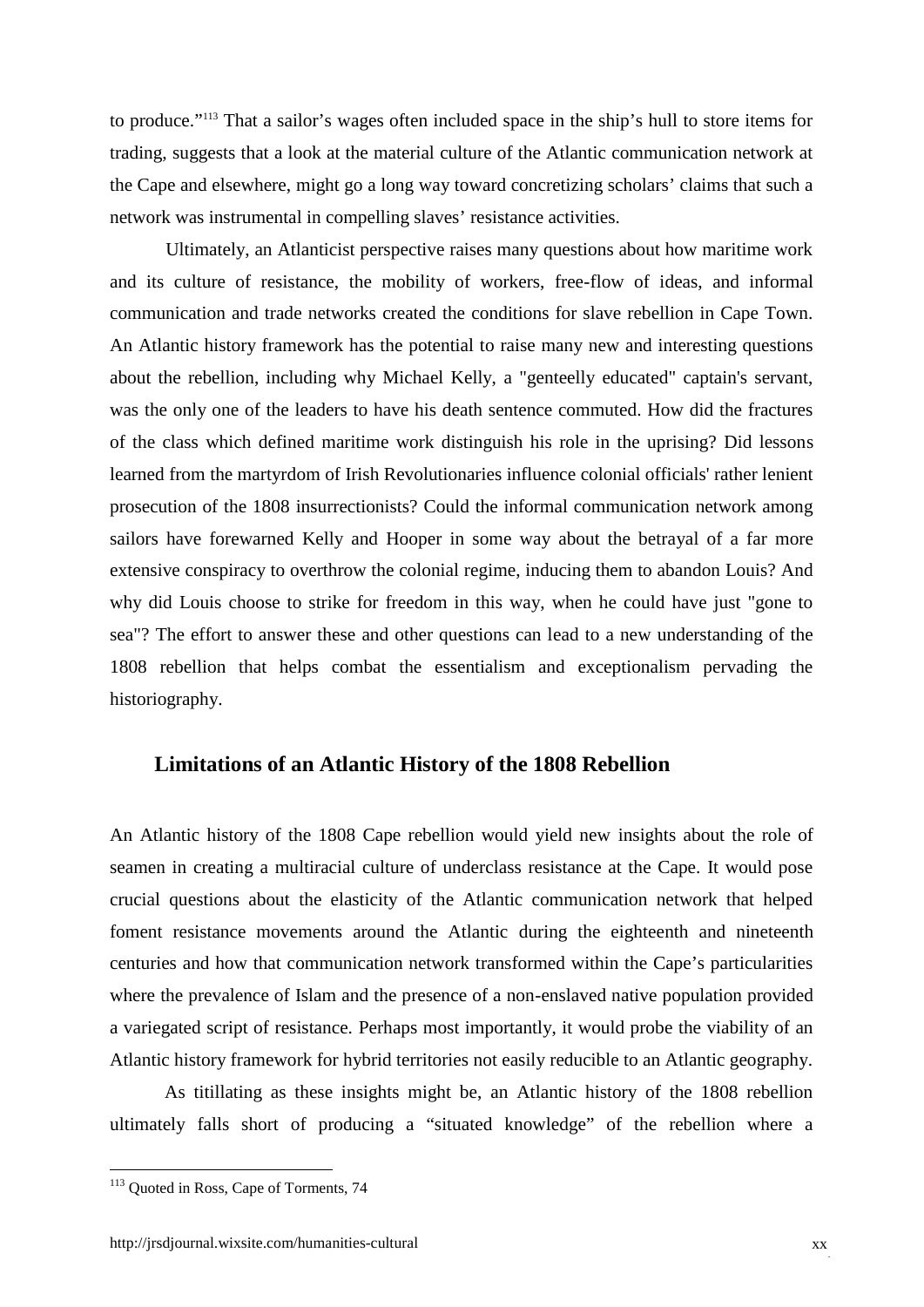to produce."[113] That a sailor's wages often included space in the ship's hull to store items for trading, suggests that a look at the material culture of the Atlantic communication network at the Cape and elsewhere, might go a long way toward concretizing scholars' claims that such a network was instrumental in compelling slaves' resistance activities.

Ultimately, an Atlanticist perspective raises many questions about how maritime work and its culture of resistance, the mobility of workers, free-flow of ideas, and informal communication and trade networks created the conditions for slave rebellion in Cape Town. An Atlantic history framework has the potential to raise many new and interesting questions about the rebellion, including why Michael Kelly, a "genteelly educated" captain's servant, was the only one of the leaders to have his death sentence commuted. How did the fractures of the class which defined maritime work distinguish his role in the uprising? Did lessons learned from the martyrdom of Irish Revolutionaries influence colonial officials' rather lenient prosecution of the 1808 insurrectionists? Could the informal communication network among sailors have forewarned Kelly and Hooper in some way about the betrayal of a far more extensive conspiracy to overthrow the colonial regime, inducing them to abandon Louis? And why did Louis choose to strike for freedom in this way, when he could have just "gone to sea"? The effort to answer these and other questions can lead to a new understanding of the 1808 rebellion that helps combat the essentialism and exceptionalism pervading the historiography.

## Limitations of an Atlantic History of the 1808 Rebellion

An Atlantic history of the 1808 Cape rebellion would yield new insights about the role of seamen in creating a multiracial culture of underclass resistance at the Cape. It would pose crucial questions about the elasticity of the Atlantic communication network that helped foment resistance movements around the Atlantic during the eighteenth and nineteenth centuries and how that communication network transformed within the Cape's particularities where the prevalence of Islam and the presence of a non-enslaved native population provided a variegated script of resistance. Perhaps most importantly, it would probe the viability of an Atlantic history framework for hybrid territories not easily reducible to an Atlantic geography.

As titillating as these insights might be, an Atlantic history of the 1808 rebellion ultimately falls short of producing a "situated knowledge" of the rebellion where a

[113] Quoted in Ross, Cape of Torments, 74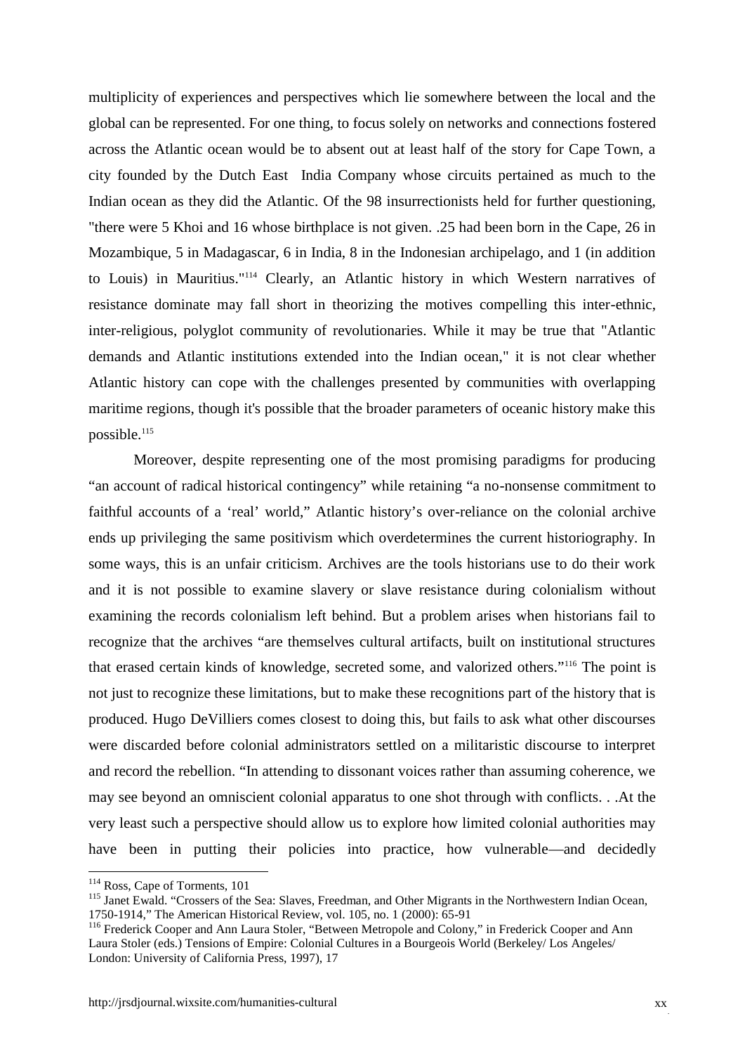multiplicity of experiences and perspectives which lie somewhere between the local and the global can be represented. For one thing, to focus solely on networks and connections fostered across the Atlantic ocean would be to absent out at least half of the story for Cape Town, a city founded by the Dutch East India Company whose circuits pertained as much to the Indian ocean as they did the Atlantic. Of the 98 insurrectionists held for further questioning, "there were 5 Khoi and 16 whose birthplace is not given. .25 had been born in the Cape, 26 in Mozambique, 5 in Madagascar, 6 in India, 8 in the Indonesian archipelago, and 1 (in addition to Louis) in Mauritius."[114] Clearly, an Atlantic history in which Western narratives of resistance dominate may fall short in theorizing the motives compelling this inter-ethnic, inter-religious, polyglot community of revolutionaries. While it may be true that "Atlantic demands and Atlantic institutions extended into the Indian ocean," it is not clear whether Atlantic history can cope with the challenges presented by communities with overlapping maritime regions, though it's possible that the broader parameters of oceanic history make this possible.[115]

Moreover, despite representing one of the most promising paradigms for producing "an account of radical historical contingency" while retaining "a no-nonsense commitment to faithful accounts of a 'real' world," Atlantic history's over-reliance on the colonial archive ends up privileging the same positivism which overdetermines the current historiography. In some ways, this is an unfair criticism. Archives are the tools historians use to do their work and it is not possible to examine slavery or slave resistance during colonialism without examining the records colonialism left behind. But a problem arises when historians fail to recognize that the archives "are themselves cultural artifacts, built on institutional structures that erased certain kinds of knowledge, secreted some, and valorized others."[116] The point is not just to recognize these limitations, but to make these recognitions part of the history that is produced. Hugo DeVilliers comes closest to doing this, but fails to ask what other discourses were discarded before colonial administrators settled on a militaristic discourse to interpret and record the rebellion. "In attending to dissonant voices rather than assuming coherence, we may see beyond an omniscient colonial apparatus to one shot through with conflicts. . .At the very least such a perspective should allow us to explore how limited colonial authorities may have been in putting their policies into practice, how vulnerable—and decidedly

---

[114] Ross, Cape of Torments, 101

[115] Janet Ewald. "Crossers of the Sea: Slaves, Freedman, and Other Migrants in the Northwestern Indian Ocean, 1750-1914," The American Historical Review, vol. 105, no. 1 (2000): 65-91

[116] Frederick Cooper and Ann Laura Stoler, "Between Metropole and Colony," in Frederick Cooper and Ann Laura Stoler (eds.) Tensions of Empire: Colonial Cultures in a Bourgeois World (Berkeley/ Los Angeles/ London: University of California Press, 1997), 17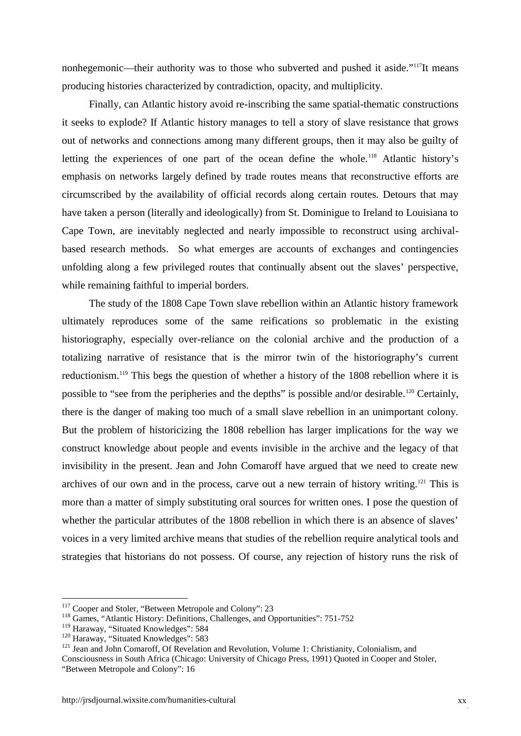nonhegemonic—their authority was to those who subverted and pushed it aside."[117]It means producing histories characterized by contradiction, opacity, and multiplicity.

Finally, can Atlantic history avoid re-inscribing the same spatial-thematic constructions it seeks to explode? If Atlantic history manages to tell a story of slave resistance that grows out of networks and connections among many different groups, then it may also be guilty of letting the experiences of one part of the ocean define the whole.[118] Atlantic history's emphasis on networks largely defined by trade routes means that reconstructive efforts are circumscribed by the availability of official records along certain routes. Detours that may have taken a person (literally and ideologically) from St. Dominigue to Ireland to Louisiana to Cape Town, are inevitably neglected and nearly impossible to reconstruct using archival-based research methods. So what emerges are accounts of exchanges and contingencies unfolding along a few privileged routes that continually absent out the slaves' perspective, while remaining faithful to imperial borders.

The study of the 1808 Cape Town slave rebellion within an Atlantic history framework ultimately reproduces some of the same reifications so problematic in the existing historiography, especially over-reliance on the colonial archive and the production of a totalizing narrative of resistance that is the mirror twin of the historiography's current reductionism.[119] This begs the question of whether a history of the 1808 rebellion where it is possible to "see from the peripheries and the depths" is possible and/or desirable.[120] Certainly, there is the danger of making too much of a small slave rebellion in an unimportant colony. But the problem of historicizing the 1808 rebellion has larger implications for the way we construct knowledge about people and events invisible in the archive and the legacy of that invisibility in the present. Jean and John Comaroff have argued that we need to create new archives of our own and in the process, carve out a new terrain of history writing.[121] This is more than a matter of simply substituting oral sources for written ones. I pose the question of whether the particular attributes of the 1808 rebellion in which there is an absence of slaves' voices in a very limited archive means that studies of the rebellion require analytical tools and strategies that historians do not possess. Of course, any rejection of history runs the risk of

---

[117] Cooper and Stoler, "Between Metropole and Colony": 23

[118] Games, "Atlantic History: Definitions, Challenges, and Opportunities": 751-752

[119] Haraway, "Situated Knowledges": 584

[120] Haraway, "Situated Knowledges": 583

[121] Jean and John Comaroff, Of Revelation and Revolution, Volume 1: Christianity, Colonialism, and Consciousness in South Africa (Chicago: University of Chicago Press, 1991) Quoted in Cooper and Stoler, "Between Metropole and Colony": 16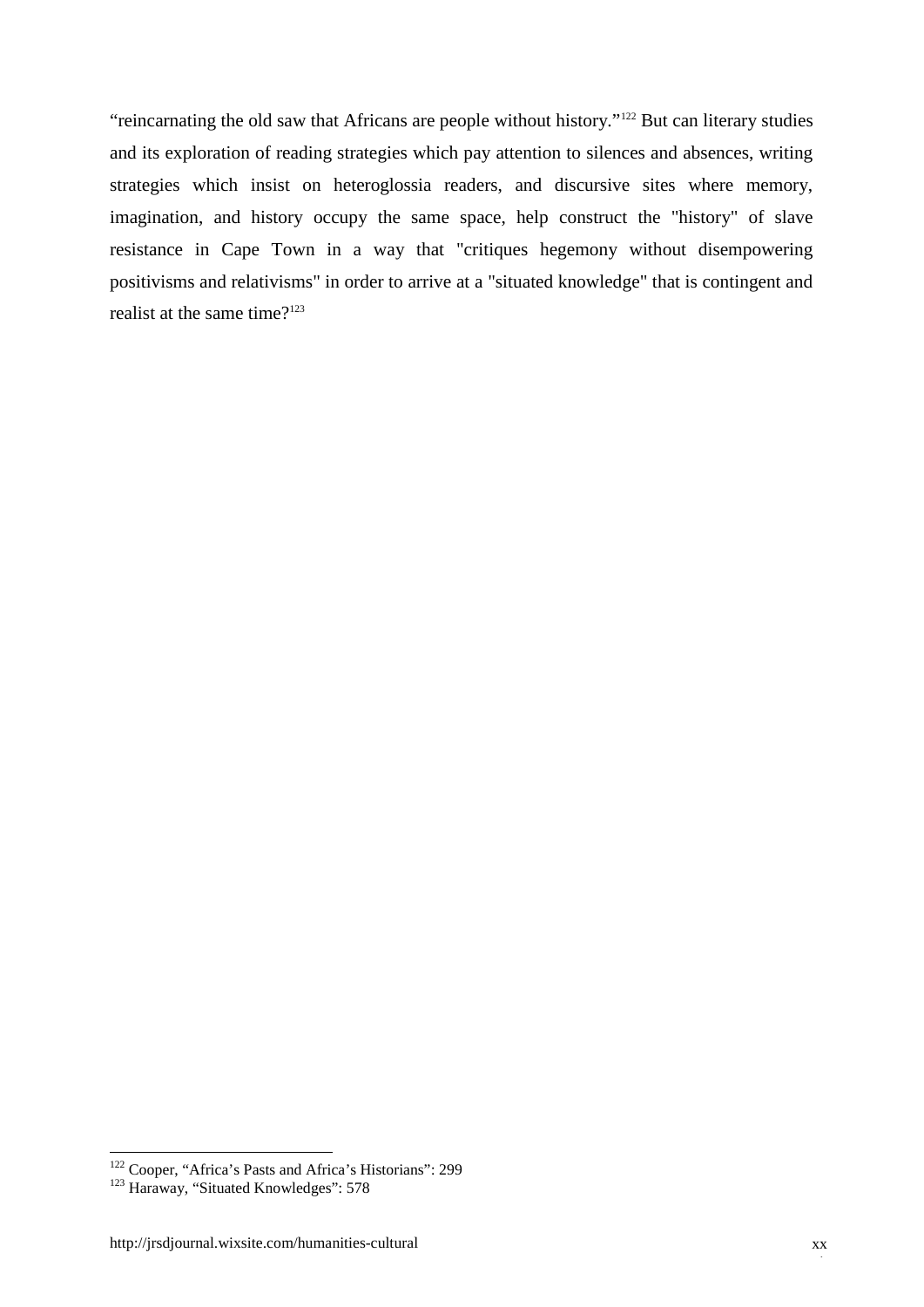"reincarnating the old saw that Africans are people without history."[122] But can literary studies and its exploration of reading strategies which pay attention to silences and absences, writing strategies which insist on heteroglossia readers, and discursive sites where memory, imagination, and history occupy the same space, help construct the "history" of slave resistance in Cape Town in a way that "critiques hegemony without disempowering positivisms and relativisms" in order to arrive at a "situated knowledge" that is contingent and realist at the same time?[123]

---

[122] Cooper, "Africa's Pasts and Africa's Historians": 299

[123] Haraway, "Situated Knowledges": 578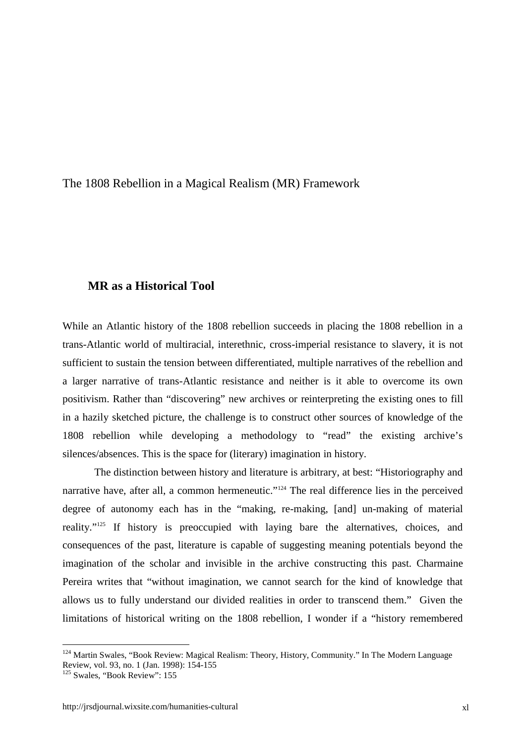# The 1808 Rebellion in a Magical Realism (MR) Framework

## MR as a Historical Tool

While an Atlantic history of the 1808 rebellion succeeds in placing the 1808 rebellion in a trans-Atlantic world of multiracial, interethnic, cross-imperial resistance to slavery, it is not sufficient to sustain the tension between differentiated, multiple narratives of the rebellion and a larger narrative of trans-Atlantic resistance and neither is it able to overcome its own positivism. Rather than "discovering" new archives or reinterpreting the existing ones to fill in a hazily sketched picture, the challenge is to construct other sources of knowledge of the 1808 rebellion while developing a methodology to "read" the existing archive's silences/absences. This is the space for (literary) imagination in history.

The distinction between history and literature is arbitrary, at best: "Historiography and narrative have, after all, a common hermeneutic."[124] The real difference lies in the perceived degree of autonomy each has in the "making, re-making, [and] un-making of material reality."[125] If history is preoccupied with laying bare the alternatives, choices, and consequences of the past, literature is capable of suggesting meaning potentials beyond the imagination of the scholar and invisible in the archive constructing this past. Charmaine Pereira writes that "without imagination, we cannot search for the kind of knowledge that allows us to fully understand our divided realities in order to transcend them." Given the limitations of historical writing on the 1808 rebellion, I wonder if a "history remembered

---

[124] Martin Swales, "Book Review: Magical Realism: Theory, History, Community." In The Modern Language Review, vol. 93, no. 1 (Jan. 1998): 154-155

[125] Swales, "Book Review": 155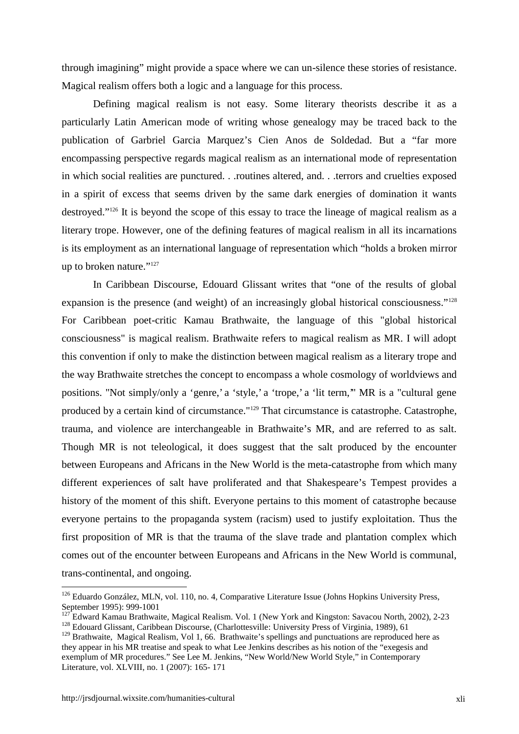through imagining" might provide a space where we can un-silence these stories of resistance. Magical realism offers both a logic and a language for this process.

Defining magical realism is not easy. Some literary theorists describe it as a particularly Latin American mode of writing whose genealogy may be traced back to the publication of Garbriel Garcia Marquez's Cien Anos de Soldedad. But a "far more encompassing perspective regards magical realism as an international mode of representation in which social realities are punctured. . .routines altered, and. . .terrors and cruelties exposed in a spirit of excess that seems driven by the same dark energies of domination it wants destroyed."[126] It is beyond the scope of this essay to trace the lineage of magical realism as a literary trope. However, one of the defining features of magical realism in all its incarnations is its employment as an international language of representation which "holds a broken mirror up to broken nature."[127]

In Caribbean Discourse, Edouard Glissant writes that "one of the results of global expansion is the presence (and weight) of an increasingly global historical consciousness."[128] For Caribbean poet-critic Kamau Brathwaite, the language of this "global historical consciousness" is magical realism. Brathwaite refers to magical realism as MR. I will adopt this convention if only to make the distinction between magical realism as a literary trope and the way Brathwaite stretches the concept to encompass a whole cosmology of worldviews and positions. "Not simply/only a 'genre,' a 'style,' a 'trope,' a 'lit term,'" MR is a "cultural gene produced by a certain kind of circumstance."[129] That circumstance is catastrophe. Catastrophe, trauma, and violence are interchangeable in Brathwaite's MR, and are referred to as salt. Though MR is not teleological, it does suggest that the salt produced by the encounter between Europeans and Africans in the New World is the meta-catastrophe from which many different experiences of salt have proliferated and that Shakespeare's Tempest provides a history of the moment of this shift. Everyone pertains to this moment of catastrophe because everyone pertains to the propaganda system (racism) used to justify exploitation. Thus the first proposition of MR is that the trauma of the slave trade and plantation complex which comes out of the encounter between Europeans and Africans in the New World is communal, trans-continental, and ongoing.

---

[126] Eduardo González, MLN, vol. 110, no. 4, Comparative Literature Issue (Johns Hopkins University Press, September 1995): 999-1001

[127] Edward Kamau Brathwaite, Magical Realism. Vol. 1 (New York and Kingston: Savacou North, 2002), 2-23

[128] Edouard Glissant, Caribbean Discourse, (Charlottesville: University Press of Virginia, 1989), 61

[129] Brathwaite, Magical Realism, Vol 1, 66. Brathwaite's spellings and punctuations are reproduced here as they appear in his MR treatise and speak to what Lee Jenkins describes as his notion of the "exegesis and exemplum of MR procedures." See Lee M. Jenkins, "New World/New World Style," in Contemporary Literature, vol. XLVIII, no. 1 (2007): 165- 171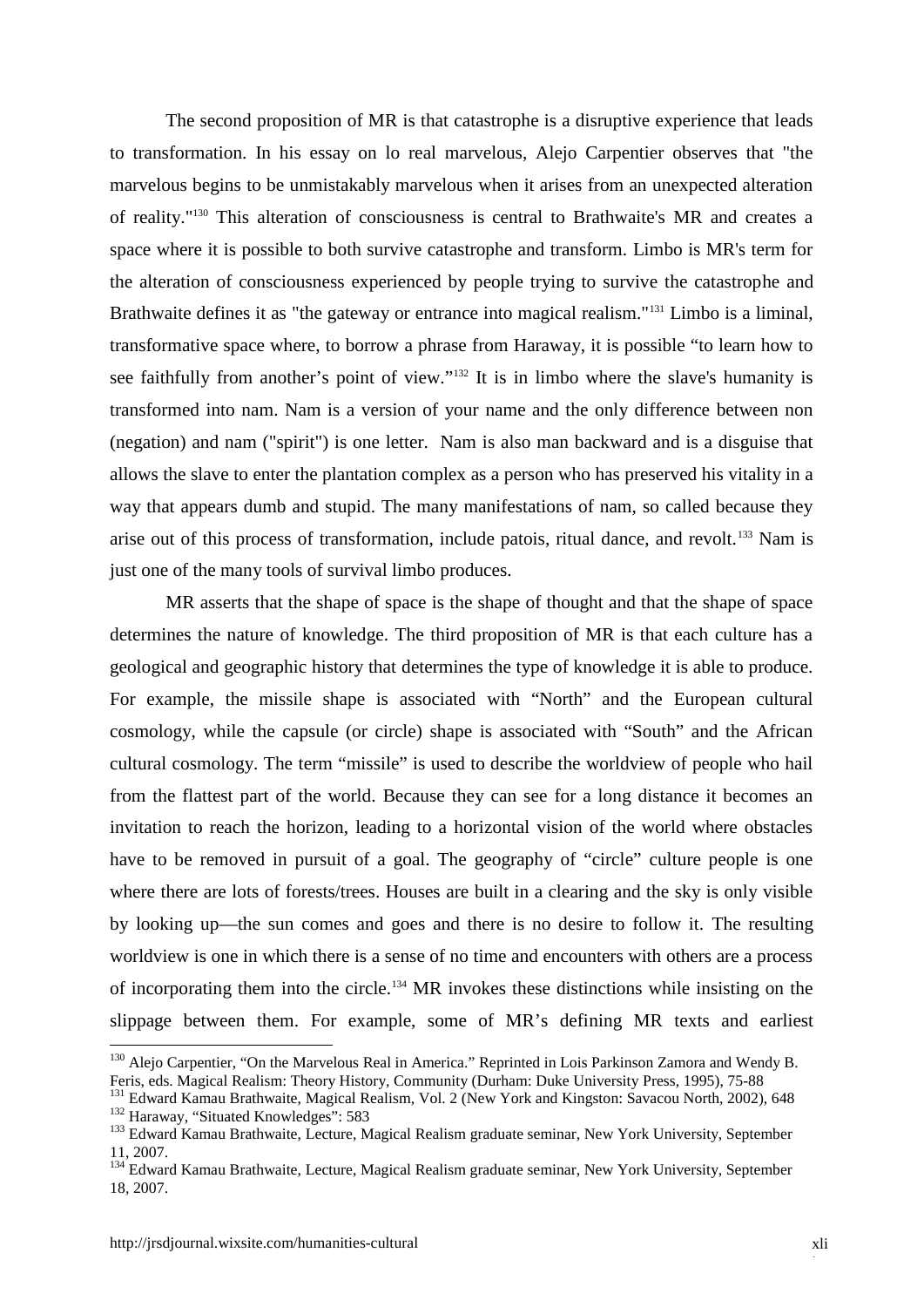The second proposition of MR is that catastrophe is a disruptive experience that leads to transformation. In his essay on lo real marvelous, Alejo Carpentier observes that "the marvelous begins to be unmistakably marvelous when it arises from an unexpected alteration of reality."[130] This alteration of consciousness is central to Brathwaite's MR and creates a space where it is possible to both survive catastrophe and transform. Limbo is MR's term for the alteration of consciousness experienced by people trying to survive the catastrophe and Brathwaite defines it as "the gateway or entrance into magical realism."[131] Limbo is a liminal, transformative space where, to borrow a phrase from Haraway, it is possible "to learn how to see faithfully from another's point of view."[132] It is in limbo where the slave's humanity is transformed into nam. Nam is a version of your name and the only difference between non (negation) and nam ("spirit") is one letter. Nam is also man backward and is a disguise that allows the slave to enter the plantation complex as a person who has preserved his vitality in a way that appears dumb and stupid. The many manifestations of nam, so called because they arise out of this process of transformation, include patois, ritual dance, and revolt.[133] Nam is just one of the many tools of survival limbo produces.

MR asserts that the shape of space is the shape of thought and that the shape of space determines the nature of knowledge. The third proposition of MR is that each culture has a geological and geographic history that determines the type of knowledge it is able to produce. For example, the missile shape is associated with "North" and the European cultural cosmology, while the capsule (or circle) shape is associated with "South" and the African cultural cosmology. The term "missile" is used to describe the worldview of people who hail from the flattest part of the world. Because they can see for a long distance it becomes an invitation to reach the horizon, leading to a horizontal vision of the world where obstacles have to be removed in pursuit of a goal. The geography of "circle" culture people is one where there are lots of forests/trees. Houses are built in a clearing and the sky is only visible by looking up—the sun comes and goes and there is no desire to follow it. The resulting worldview is one in which there is a sense of no time and encounters with others are a process of incorporating them into the circle.[134] MR invokes these distinctions while insisting on the slippage between them. For example, some of MR's defining MR texts and earliest

---

[130] Alejo Carpentier, "On the Marvelous Real in America." Reprinted in Lois Parkinson Zamora and Wendy B. Feris, eds. Magical Realism: Theory History, Community (Durham: Duke University Press, 1995), 75-88

[131] Edward Kamau Brathwaite, Magical Realism, Vol. 2 (New York and Kingston: Savacou North, 2002), 648

[132] Haraway, "Situated Knowledges": 583

[133] Edward Kamau Brathwaite, Lecture, Magical Realism graduate seminar, New York University, September 11, 2007.

[134] Edward Kamau Brathwaite, Lecture, Magical Realism graduate seminar, New York University, September 18, 2007.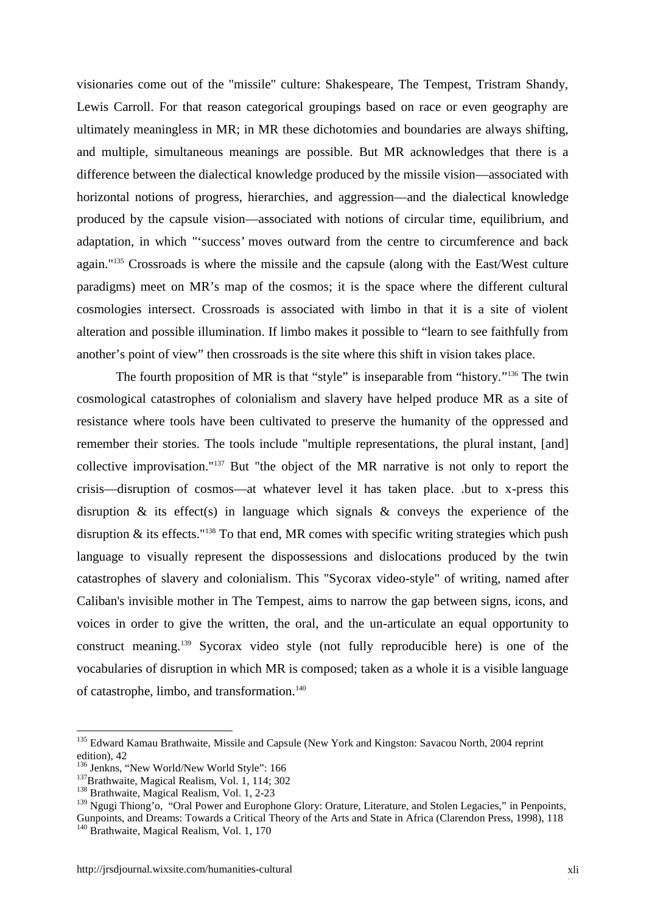visionaries come out of the "missile" culture: Shakespeare, The Tempest, Tristram Shandy, Lewis Carroll. For that reason categorical groupings based on race or even geography are ultimately meaningless in MR; in MR these dichotomies and boundaries are always shifting, and multiple, simultaneous meanings are possible. But MR acknowledges that there is a difference between the dialectical knowledge produced by the missile vision—associated with horizontal notions of progress, hierarchies, and aggression—and the dialectical knowledge produced by the capsule vision—associated with notions of circular time, equilibrium, and adaptation, in which "'success' moves outward from the centre to circumference and back again."[135] Crossroads is where the missile and the capsule (along with the East/West culture paradigms) meet on MR's map of the cosmos; it is the space where the different cultural cosmologies intersect. Crossroads is associated with limbo in that it is a site of violent alteration and possible illumination. If limbo makes it possible to "learn to see faithfully from another's point of view" then crossroads is the site where this shift in vision takes place.

The fourth proposition of MR is that "style" is inseparable from "history."[136] The twin cosmological catastrophes of colonialism and slavery have helped produce MR as a site of resistance where tools have been cultivated to preserve the humanity of the oppressed and remember their stories. The tools include "multiple representations, the plural instant, [and] collective improvisation."[137] But "the object of the MR narrative is not only to report the crisis—disruption of cosmos—at whatever level it has taken place. .but to x-press this disruption & its effect(s) in language which signals & conveys the experience of the disruption & its effects."[138] To that end, MR comes with specific writing strategies which push language to visually represent the dispossessions and dislocations produced by the twin catastrophes of slavery and colonialism. This "Sycorax video-style" of writing, named after Caliban's invisible mother in The Tempest, aims to narrow the gap between signs, icons, and voices in order to give the written, the oral, and the un-articulate an equal opportunity to construct meaning.[139] Sycorax video style (not fully reproducible here) is one of the vocabularies of disruption in which MR is composed; taken as a whole it is a visible language of catastrophe, limbo, and transformation.[140]

---

[135] Edward Kamau Brathwaite, Missile and Capsule (New York and Kingston: Savacou North, 2004 reprint edition), 42

[136] Jenkns, "New World/New World Style": 166

[137] Brathwaite, Magical Realism, Vol. 1, 114; 302

[138] Brathwaite, Magical Realism, Vol. 1, 2-23

[139] Ngugi Thiong'o, "Oral Power and Europhone Glory: Orature, Literature, and Stolen Legacies," in Penpoints, Gunpoints, and Dreams: Towards a Critical Theory of the Arts and State in Africa (Clarendon Press, 1998), 118

[140] Brathwaite, Magical Realism, Vol. 1, 170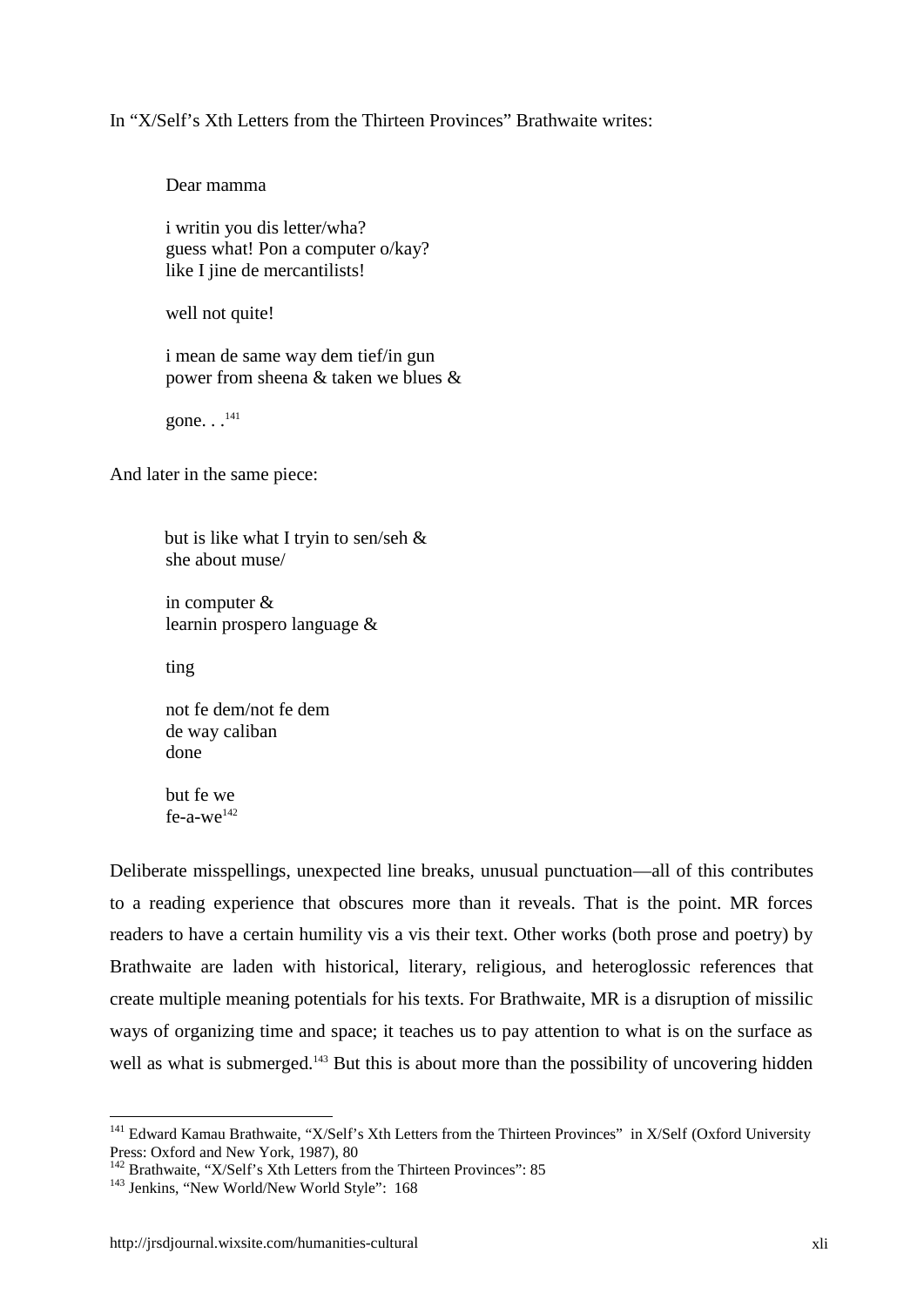In "X/Self's Xth Letters from the Thirteen Provinces" Brathwaite writes:

> Dear mamma
>
> i writin you dis letter/wha?
> guess what! Pon a computer o/kay?
> like I jine de mercantilists!
>
> well not quite!
>
> i mean de same way dem tief/in gun
> power from sheena & taken we blues &
>
> gone. . .[141]

And later in the same piece:

> but is like what I tryin to sen/seh &
> she about muse/
>
> in computer &
> learnin prospero language &
>
> ting
>
> not fe dem/not fe dem
> de way caliban
> done
>
> but fe we
> fe-a-we[142]

Deliberate misspellings, unexpected line breaks, unusual punctuation—all of this contributes to a reading experience that obscures more than it reveals. That is the point. MR forces readers to have a certain humility vis a vis their text. Other works (both prose and poetry) by Brathwaite are laden with historical, literary, religious, and heteroglossic references that create multiple meaning potentials for his texts. For Brathwaite, MR is a disruption of missilic ways of organizing time and space; it teaches us to pay attention to what is on the surface as well as what is submerged.[143] But this is about more than the possibility of uncovering hidden

---

[141] Edward Kamau Brathwaite, "X/Self's Xth Letters from the Thirteen Provinces" in X/Self (Oxford University Press: Oxford and New York, 1987), 80

[142] Brathwaite, "X/Self's Xth Letters from the Thirteen Provinces": 85

[143] Jenkins, "New World/New World Style": 168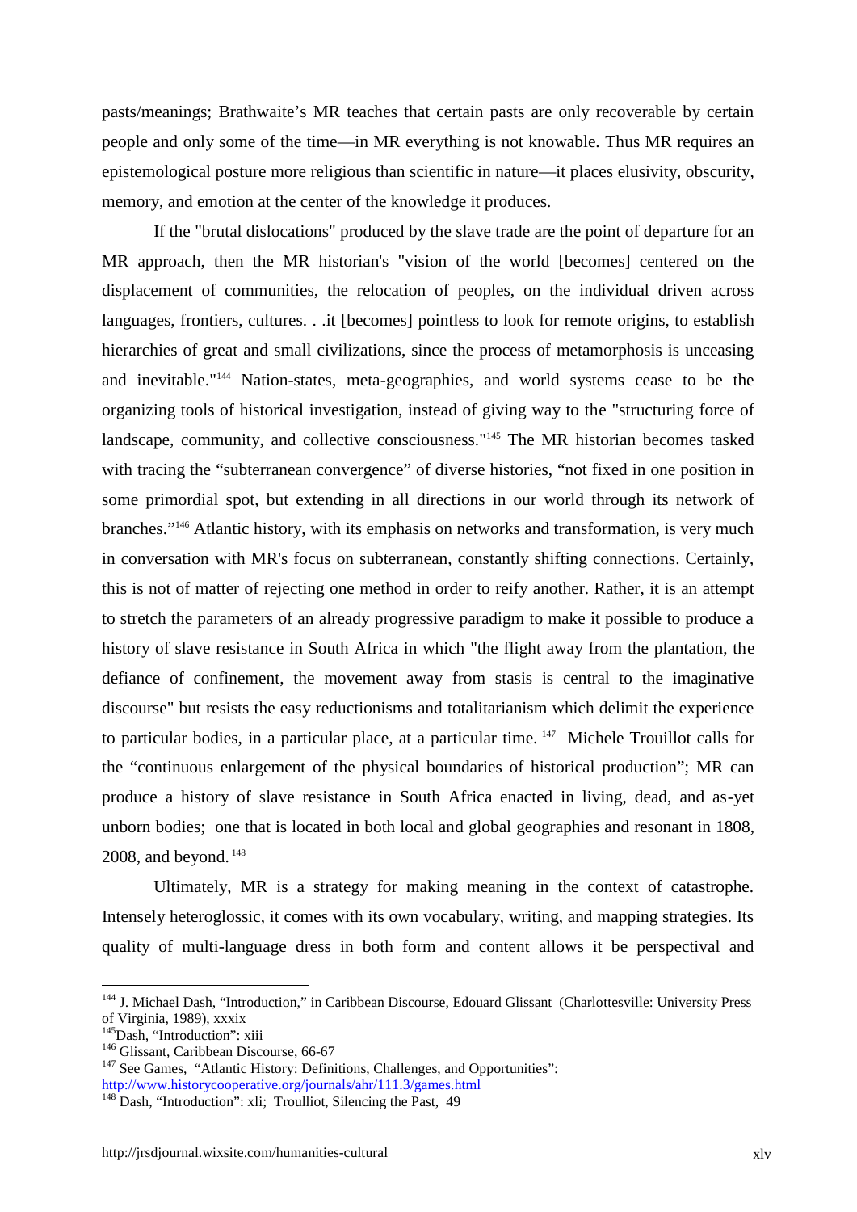pasts/meanings; Brathwaite's MR teaches that certain pasts are only recoverable by certain people and only some of the time—in MR everything is not knowable. Thus MR requires an epistemological posture more religious than scientific in nature—it places elusivity, obscurity, memory, and emotion at the center of the knowledge it produces.

If the "brutal dislocations" produced by the slave trade are the point of departure for an MR approach, then the MR historian's "vision of the world [becomes] centered on the displacement of communities, the relocation of peoples, on the individual driven across languages, frontiers, cultures. . .it [becomes] pointless to look for remote origins, to establish hierarchies of great and small civilizations, since the process of metamorphosis is unceasing and inevitable."[144] Nation-states, meta-geographies, and world systems cease to be the organizing tools of historical investigation, instead of giving way to the "structuring force of landscape, community, and collective consciousness."[145] The MR historian becomes tasked with tracing the "subterranean convergence" of diverse histories, "not fixed in one position in some primordial spot, but extending in all directions in our world through its network of branches."[146] Atlantic history, with its emphasis on networks and transformation, is very much in conversation with MR's focus on subterranean, constantly shifting connections. Certainly, this is not of matter of rejecting one method in order to reify another. Rather, it is an attempt to stretch the parameters of an already progressive paradigm to make it possible to produce a history of slave resistance in South Africa in which "the flight away from the plantation, the defiance of confinement, the movement away from stasis is central to the imaginative discourse" but resists the easy reductionisms and totalitarianism which delimit the experience to particular bodies, in a particular place, at a particular time. [147] Michele Trouillot calls for the "continuous enlargement of the physical boundaries of historical production"; MR can produce a history of slave resistance in South Africa enacted in living, dead, and as-yet unborn bodies; one that is located in both local and global geographies and resonant in 1808, 2008, and beyond. [148]

Ultimately, MR is a strategy for making meaning in the context of catastrophe. Intensely heteroglossic, it comes with its own vocabulary, writing, and mapping strategies. Its quality of multi-language dress in both form and content allows it be perspectival and

---

[144] J. Michael Dash, "Introduction," in Caribbean Discourse, Edouard Glissant (Charlottesville: University Press of Virginia, 1989), xxxix

[145] Dash, "Introduction": xiii

[146] Glissant, Caribbean Discourse, 66-67

[147] See Games, "Atlantic History: Definitions, Challenges, and Opportunities": http://www.historycooperative.org/journals/ahr/111.3/games.html

[148] Dash, "Introduction": xli; Troulliot, Silencing the Past, 49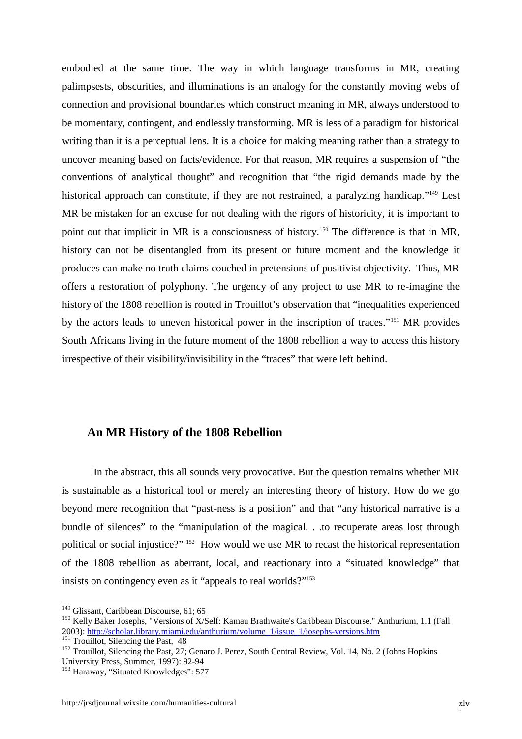embodied at the same time. The way in which language transforms in MR, creating palimpsests, obscurities, and illuminations is an analogy for the constantly moving webs of connection and provisional boundaries which construct meaning in MR, always understood to be momentary, contingent, and endlessly transforming. MR is less of a paradigm for historical writing than it is a perceptual lens. It is a choice for making meaning rather than a strategy to uncover meaning based on facts/evidence. For that reason, MR requires a suspension of "the conventions of analytical thought" and recognition that "the rigid demands made by the historical approach can constitute, if they are not restrained, a paralyzing handicap."[149] Lest MR be mistaken for an excuse for not dealing with the rigors of historicity, it is important to point out that implicit in MR is a consciousness of history.[150] The difference is that in MR, history can not be disentangled from its present or future moment and the knowledge it produces can make no truth claims couched in pretensions of positivist objectivity. Thus, MR offers a restoration of polyphony. The urgency of any project to use MR to re-imagine the history of the 1808 rebellion is rooted in Trouillot's observation that "inequalities experienced by the actors leads to uneven historical power in the inscription of traces."[151] MR provides South Africans living in the future moment of the 1808 rebellion a way to access this history irrespective of their visibility/invisibility in the "traces" that were left behind.

### An MR History of the 1808 Rebellion

In the abstract, this all sounds very provocative. But the question remains whether MR is sustainable as a historical tool or merely an interesting theory of history. How do we go beyond mere recognition that "past-ness is a position" and that "any historical narrative is a bundle of silences" to the "manipulation of the magical. . .to recuperate areas lost through political or social injustice?"[152] How would we use MR to recast the historical representation of the 1808 rebellion as aberrant, local, and reactionary into a "situated knowledge" that insists on contingency even as it "appeals to real worlds?"[153]

---

[149] Glissant, Caribbean Discourse, 61; 65

[150] Kelly Baker Josephs, "Versions of X/Self: Kamau Brathwaite's Caribbean Discourse." Anthurium, 1.1 (Fall 2003): http://scholar.library.miami.edu/anthurium/volume_1/issue_1/josephs-versions.htm

[151] Trouillot, Silencing the Past, 48

[152] Trouillot, Silencing the Past, 27; Genaro J. Perez, South Central Review, Vol. 14, No. 2 (Johns Hopkins University Press, Summer, 1997): 92-94

[153] Haraway, "Situated Knowledges": 577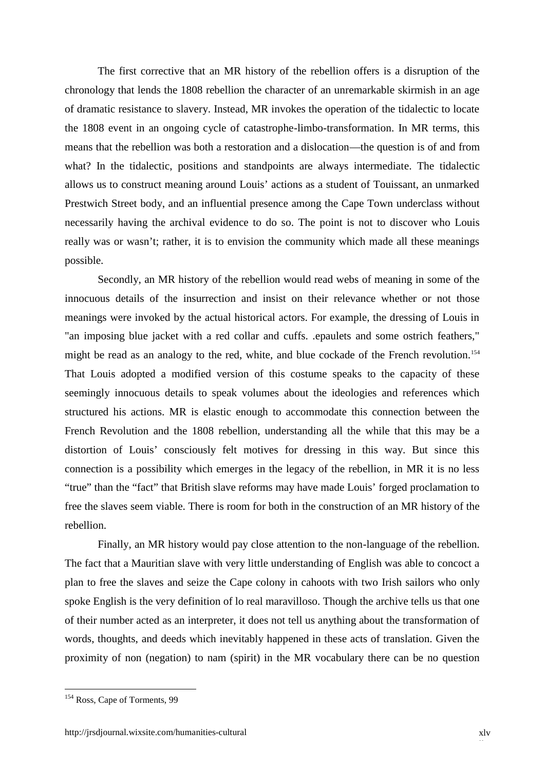The first corrective that an MR history of the rebellion offers is a disruption of the chronology that lends the 1808 rebellion the character of an unremarkable skirmish in an age of dramatic resistance to slavery. Instead, MR invokes the operation of the tidalectic to locate the 1808 event in an ongoing cycle of catastrophe-limbo-transformation. In MR terms, this means that the rebellion was both a restoration and a dislocation—the question is of and from what? In the tidalectic, positions and standpoints are always intermediate. The tidalectic allows us to construct meaning around Louis' actions as a student of Touissant, an unmarked Prestwich Street body, and an influential presence among the Cape Town underclass without necessarily having the archival evidence to do so. The point is not to discover who Louis really was or wasn't; rather, it is to envision the community which made all these meanings possible.

Secondly, an MR history of the rebellion would read webs of meaning in some of the innocuous details of the insurrection and insist on their relevance whether or not those meanings were invoked by the actual historical actors. For example, the dressing of Louis in "an imposing blue jacket with a red collar and cuffs. .epaulets and some ostrich feathers," might be read as an analogy to the red, white, and blue cockade of the French revolution.[154] That Louis adopted a modified version of this costume speaks to the capacity of these seemingly innocuous details to speak volumes about the ideologies and references which structured his actions. MR is elastic enough to accommodate this connection between the French Revolution and the 1808 rebellion, understanding all the while that this may be a distortion of Louis' consciously felt motives for dressing in this way. But since this connection is a possibility which emerges in the legacy of the rebellion, in MR it is no less "true" than the "fact" that British slave reforms may have made Louis' forged proclamation to free the slaves seem viable. There is room for both in the construction of an MR history of the rebellion.

Finally, an MR history would pay close attention to the non-language of the rebellion. The fact that a Mauritian slave with very little understanding of English was able to concoct a plan to free the slaves and seize the Cape colony in cahoots with two Irish sailors who only spoke English is the very definition of lo real maravilloso. Though the archive tells us that one of their number acted as an interpreter, it does not tell us anything about the transformation of words, thoughts, and deeds which inevitably happened in these acts of translation. Given the proximity of non (negation) to nam (spirit) in the MR vocabulary there can be no question

[154] Ross, Cape of Torments, 99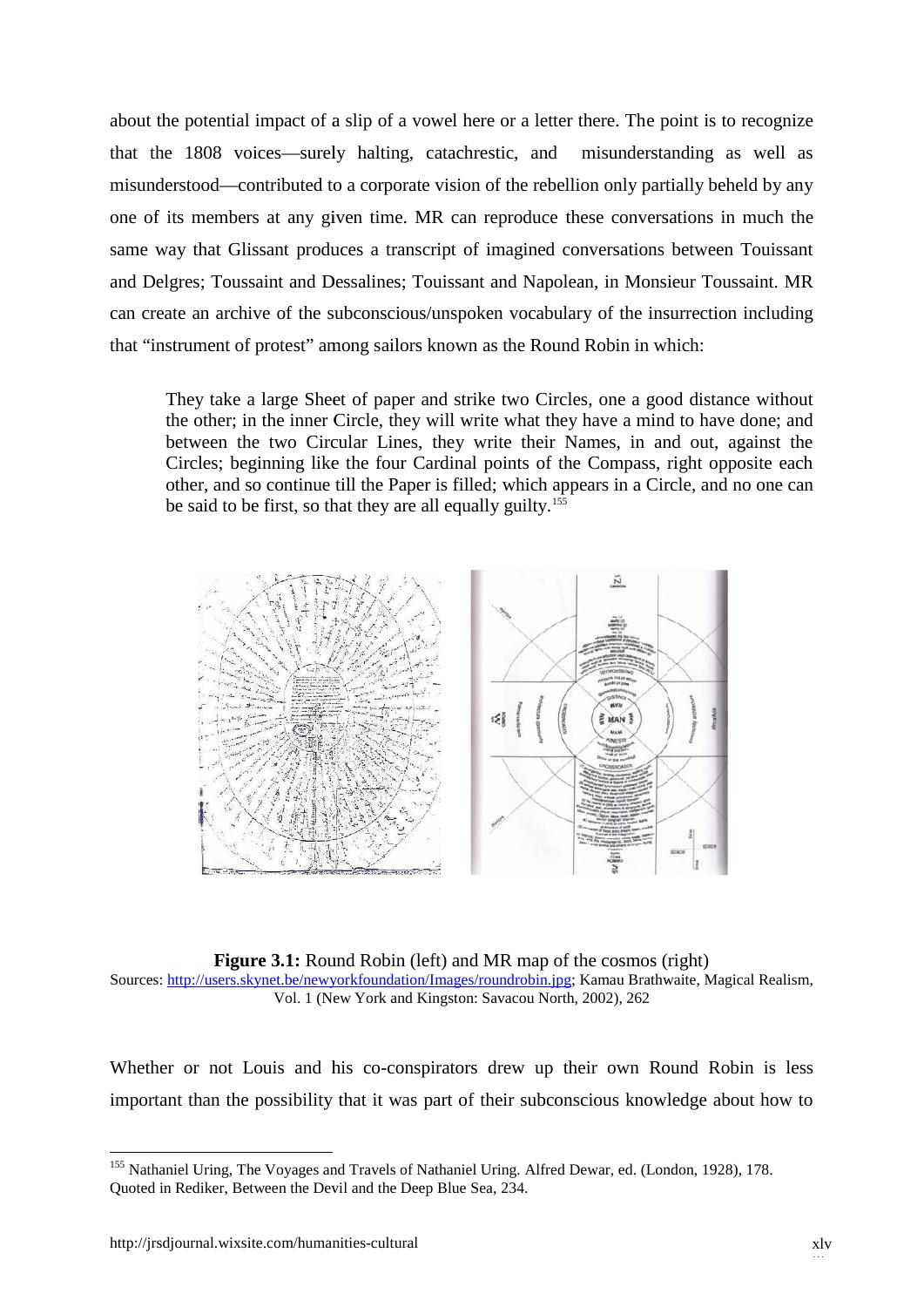about the potential impact of a slip of a vowel here or a letter there. The point is to recognize that the 1808 voices—surely halting, catachrestic, and misunderstanding as well as misunderstood—contributed to a corporate vision of the rebellion only partially beheld by any one of its members at any given time. MR can reproduce these conversations in much the same way that Glissant produces a transcript of imagined conversations between Touissant and Delgres; Toussaint and Dessalines; Touissant and Napolean, in Monsieur Toussaint. MR can create an archive of the subconscious/unspoken vocabulary of the insurrection including that "instrument of protest" among sailors known as the Round Robin in which:

> They take a large Sheet of paper and strike two Circles, one a good distance without the other; in the inner Circle, they will write what they have a mind to have done; and between the two Circular Lines, they write their Names, in and out, against the Circles; beginning like the four Cardinal points of the Compass, right opposite each other, and so continue till the Paper is filled; which appears in a Circle, and no one can be said to be first, so that they are all equally guilty.[155]

**Figure 3.1:** Round Robin (left) and MR map of the cosmos (right)
Sources: http://users.skynet.be/newyorkfoundation/Images/roundrobin.jpg; Kamau Brathwaite, Magical Realism, Vol. 1 (New York and Kingston: Savacou North, 2002), 262

Whether or not Louis and his co-conspirators drew up their own Round Robin is less important than the possibility that it was part of their subconscious knowledge about how to

[155] Nathaniel Uring, The Voyages and Travels of Nathaniel Uring. Alfred Dewar, ed. (London, 1928), 178. Quoted in Rediker, Between the Devil and the Deep Blue Sea, 234.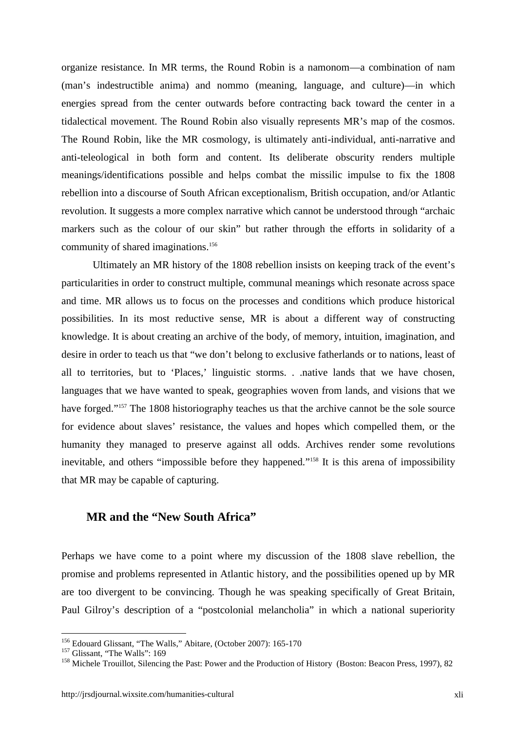organize resistance. In MR terms, the Round Robin is a namonom—a combination of nam (man's indestructible anima) and nommo (meaning, language, and culture)—in which energies spread from the center outwards before contracting back toward the center in a tidalectical movement. The Round Robin also visually represents MR's map of the cosmos. The Round Robin, like the MR cosmology, is ultimately anti-individual, anti-narrative and anti-teleological in both form and content. Its deliberate obscurity renders multiple meanings/identifications possible and helps combat the missilic impulse to fix the 1808 rebellion into a discourse of South African exceptionalism, British occupation, and/or Atlantic revolution. It suggests a more complex narrative which cannot be understood through "archaic markers such as the colour of our skin" but rather through the efforts in solidarity of a community of shared imaginations.[156]

Ultimately an MR history of the 1808 rebellion insists on keeping track of the event's particularities in order to construct multiple, communal meanings which resonate across space and time. MR allows us to focus on the processes and conditions which produce historical possibilities. In its most reductive sense, MR is about a different way of constructing knowledge. It is about creating an archive of the body, of memory, intuition, imagination, and desire in order to teach us that "we don't belong to exclusive fatherlands or to nations, least of all to territories, but to 'Places,' linguistic storms. . .native lands that we have chosen, languages that we have wanted to speak, geographies woven from lands, and visions that we have forged."[157] The 1808 historiography teaches us that the archive cannot be the sole source for evidence about slaves' resistance, the values and hopes which compelled them, or the humanity they managed to preserve against all odds. Archives render some revolutions inevitable, and others "impossible before they happened."[158] It is this arena of impossibility that MR may be capable of capturing.

## MR and the "New South Africa"

Perhaps we have come to a point where my discussion of the 1808 slave rebellion, the promise and problems represented in Atlantic history, and the possibilities opened up by MR are too divergent to be convincing. Though he was speaking specifically of Great Britain, Paul Gilroy's description of a "postcolonial melancholia" in which a national superiority

---

[156] Edouard Glissant, "The Walls," Abitare, (October 2007): 165-170

[157] Glissant, "The Walls": 169

[158] Michele Trouillot, Silencing the Past: Power and the Production of History (Boston: Beacon Press, 1997), 82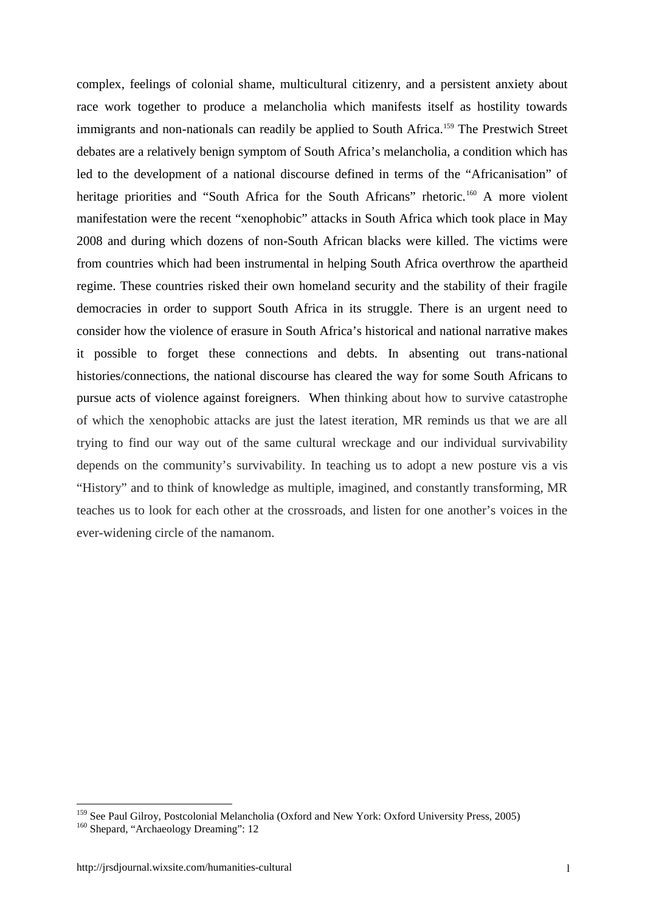complex, feelings of colonial shame, multicultural citizenry, and a persistent anxiety about race work together to produce a melancholia which manifests itself as hostility towards immigrants and non-nationals can readily be applied to South Africa.[159] The Prestwich Street debates are a relatively benign symptom of South Africa's melancholia, a condition which has led to the development of a national discourse defined in terms of the "Africanisation" of heritage priorities and "South Africa for the South Africans" rhetoric.[160] A more violent manifestation were the recent "xenophobic" attacks in South Africa which took place in May 2008 and during which dozens of non-South African blacks were killed. The victims were from countries which had been instrumental in helping South Africa overthrow the apartheid regime. These countries risked their own homeland security and the stability of their fragile democracies in order to support South Africa in its struggle. There is an urgent need to consider how the violence of erasure in South Africa's historical and national narrative makes it possible to forget these connections and debts. In absenting out trans-national histories/connections, the national discourse has cleared the way for some South Africans to pursue acts of violence against foreigners. When thinking about how to survive catastrophe of which the xenophobic attacks are just the latest iteration, MR reminds us that we are all trying to find our way out of the same cultural wreckage and our individual survivability depends on the community's survivability. In teaching us to adopt a new posture vis a vis "History" and to think of knowledge as multiple, imagined, and constantly transforming, MR teaches us to look for each other at the crossroads, and listen for one another's voices in the ever-widening circle of the namanom.

[159] See Paul Gilroy, Postcolonial Melancholia (Oxford and New York: Oxford University Press, 2005)

[160] Shepard, "Archaeology Dreaming": 12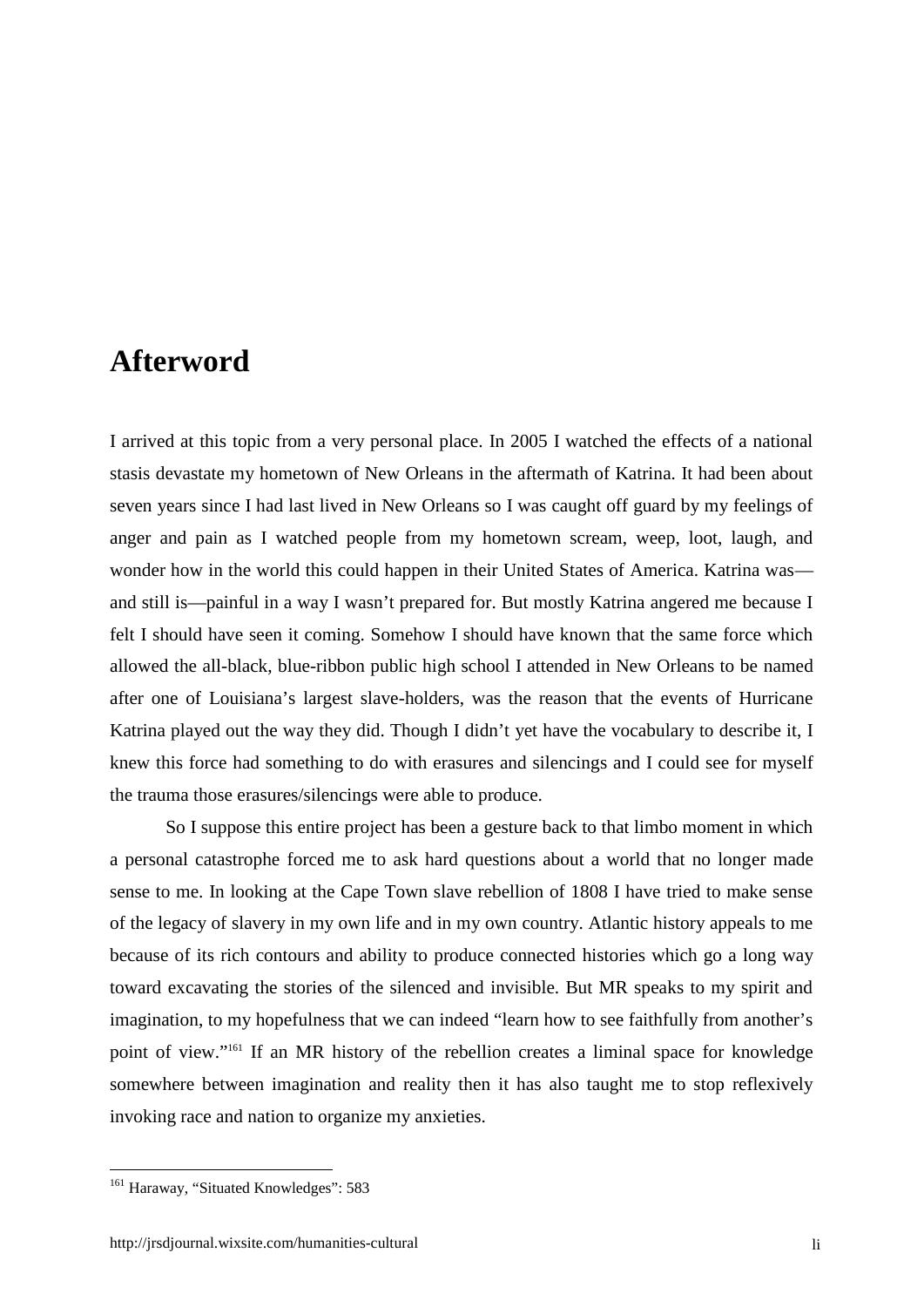# Afterword

I arrived at this topic from a very personal place. In 2005 I watched the effects of a national stasis devastate my hometown of New Orleans in the aftermath of Katrina. It had been about seven years since I had last lived in New Orleans so I was caught off guard by my feelings of anger and pain as I watched people from my hometown scream, weep, loot, laugh, and wonder how in the world this could happen in their United States of America. Katrina was—and still is—painful in a way I wasn't prepared for. But mostly Katrina angered me because I felt I should have seen it coming. Somehow I should have known that the same force which allowed the all-black, blue-ribbon public high school I attended in New Orleans to be named after one of Louisiana's largest slave-holders, was the reason that the events of Hurricane Katrina played out the way they did. Though I didn't yet have the vocabulary to describe it, I knew this force had something to do with erasures and silencings and I could see for myself the trauma those erasures/silencings were able to produce.

So I suppose this entire project has been a gesture back to that limbo moment in which a personal catastrophe forced me to ask hard questions about a world that no longer made sense to me. In looking at the Cape Town slave rebellion of 1808 I have tried to make sense of the legacy of slavery in my own life and in my own country. Atlantic history appeals to me because of its rich contours and ability to produce connected histories which go a long way toward excavating the stories of the silenced and invisible. But MR speaks to my spirit and imagination, to my hopefulness that we can indeed "learn how to see faithfully from another's point of view."[161] If an MR history of the rebellion creates a liminal space for knowledge somewhere between imagination and reality then it has also taught me to stop reflexively invoking race and nation to organize my anxieties.

[161] Haraway, "Situated Knowledges": 583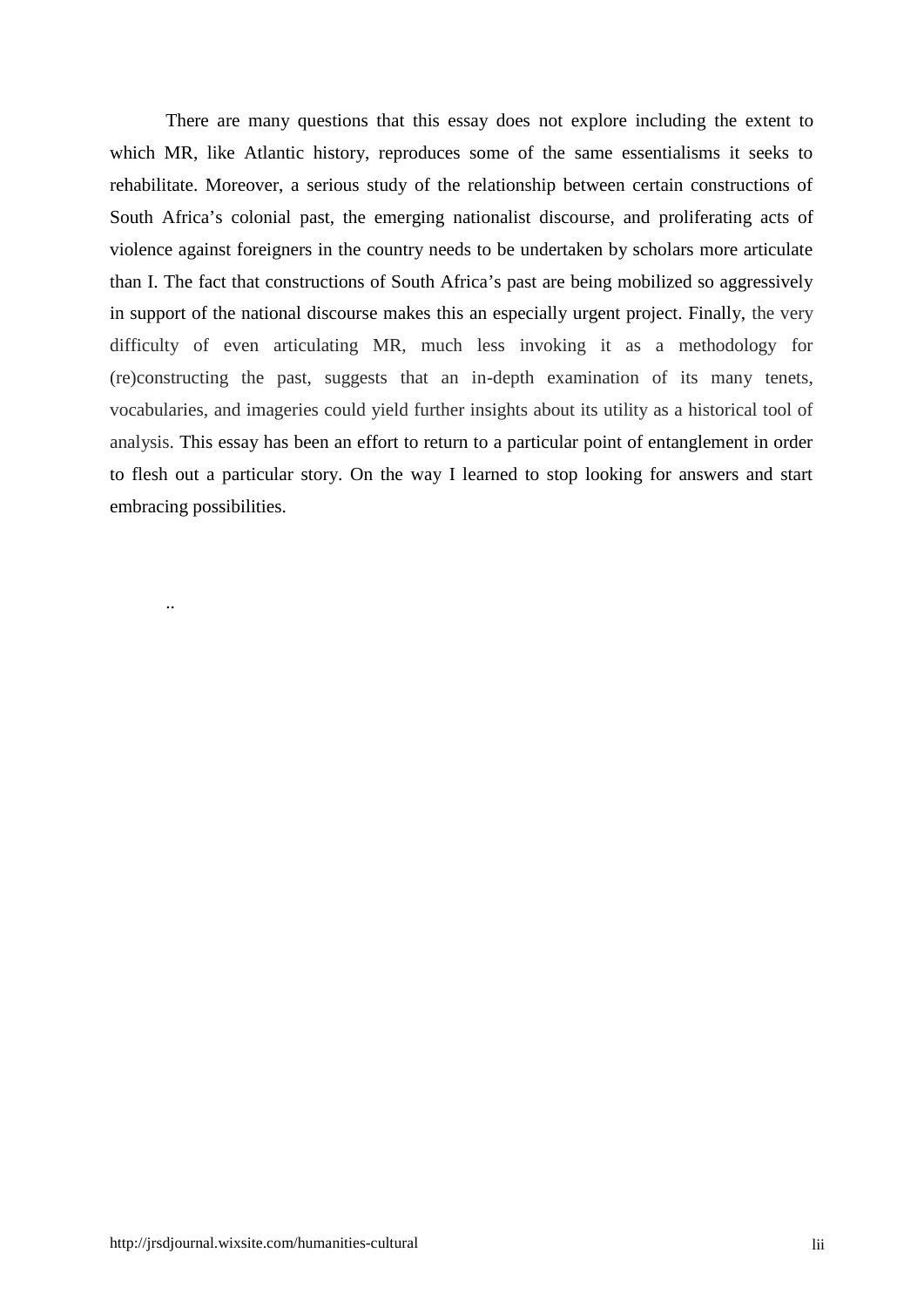There are many questions that this essay does not explore including the extent to which MR, like Atlantic history, reproduces some of the same essentialisms it seeks to rehabilitate. Moreover, a serious study of the relationship between certain constructions of South Africa's colonial past, the emerging nationalist discourse, and proliferating acts of violence against foreigners in the country needs to be undertaken by scholars more articulate than I. The fact that constructions of South Africa's past are being mobilized so aggressively in support of the national discourse makes this an especially urgent project. Finally, the very difficulty of even articulating MR, much less invoking it as a methodology for (re)constructing the past, suggests that an in-depth examination of its many tenets, vocabularies, and imageries could yield further insights about its utility as a historical tool of analysis. This essay has been an effort to return to a particular point of entanglement in order to flesh out a particular story. On the way I learned to stop looking for answers and start embracing possibilities.

..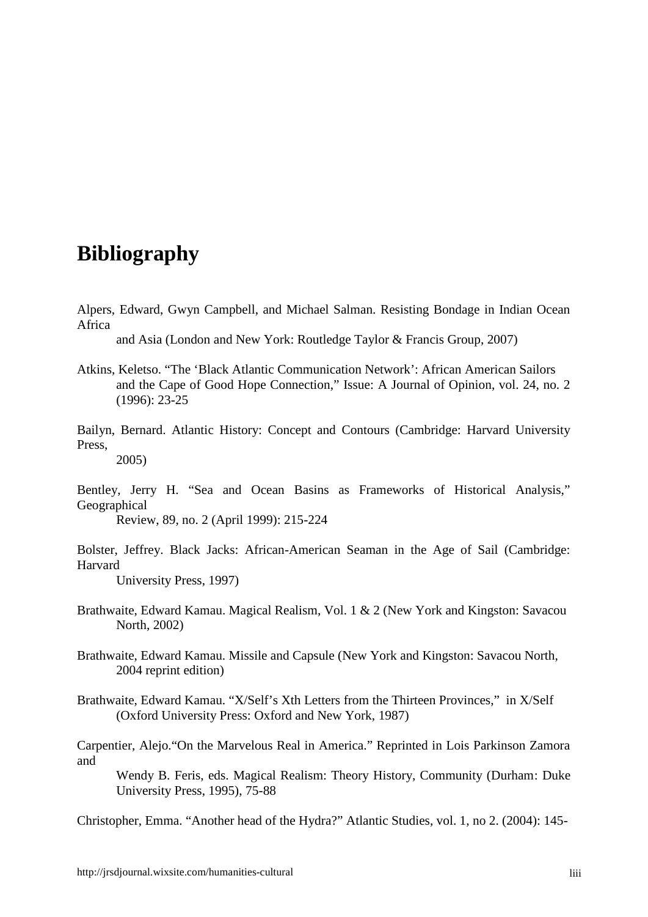# Bibliography

Alpers, Edward, Gwyn Campbell, and Michael Salman. Resisting Bondage in Indian Ocean Africa and Asia (London and New York: Routledge Taylor & Francis Group, 2007)

Atkins, Keletso. "The 'Black Atlantic Communication Network': African American Sailors and the Cape of Good Hope Connection," Issue: A Journal of Opinion, vol. 24, no. 2 (1996): 23-25

Bailyn, Bernard. Atlantic History: Concept and Contours (Cambridge: Harvard University Press, 2005)

Bentley, Jerry H. "Sea and Ocean Basins as Frameworks of Historical Analysis," Geographical Review, 89, no. 2 (April 1999): 215-224

Bolster, Jeffrey. Black Jacks: African-American Seaman in the Age of Sail (Cambridge: Harvard University Press, 1997)

Brathwaite, Edward Kamau. Magical Realism, Vol. 1 & 2 (New York and Kingston: Savacou North, 2002)

Brathwaite, Edward Kamau. Missile and Capsule (New York and Kingston: Savacou North, 2004 reprint edition)

Brathwaite, Edward Kamau. "X/Self's Xth Letters from the Thirteen Provinces," in X/Self (Oxford University Press: Oxford and New York, 1987)

Carpentier, Alejo."On the Marvelous Real in America." Reprinted in Lois Parkinson Zamora and Wendy B. Feris, eds. Magical Realism: Theory History, Community (Durham: Duke University Press, 1995), 75-88

Christopher, Emma. "Another head of the Hydra?" Atlantic Studies, vol. 1, no 2. (2004): 145-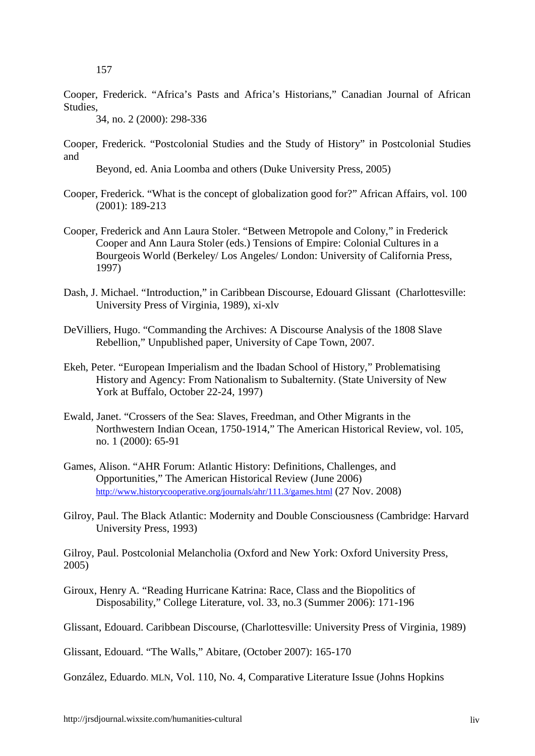157

Cooper, Frederick. “Africa’s Pasts and Africa’s Historians,” Canadian Journal of African Studies, 34, no. 2 (2000): 298-336

Cooper, Frederick. “Postcolonial Studies and the Study of History” in Postcolonial Studies and Beyond, ed. Ania Loomba and others (Duke University Press, 2005)

Cooper, Frederick. “What is the concept of globalization good for?” African Affairs, vol. 100 (2001): 189-213

Cooper, Frederick and Ann Laura Stoler. “Between Metropole and Colony,” in Frederick Cooper and Ann Laura Stoler (eds.) Tensions of Empire: Colonial Cultures in a Bourgeois World (Berkeley/ Los Angeles/ London: University of California Press, 1997)

Dash, J. Michael. “Introduction,” in Caribbean Discourse, Edouard Glissant (Charlottesville: University Press of Virginia, 1989), xi-xlv

DeVilliers, Hugo. “Commanding the Archives: A Discourse Analysis of the 1808 Slave Rebellion,” Unpublished paper, University of Cape Town, 2007.

Ekeh, Peter. “European Imperialism and the Ibadan School of History,” Problematising History and Agency: From Nationalism to Subalternity. (State University of New York at Buffalo, October 22-24, 1997)

Ewald, Janet. “Crossers of the Sea: Slaves, Freedman, and Other Migrants in the Northwestern Indian Ocean, 1750-1914,” The American Historical Review, vol. 105, no. 1 (2000): 65-91

Games, Alison. “AHR Forum: Atlantic History: Definitions, Challenges, and Opportunities,” The American Historical Review (June 2006) http://www.historycooperative.org/journals/ahr/111.3/games.html (27 Nov. 2008)

Gilroy, Paul. The Black Atlantic: Modernity and Double Consciousness (Cambridge: Harvard University Press, 1993)

Gilroy, Paul. Postcolonial Melancholia (Oxford and New York: Oxford University Press, 2005)

Giroux, Henry A. “Reading Hurricane Katrina: Race, Class and the Biopolitics of Disposability,” College Literature, vol. 33, no.3 (Summer 2006): 171-196

Glissant, Edouard. Caribbean Discourse, (Charlottesville: University Press of Virginia, 1989)

Glissant, Edouard. “The Walls,” Abitare, (October 2007): 165-170

González, Eduardo. MLN, Vol. 110, No. 4, Comparative Literature Issue (Johns Hopkins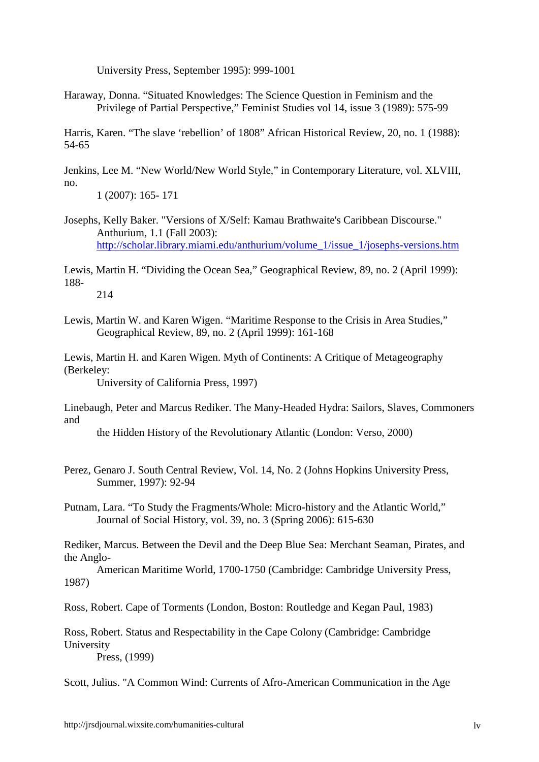University Press, September 1995): 999-1001

Haraway, Donna. "Situated Knowledges: The Science Question in Feminism and the Privilege of Partial Perspective," Feminist Studies vol 14, issue 3 (1989): 575-99

Harris, Karen. "The slave 'rebellion' of 1808" African Historical Review, 20, no. 1 (1988): 54-65

Jenkins, Lee M. "New World/New World Style," in Contemporary Literature, vol. XLVIII, no. 1 (2007): 165- 171

Josephs, Kelly Baker. "Versions of X/Self: Kamau Brathwaite's Caribbean Discourse." Anthurium, 1.1 (Fall 2003): http://scholar.library.miami.edu/anthurium/volume_1/issue_1/josephs-versions.htm

Lewis, Martin H. "Dividing the Ocean Sea," Geographical Review, 89, no. 2 (April 1999): 188-214

Lewis, Martin W. and Karen Wigen. "Maritime Response to the Crisis in Area Studies," Geographical Review, 89, no. 2 (April 1999): 161-168

Lewis, Martin H. and Karen Wigen. Myth of Continents: A Critique of Metageography (Berkeley: University of California Press, 1997)

Linebaugh, Peter and Marcus Rediker. The Many-Headed Hydra: Sailors, Slaves, Commoners and the Hidden History of the Revolutionary Atlantic (London: Verso, 2000)

Perez, Genaro J. South Central Review, Vol. 14, No. 2 (Johns Hopkins University Press, Summer, 1997): 92-94

Putnam, Lara. "To Study the Fragments/Whole: Micro-history and the Atlantic World," Journal of Social History, vol. 39, no. 3 (Spring 2006): 615-630

Rediker, Marcus. Between the Devil and the Deep Blue Sea: Merchant Seaman, Pirates, and the Anglo-American Maritime World, 1700-1750 (Cambridge: Cambridge University Press, 1987)

Ross, Robert. Cape of Torments (London, Boston: Routledge and Kegan Paul, 1983)

Ross, Robert. Status and Respectability in the Cape Colony (Cambridge: Cambridge University Press, (1999)

Scott, Julius. "A Common Wind: Currents of Afro-American Communication in the Age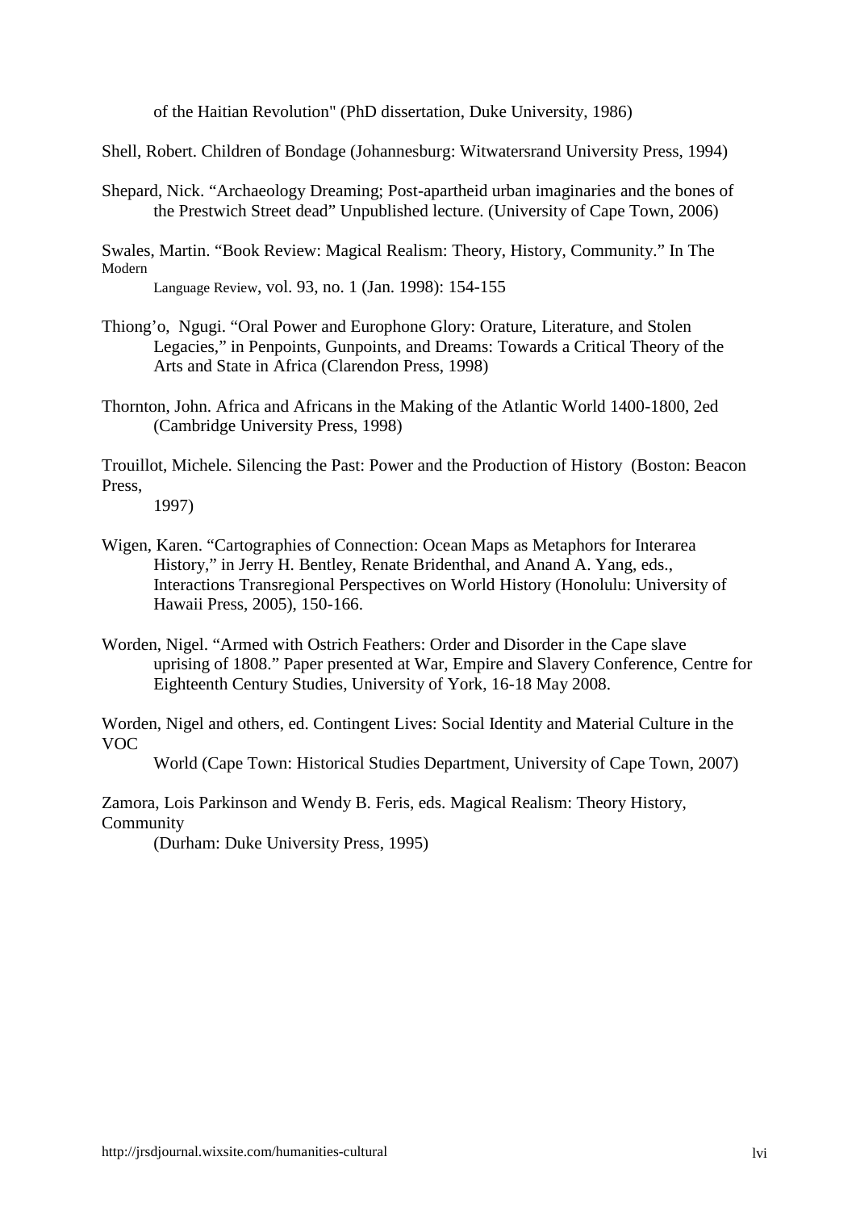of the Haitian Revolution" (PhD dissertation, Duke University, 1986)

Shell, Robert. Children of Bondage (Johannesburg: Witwatersrand University Press, 1994)

Shepard, Nick. “Archaeology Dreaming; Post-apartheid urban imaginaries and the bones of the Prestwich Street dead” Unpublished lecture. (University of Cape Town, 2006)

Swales, Martin. “Book Review: Magical Realism: Theory, History, Community.” In The Modern Language Review, vol. 93, no. 1 (Jan. 1998): 154-155

Thiong’o, Ngugi. “Oral Power and Europhone Glory: Orature, Literature, and Stolen Legacies,” in Penpoints, Gunpoints, and Dreams: Towards a Critical Theory of the Arts and State in Africa (Clarendon Press, 1998)

Thornton, John. Africa and Africans in the Making of the Atlantic World 1400-1800, 2ed (Cambridge University Press, 1998)

Trouillot, Michele. Silencing the Past: Power and the Production of History (Boston: Beacon Press, 1997)

Wigen, Karen. “Cartographies of Connection: Ocean Maps as Metaphors for Interarea History,” in Jerry H. Bentley, Renate Bridenthal, and Anand A. Yang, eds., Interactions Transregional Perspectives on World History (Honolulu: University of Hawaii Press, 2005), 150-166.

Worden, Nigel. “Armed with Ostrich Feathers: Order and Disorder in the Cape slave uprising of 1808.” Paper presented at War, Empire and Slavery Conference, Centre for Eighteenth Century Studies, University of York, 16-18 May 2008.

Worden, Nigel and others, ed. Contingent Lives: Social Identity and Material Culture in the VOC World (Cape Town: Historical Studies Department, University of Cape Town, 2007)

Zamora, Lois Parkinson and Wendy B. Feris, eds. Magical Realism: Theory History, Community (Durham: Duke University Press, 1995)